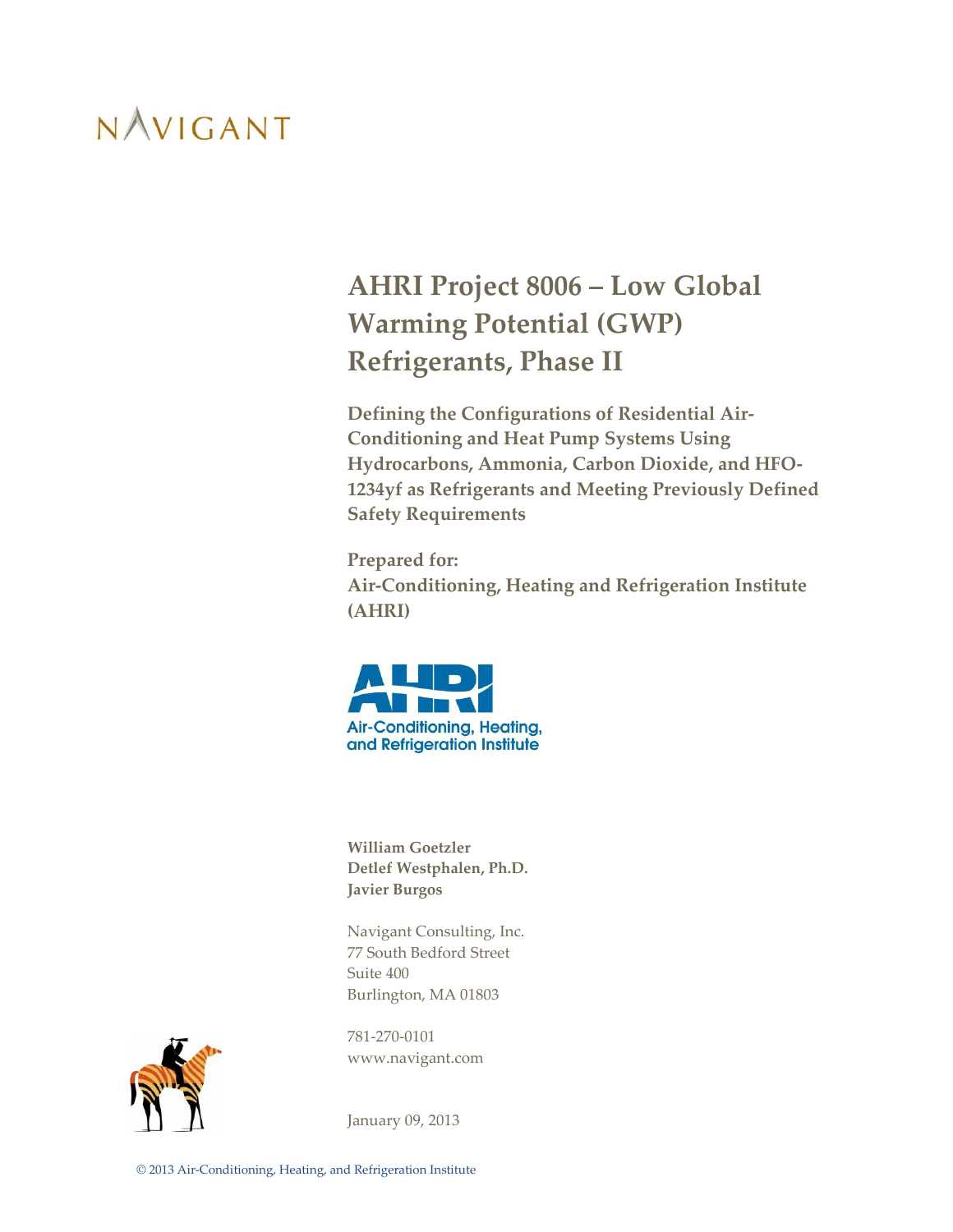NAVIGANT

# AHRI Project 8006 – Low Global Warming Potential (GWP) Refrigerants, Phase II

**Defining the Configurations of Residential Air-Conditioning and Heat Pump Systems Using Hydrocarbons, Ammonia, Carbon Dioxide, and HFO-1234yf as Refrigerants and Meeting Previously Defined Safety Requirements**

**Prepared for:**
**Air-Conditioning, Heating and Refrigeration Institute (AHRI)**

AHRI
Air-Conditioning, Heating, and Refrigeration Institute

**William Goetzler**
**Detlef Westphalen, Ph.D.**
**Javier Burgos**

Navigant Consulting, Inc.
77 South Bedford Street
Suite 400
Burlington, MA 01803

781-270-0101
www.navigant.com

January 09, 2013

© 2013 Air-Conditioning, Heating, and Refrigeration Institute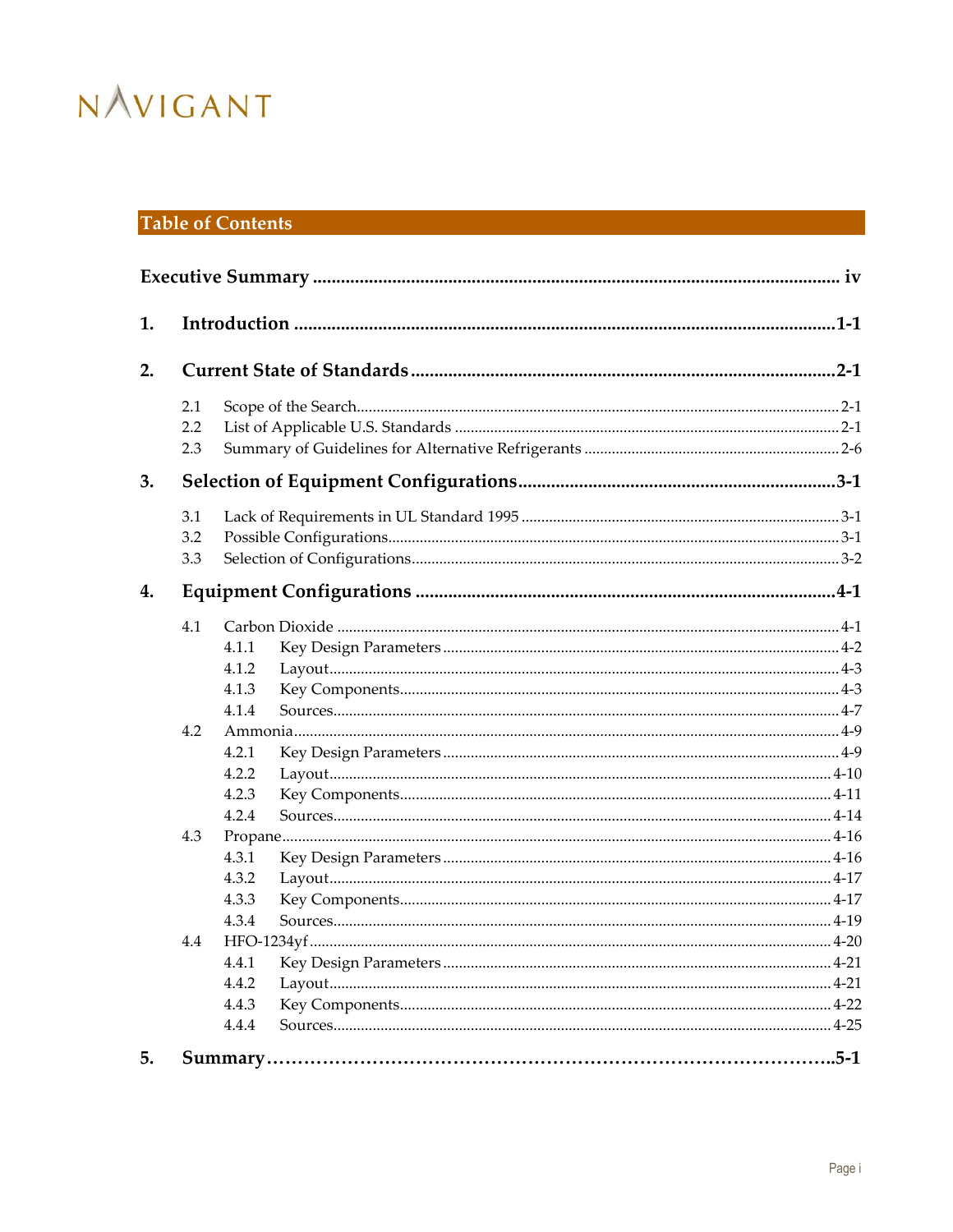# Table of Contents

**Executive Summary** ........................................ iv

**1. Introduction** ........................................ 1-1

**2. Current State of Standards** ........................................ 2-1

- 2.1 Scope of the Search ........................................ 2-1
- 2.2 List of Applicable U.S. Standards ........................................ 2-1
- 2.3 Summary of Guidelines for Alternative Refrigerants ........................................ 2-6

**3. Selection of Equipment Configurations** ........................................ 3-1

- 3.1 Lack of Requirements in UL Standard 1995 ........................................ 3-1
- 3.2 Possible Configurations ........................................ 3-1
- 3.3 Selection of Configurations ........................................ 3-2

**4. Equipment Configurations** ........................................ 4-1

- 4.1 Carbon Dioxide ........................................ 4-1
  - 4.1.1 Key Design Parameters ........................................ 4-2
  - 4.1.2 Layout ........................................ 4-3
  - 4.1.3 Key Components ........................................ 4-3
  - 4.1.4 Sources ........................................ 4-7
- 4.2 Ammonia ........................................ 4-9
  - 4.2.1 Key Design Parameters ........................................ 4-9
  - 4.2.2 Layout ........................................ 4-10
  - 4.2.3 Key Components ........................................ 4-11
  - 4.2.4 Sources ........................................ 4-14
- 4.3 Propane ........................................ 4-16
  - 4.3.1 Key Design Parameters ........................................ 4-16
  - 4.3.2 Layout ........................................ 4-17
  - 4.3.3 Key Components ........................................ 4-17
  - 4.3.4 Sources ........................................ 4-19
- 4.4 HFO-1234yf ........................................ 4-20
  - 4.4.1 Key Design Parameters ........................................ 4-21
  - 4.4.2 Layout ........................................ 4-21
  - 4.4.3 Key Components ........................................ 4-22
  - 4.4.4 Sources ........................................ 4-25

**5. Summary** ........................................ 5-1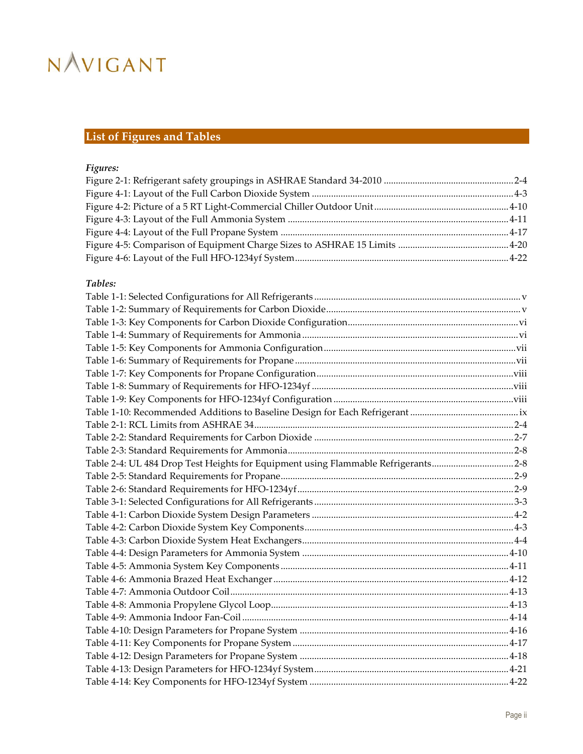## List of Figures and Tables

*Figures:*

Figure 2-1: Refrigerant safety groupings in ASHRAE Standard 34-2010 ........ 2-4
Figure 4-1: Layout of the Full Carbon Dioxide System ........ 4-3
Figure 4-2: Picture of a 5 RT Light-Commercial Chiller Outdoor Unit ........ 4-10
Figure 4-3: Layout of the Full Ammonia System ........ 4-11
Figure 4-4: Layout of the Full Propane System ........ 4-17
Figure 4-5: Comparison of Equipment Charge Sizes to ASHRAE 15 Limits ........ 4-20
Figure 4-6: Layout of the Full HFO-1234yf System ........ 4-22

*Tables:*

Table 1-1: Selected Configurations for All Refrigerants ........ v
Table 1-2: Summary of Requirements for Carbon Dioxide ........ v
Table 1-3: Key Components for Carbon Dioxide Configuration ........ vi
Table 1-4: Summary of Requirements for Ammonia ........ vi
Table 1-5: Key Components for Ammonia Configuration ........ vii
Table 1-6: Summary of Requirements for Propane ........ vii
Table 1-7: Key Components for Propane Configuration ........ viii
Table 1-8: Summary of Requirements for HFO-1234yf ........ viii
Table 1-9: Key Components for HFO-1234yf Configuration ........ viii
Table 1-10: Recommended Additions to Baseline Design for Each Refrigerant ........ ix
Table 2-1: RCL Limits from ASHRAE 34 ........ 2-4
Table 2-2: Standard Requirements for Carbon Dioxide ........ 2-7
Table 2-3: Standard Requirements for Ammonia ........ 2-8
Table 2-4: UL 484 Drop Test Heights for Equipment using Flammable Refrigerants ........ 2-8
Table 2-5: Standard Requirements for Propane ........ 2-9
Table 2-6: Standard Requirements for HFO-1234yf ........ 2-9
Table 3-1: Selected Configurations for All Refrigerants ........ 3-3
Table 4-1: Carbon Dioxide System Design Parameters ........ 4-2
Table 4-2: Carbon Dioxide System Key Components ........ 4-3
Table 4-3: Carbon Dioxide System Heat Exchangers ........ 4-4
Table 4-4: Design Parameters for Ammonia System ........ 4-10
Table 4-5: Ammonia System Key Components ........ 4-11
Table 4-6: Ammonia Brazed Heat Exchanger ........ 4-12
Table 4-7: Ammonia Outdoor Coil ........ 4-13
Table 4-8: Ammonia Propylene Glycol Loop ........ 4-13
Table 4-9: Ammonia Indoor Fan-Coil ........ 4-14
Table 4-10: Design Parameters for Propane System ........ 4-16
Table 4-11: Key Components for Propane System ........ 4-17
Table 4-12: Design Parameters for Propane System ........ 4-18
Table 4-13: Design Parameters for HFO-1234yf System ........ 4-21
Table 4-14: Key Components for HFO-1234yf System ........ 4-22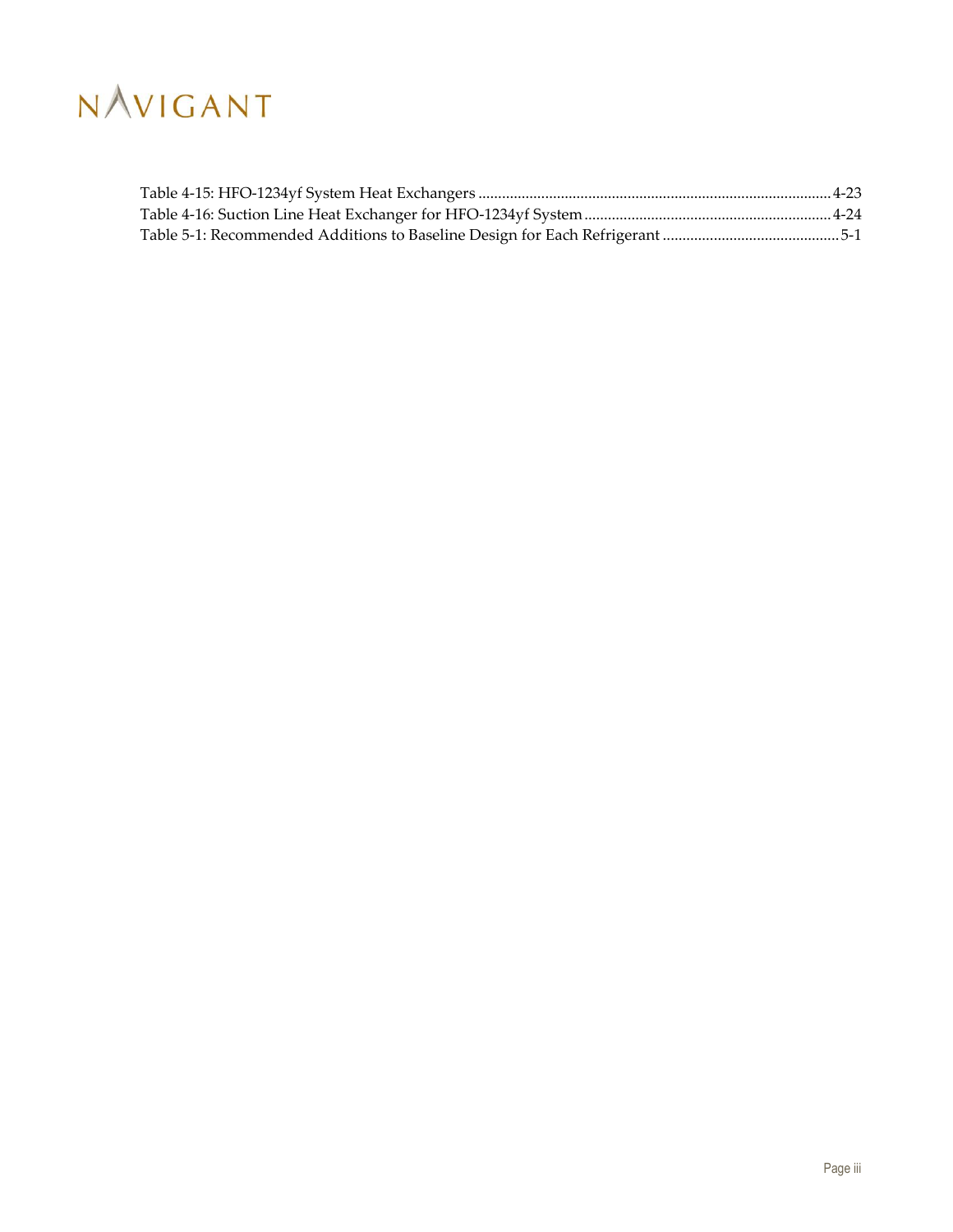Table 4-15: HFO-1234yf System Heat Exchangers ........................................................................................ 4-23
Table 4-16: Suction Line Heat Exchanger for HFO-1234yf System ............................................................... 4-24
Table 5-1: Recommended Additions to Baseline Design for Each Refrigerant ............................................. 5-1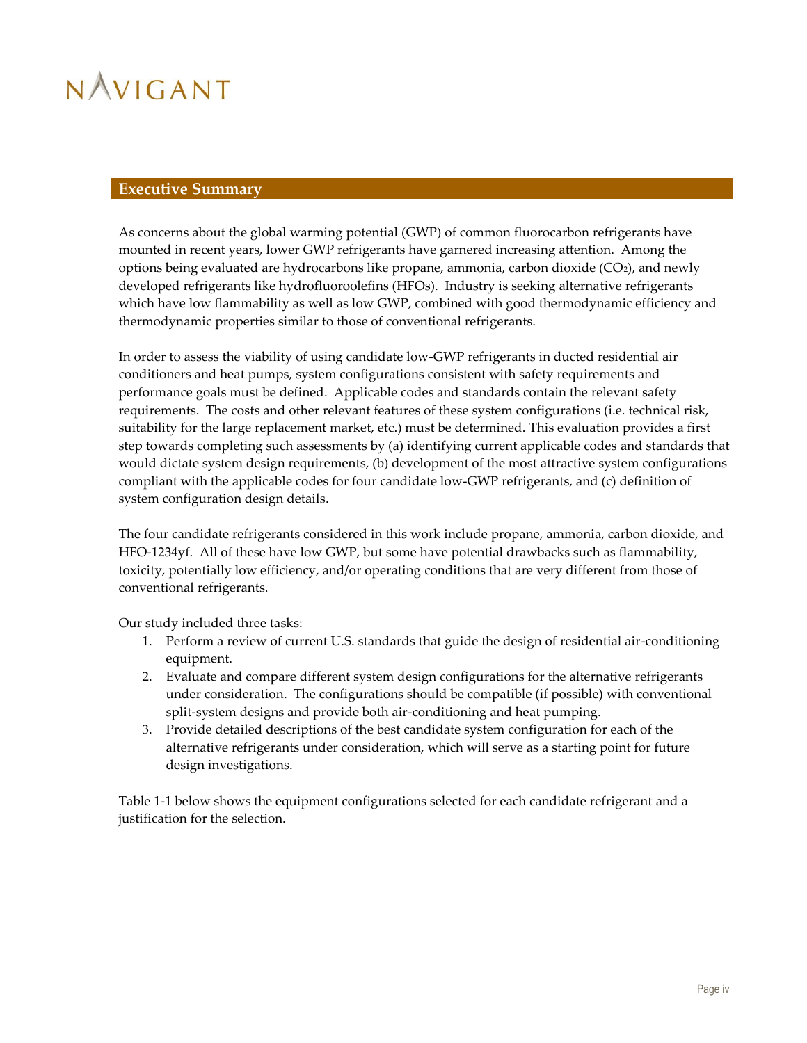## Executive Summary

As concerns about the global warming potential (GWP) of common fluorocarbon refrigerants have mounted in recent years, lower GWP refrigerants have garnered increasing attention. Among the options being evaluated are hydrocarbons like propane, ammonia, carbon dioxide ($CO_2$), and newly developed refrigerants like hydrofluoroolefins (HFOs). Industry is seeking alternative refrigerants which have low flammability as well as low GWP, combined with good thermodynamic efficiency and thermodynamic properties similar to those of conventional refrigerants.

In order to assess the viability of using candidate low-GWP refrigerants in ducted residential air conditioners and heat pumps, system configurations consistent with safety requirements and performance goals must be defined. Applicable codes and standards contain the relevant safety requirements. The costs and other relevant features of these system configurations (i.e. technical risk, suitability for the large replacement market, etc.) must be determined. This evaluation provides a first step towards completing such assessments by (a) identifying current applicable codes and standards that would dictate system design requirements, (b) development of the most attractive system configurations compliant with the applicable codes for four candidate low-GWP refrigerants, and (c) definition of system configuration design details.

The four candidate refrigerants considered in this work include propane, ammonia, carbon dioxide, and HFO-1234yf. All of these have low GWP, but some have potential drawbacks such as flammability, toxicity, potentially low efficiency, and/or operating conditions that are very different from those of conventional refrigerants.

Our study included three tasks:

1. Perform a review of current U.S. standards that guide the design of residential air-conditioning equipment.
2. Evaluate and compare different system design configurations for the alternative refrigerants under consideration. The configurations should be compatible (if possible) with conventional split-system designs and provide both air-conditioning and heat pumping.
3. Provide detailed descriptions of the best candidate system configuration for each of the alternative refrigerants under consideration, which will serve as a starting point for future design investigations.

Table 1-1 below shows the equipment configurations selected for each candidate refrigerant and a justification for the selection.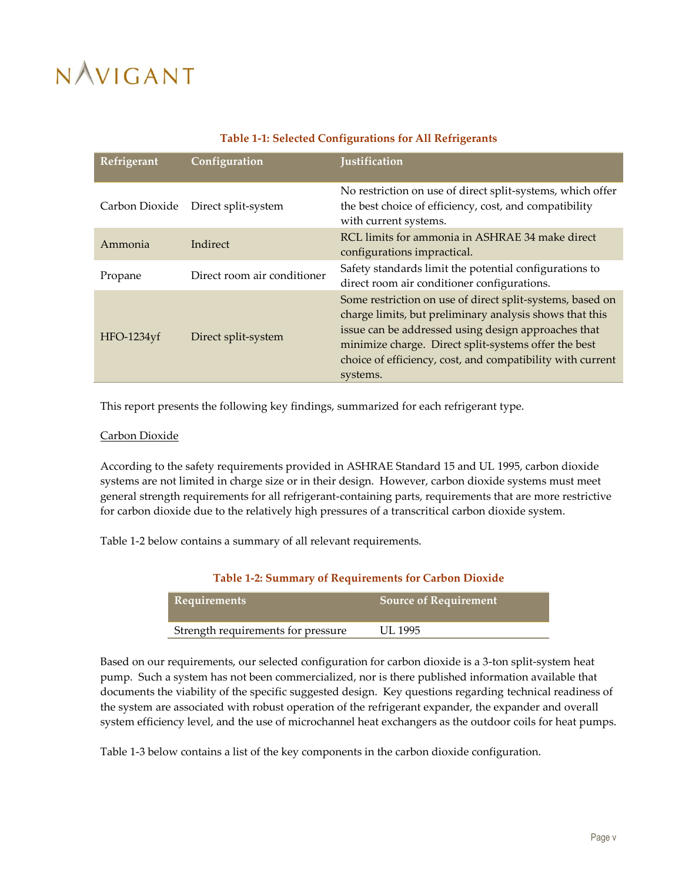**Table 1-1: Selected Configurations for All Refrigerants**

| Refrigerant | Configuration | Justification |
|---|---|---|
| Carbon Dioxide | Direct split-system | No restriction on use of direct split-systems, which offer the best choice of efficiency, cost, and compatibility with current systems. |
| Ammonia | Indirect | RCL limits for ammonia in ASHRAE 34 make direct configurations impractical. |
| Propane | Direct room air conditioner | Safety standards limit the potential configurations to direct room air conditioner configurations. |
| HFO-1234yf | Direct split-system | Some restriction on use of direct split-systems, based on charge limits, but preliminary analysis shows that this issue can be addressed using design approaches that minimize charge. Direct split-systems offer the best choice of efficiency, cost, and compatibility with current systems. |

This report presents the following key findings, summarized for each refrigerant type.

Carbon Dioxide

According to the safety requirements provided in ASHRAE Standard 15 and UL 1995, carbon dioxide systems are not limited in charge size or in their design. However, carbon dioxide systems must meet general strength requirements for all refrigerant-containing parts, requirements that are more restrictive for carbon dioxide due to the relatively high pressures of a transcritical carbon dioxide system.

Table 1-2 below contains a summary of all relevant requirements.

**Table 1-2: Summary of Requirements for Carbon Dioxide**

| Requirements | Source of Requirement |
|---|---|
| Strength requirements for pressure | UL 1995 |

Based on our requirements, our selected configuration for carbon dioxide is a 3-ton split-system heat pump. Such a system has not been commercialized, nor is there published information available that documents the viability of the specific suggested design. Key questions regarding technical readiness of the system are associated with robust operation of the refrigerant expander, the expander and overall system efficiency level, and the use of microchannel heat exchangers as the outdoor coils for heat pumps.

Table 1-3 below contains a list of the key components in the carbon dioxide configuration.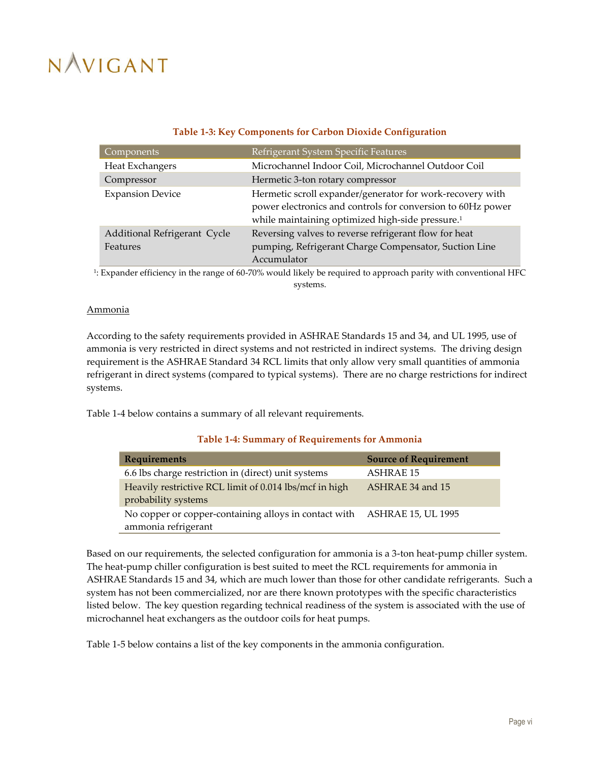**Table 1-3: Key Components for Carbon Dioxide Configuration**

| Components | Refrigerant System Specific Features |
|---|---|
| Heat Exchangers | Microchannel Indoor Coil, Microchannel Outdoor Coil |
| Compressor | Hermetic 3-ton rotary compressor |
| Expansion Device | Hermetic scroll expander/generator for work-recovery with power electronics and controls for conversion to 60Hz power while maintaining optimized high-side pressure.[1] |
| Additional Refrigerant Cycle Features | Reversing valves to reverse refrigerant flow for heat pumping, Refrigerant Charge Compensator, Suction Line Accumulator |

[1]: Expander efficiency in the range of 60-70% would likely be required to approach parity with conventional HFC systems.

Ammonia

According to the safety requirements provided in ASHRAE Standards 15 and 34, and UL 1995, use of ammonia is very restricted in direct systems and not restricted in indirect systems. The driving design requirement is the ASHRAE Standard 34 RCL limits that only allow very small quantities of ammonia refrigerant in direct systems (compared to typical systems). There are no charge restrictions for indirect systems.

Table 1-4 below contains a summary of all relevant requirements.

**Table 1-4: Summary of Requirements for Ammonia**

| Requirements | Source of Requirement |
|---|---|
| 6.6 lbs charge restriction in (direct) unit systems | ASHRAE 15 |
| Heavily restrictive RCL limit of 0.014 lbs/mcf in high probability systems | ASHRAE 34 and 15 |
| No copper or copper-containing alloys in contact with ammonia refrigerant | ASHRAE 15, UL 1995 |

Based on our requirements, the selected configuration for ammonia is a 3-ton heat-pump chiller system. The heat-pump chiller configuration is best suited to meet the RCL requirements for ammonia in ASHRAE Standards 15 and 34, which are much lower than those for other candidate refrigerants. Such a system has not been commercialized, nor are there known prototypes with the specific characteristics listed below. The key question regarding technical readiness of the system is associated with the use of microchannel heat exchangers as the outdoor coils for heat pumps.

Table 1-5 below contains a list of the key components in the ammonia configuration.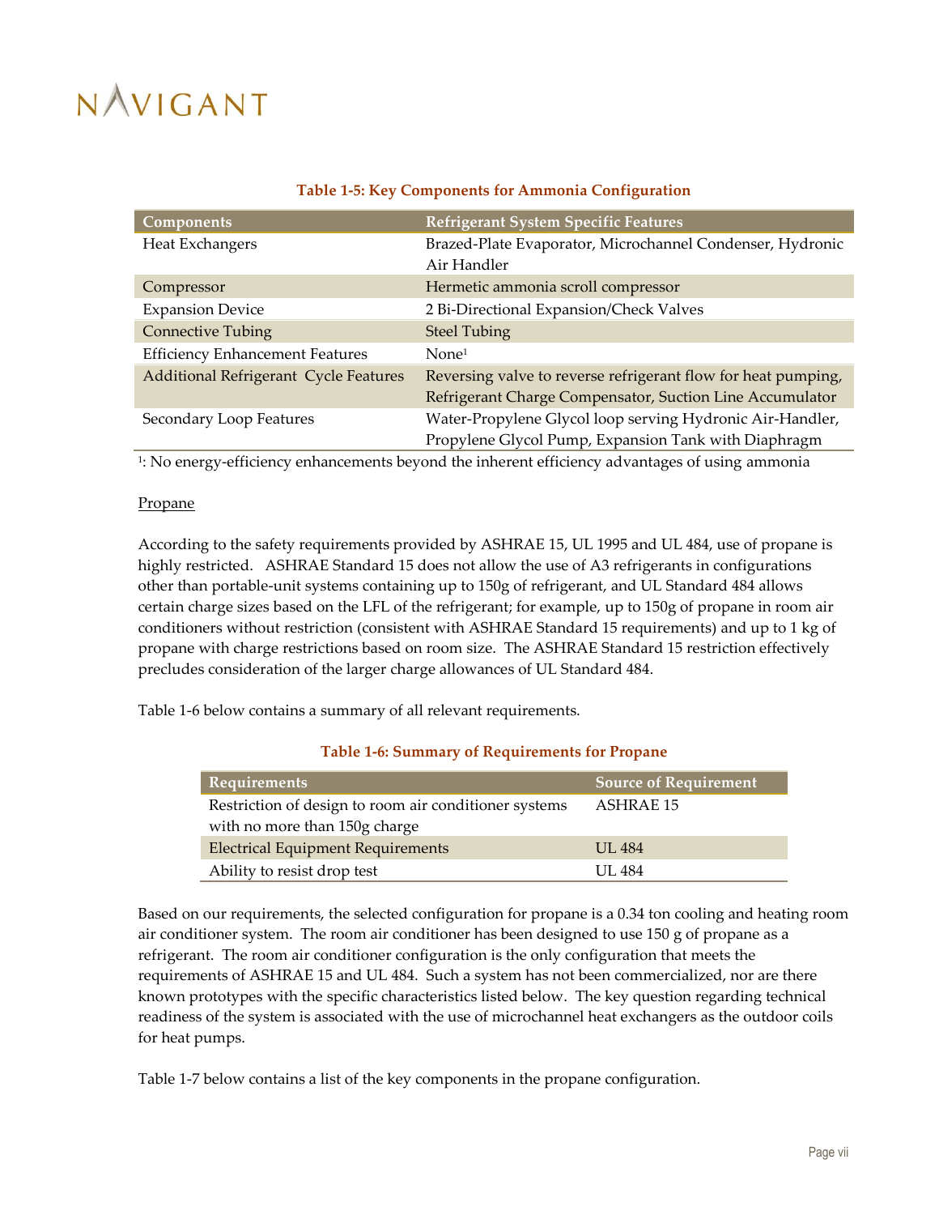**Table 1-5: Key Components for Ammonia Configuration**

| Components | Refrigerant System Specific Features |
|---|---|
| Heat Exchangers | Brazed-Plate Evaporator, Microchannel Condenser, Hydronic Air Handler |
| Compressor | Hermetic ammonia scroll compressor |
| Expansion Device | 2 Bi-Directional Expansion/Check Valves |
| Connective Tubing | Steel Tubing |
| Efficiency Enhancement Features | None[1] |
| Additional Refrigerant Cycle Features | Reversing valve to reverse refrigerant flow for heat pumping, Refrigerant Charge Compensator, Suction Line Accumulator |
| Secondary Loop Features | Water-Propylene Glycol loop serving Hydronic Air-Handler, Propylene Glycol Pump, Expansion Tank with Diaphragm |

[1]: No energy-efficiency enhancements beyond the inherent efficiency advantages of using ammonia

Propane

According to the safety requirements provided by ASHRAE 15, UL 1995 and UL 484, use of propane is highly restricted. ASHRAE Standard 15 does not allow the use of A3 refrigerants in configurations other than portable-unit systems containing up to 150g of refrigerant, and UL Standard 484 allows certain charge sizes based on the LFL of the refrigerant; for example, up to 150g of propane in room air conditioners without restriction (consistent with ASHRAE Standard 15 requirements) and up to 1 kg of propane with charge restrictions based on room size. The ASHRAE Standard 15 restriction effectively precludes consideration of the larger charge allowances of UL Standard 484.

Table 1-6 below contains a summary of all relevant requirements.

**Table 1-6: Summary of Requirements for Propane**

| Requirements | Source of Requirement |
|---|---|
| Restriction of design to room air conditioner systems with no more than 150g charge | ASHRAE 15 |
| Electrical Equipment Requirements | UL 484 |
| Ability to resist drop test | UL 484 |

Based on our requirements, the selected configuration for propane is a 0.34 ton cooling and heating room air conditioner system. The room air conditioner has been designed to use 150 g of propane as a refrigerant. The room air conditioner configuration is the only configuration that meets the requirements of ASHRAE 15 and UL 484. Such a system has not been commercialized, nor are there known prototypes with the specific characteristics listed below. The key question regarding technical readiness of the system is associated with the use of microchannel heat exchangers as the outdoor coils for heat pumps.

Table 1-7 below contains a list of the key components in the propane configuration.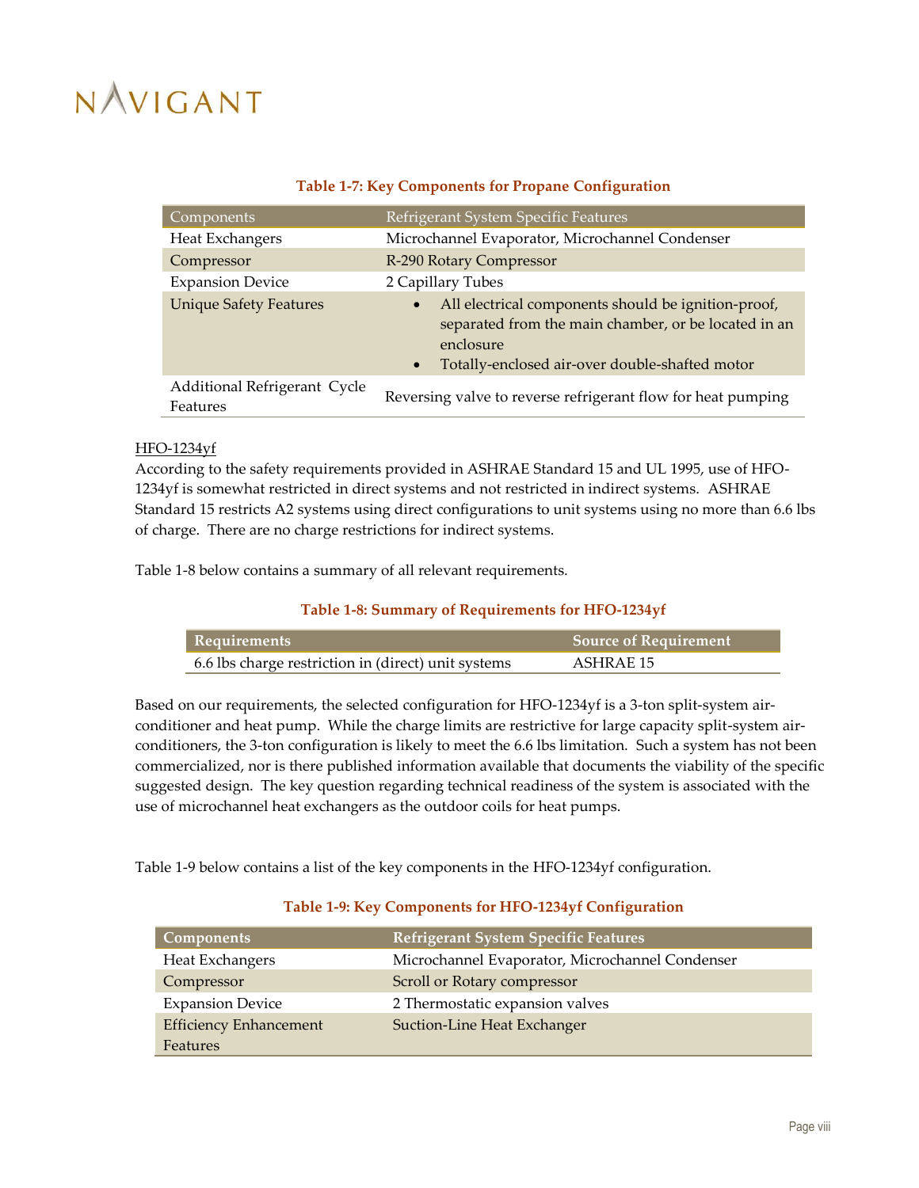**Table 1-7: Key Components for Propane Configuration**

| Components | Refrigerant System Specific Features |
|---|---|
| Heat Exchangers | Microchannel Evaporator, Microchannel Condenser |
| Compressor | R-290 Rotary Compressor |
| Expansion Device | 2 Capillary Tubes |
| Unique Safety Features | • All electrical components should be ignition-proof, separated from the main chamber, or be located in an enclosure<br>• Totally-enclosed air-over double-shafted motor |
| Additional Refrigerant Cycle Features | Reversing valve to reverse refrigerant flow for heat pumping |

HFO-1234yf

According to the safety requirements provided in ASHRAE Standard 15 and UL 1995, use of HFO-1234yf is somewhat restricted in direct systems and not restricted in indirect systems. ASHRAE Standard 15 restricts A2 systems using direct configurations to unit systems using no more than 6.6 lbs of charge. There are no charge restrictions for indirect systems.

Table 1-8 below contains a summary of all relevant requirements.

**Table 1-8: Summary of Requirements for HFO-1234yf**

| Requirements | Source of Requirement |
|---|---|
| 6.6 lbs charge restriction in (direct) unit systems | ASHRAE 15 |

Based on our requirements, the selected configuration for HFO-1234yf is a 3-ton split-system air-conditioner and heat pump. While the charge limits are restrictive for large capacity split-system air-conditioners, the 3-ton configuration is likely to meet the 6.6 lbs limitation. Such a system has not been commercialized, nor is there published information available that documents the viability of the specific suggested design. The key question regarding technical readiness of the system is associated with the use of microchannel heat exchangers as the outdoor coils for heat pumps.

Table 1-9 below contains a list of the key components in the HFO-1234yf configuration.

**Table 1-9: Key Components for HFO-1234yf Configuration**

| Components | Refrigerant System Specific Features |
|---|---|
| Heat Exchangers | Microchannel Evaporator, Microchannel Condenser |
| Compressor | Scroll or Rotary compressor |
| Expansion Device | 2 Thermostatic expansion valves |
| Efficiency Enhancement Features | Suction-Line Heat Exchanger |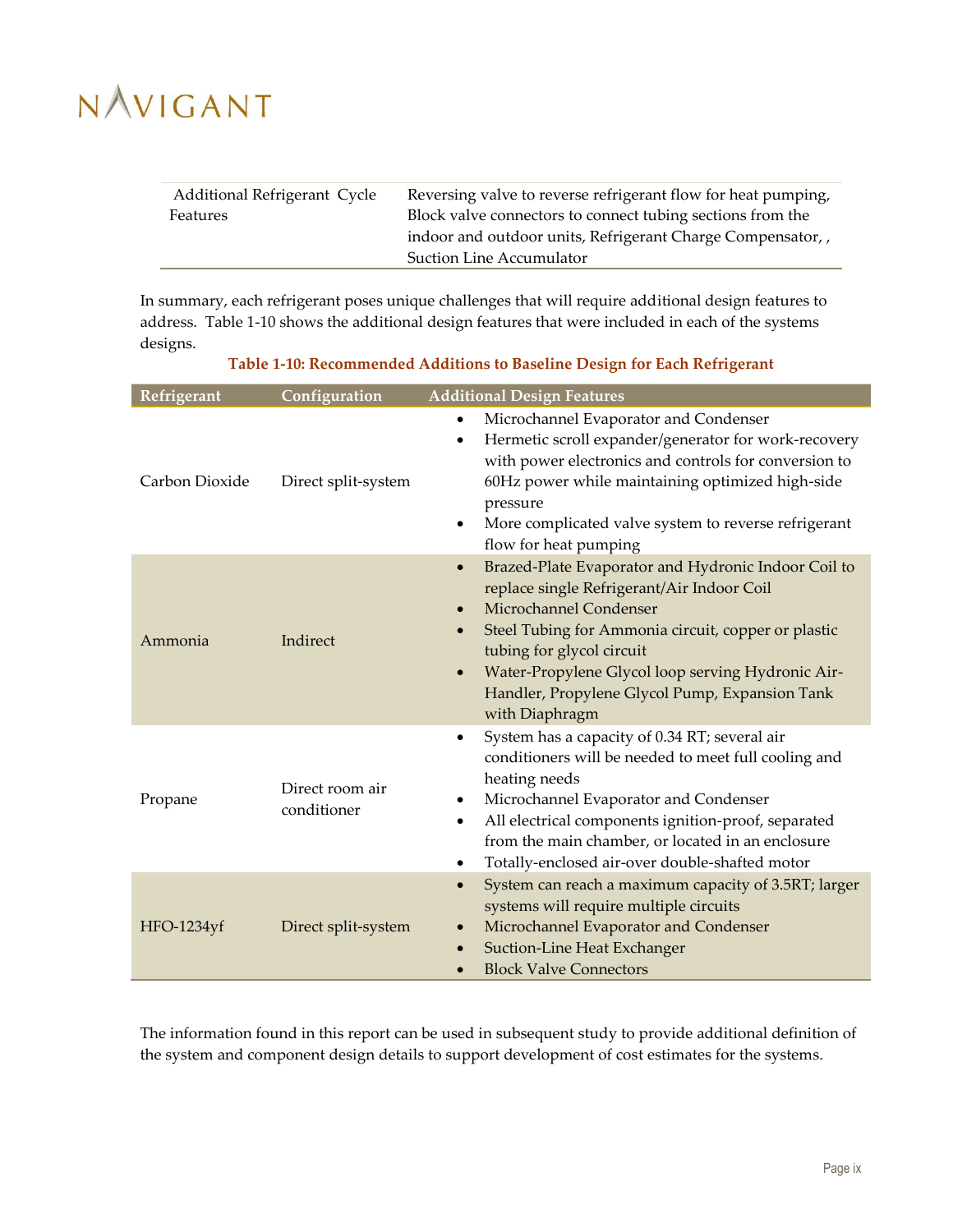| Additional Refrigerant Cycle Features | Reversing valve to reverse refrigerant flow for heat pumping, Block valve connectors to connect tubing sections from the indoor and outdoor units, Refrigerant Charge Compensator, , Suction Line Accumulator |
|---|---|

In summary, each refrigerant poses unique challenges that will require additional design features to address. Table 1-10 shows the additional design features that were included in each of the systems designs.

**Table 1-10: Recommended Additions to Baseline Design for Each Refrigerant**

| Refrigerant | Configuration | Additional Design Features |
|---|---|---|
| Carbon Dioxide | Direct split-system | • Microchannel Evaporator and Condenser<br>• Hermetic scroll expander/generator for work-recovery with power electronics and controls for conversion to 60Hz power while maintaining optimized high-side pressure<br>• More complicated valve system to reverse refrigerant flow for heat pumping |
| Ammonia | Indirect | • Brazed-Plate Evaporator and Hydronic Indoor Coil to replace single Refrigerant/Air Indoor Coil<br>• Microchannel Condenser<br>• Steel Tubing for Ammonia circuit, copper or plastic tubing for glycol circuit<br>• Water-Propylene Glycol loop serving Hydronic Air-Handler, Propylene Glycol Pump, Expansion Tank with Diaphragm |
| Propane | Direct room air conditioner | • System has a capacity of 0.34 RT; several air conditioners will be needed to meet full cooling and heating needs<br>• Microchannel Evaporator and Condenser<br>• All electrical components ignition-proof, separated from the main chamber, or located in an enclosure<br>• Totally-enclosed air-over double-shafted motor |
| HFO-1234yf | Direct split-system | • System can reach a maximum capacity of 3.5RT; larger systems will require multiple circuits<br>• Microchannel Evaporator and Condenser<br>• Suction-Line Heat Exchanger<br>• Block Valve Connectors |

The information found in this report can be used in subsequent study to provide additional definition of the system and component design details to support development of cost estimates for the systems.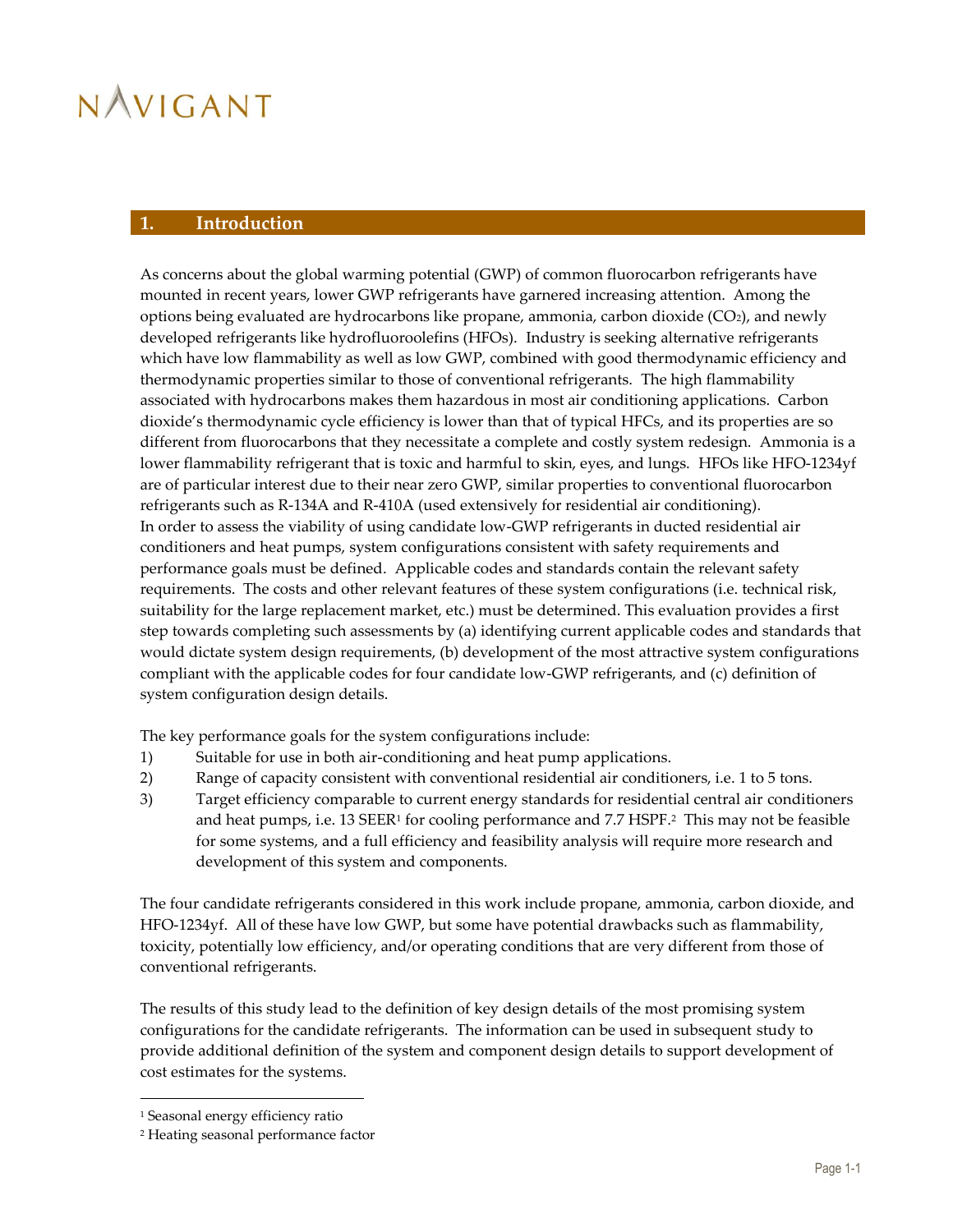# 1. Introduction

As concerns about the global warming potential (GWP) of common fluorocarbon refrigerants have mounted in recent years, lower GWP refrigerants have garnered increasing attention. Among the options being evaluated are hydrocarbons like propane, ammonia, carbon dioxide ($CO_2$), and newly developed refrigerants like hydrofluoroolefins (HFOs). Industry is seeking alternative refrigerants which have low flammability as well as low GWP, combined with good thermodynamic efficiency and thermodynamic properties similar to those of conventional refrigerants. The high flammability associated with hydrocarbons makes them hazardous in most air conditioning applications. Carbon dioxide's thermodynamic cycle efficiency is lower than that of typical HFCs, and its properties are so different from fluorocarbons that they necessitate a complete and costly system redesign. Ammonia is a lower flammability refrigerant that is toxic and harmful to skin, eyes, and lungs. HFOs like HFO-1234yf are of particular interest due to their near zero GWP, similar properties to conventional fluorocarbon refrigerants such as R-134A and R-410A (used extensively for residential air conditioning).
In order to assess the viability of using candidate low-GWP refrigerants in ducted residential air conditioners and heat pumps, system configurations consistent with safety requirements and performance goals must be defined. Applicable codes and standards contain the relevant safety requirements. The costs and other relevant features of these system configurations (i.e. technical risk, suitability for the large replacement market, etc.) must be determined. This evaluation provides a first step towards completing such assessments by (a) identifying current applicable codes and standards that would dictate system design requirements, (b) development of the most attractive system configurations compliant with the applicable codes for four candidate low-GWP refrigerants, and (c) definition of system configuration design details.

The key performance goals for the system configurations include:

1) Suitable for use in both air-conditioning and heat pump applications.
2) Range of capacity consistent with conventional residential air conditioners, i.e. 1 to 5 tons.
3) Target efficiency comparable to current energy standards for residential central air conditioners and heat pumps, i.e. 13 SEER[1] for cooling performance and 7.7 HSPF.[2] This may not be feasible for some systems, and a full efficiency and feasibility analysis will require more research and development of this system and components.

The four candidate refrigerants considered in this work include propane, ammonia, carbon dioxide, and HFO-1234yf. All of these have low GWP, but some have potential drawbacks such as flammability, toxicity, potentially low efficiency, and/or operating conditions that are very different from those of conventional refrigerants.

The results of this study lead to the definition of key design details of the most promising system configurations for the candidate refrigerants. The information can be used in subsequent study to provide additional definition of the system and component design details to support development of cost estimates for the systems.

[1] Seasonal energy efficiency ratio

[2] Heating seasonal performance factor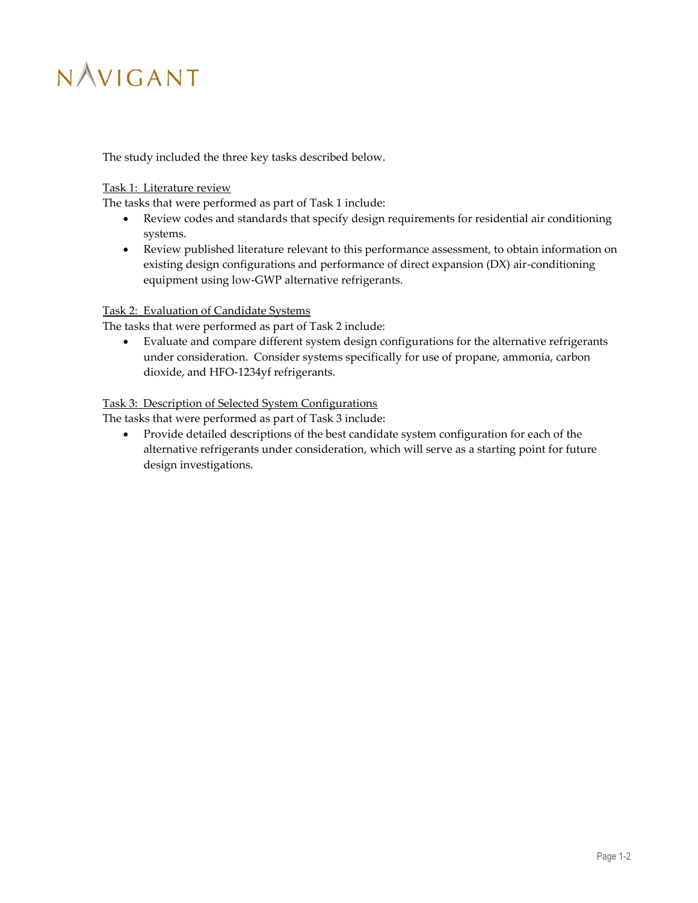The study included the three key tasks described below.

<u>Task 1: Literature review</u>
The tasks that were performed as part of Task 1 include:

- Review codes and standards that specify design requirements for residential air conditioning systems.
- Review published literature relevant to this performance assessment, to obtain information on existing design configurations and performance of direct expansion (DX) air-conditioning equipment using low-GWP alternative refrigerants.

<u>Task 2: Evaluation of Candidate Systems</u>
The tasks that were performed as part of Task 2 include:

- Evaluate and compare different system design configurations for the alternative refrigerants under consideration. Consider systems specifically for use of propane, ammonia, carbon dioxide, and HFO-1234yf refrigerants.

<u>Task 3: Description of Selected System Configurations</u>
The tasks that were performed as part of Task 3 include:

- Provide detailed descriptions of the best candidate system configuration for each of the alternative refrigerants under consideration, which will serve as a starting point for future design investigations.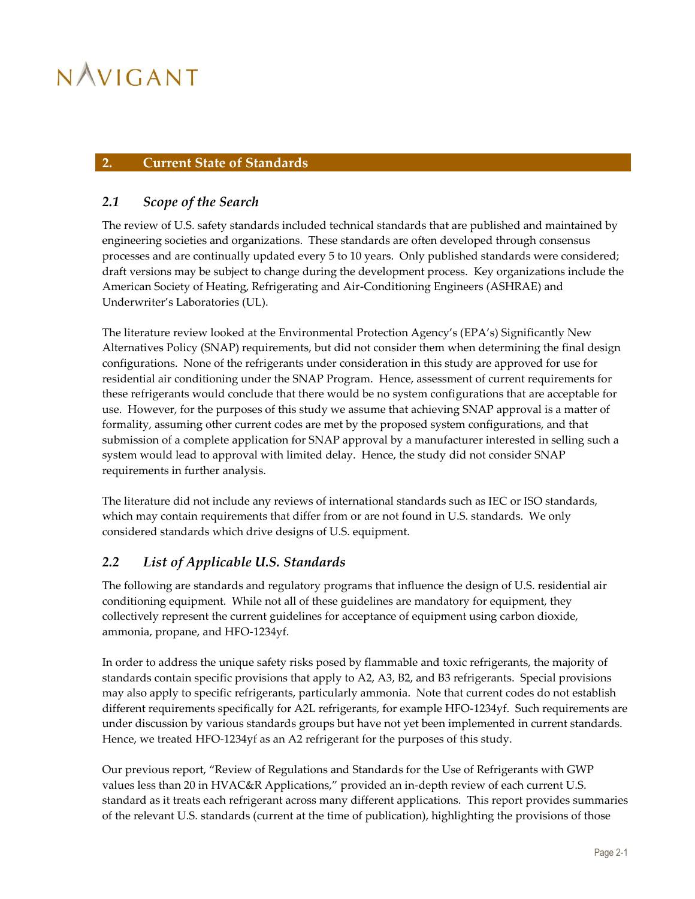## 2. Current State of Standards

### *2.1 Scope of the Search*

The review of U.S. safety standards included technical standards that are published and maintained by engineering societies and organizations. These standards are often developed through consensus processes and are continually updated every 5 to 10 years. Only published standards were considered; draft versions may be subject to change during the development process. Key organizations include the American Society of Heating, Refrigerating and Air-Conditioning Engineers (ASHRAE) and Underwriter's Laboratories (UL).

The literature review looked at the Environmental Protection Agency's (EPA's) Significantly New Alternatives Policy (SNAP) requirements, but did not consider them when determining the final design configurations. None of the refrigerants under consideration in this study are approved for use for residential air conditioning under the SNAP Program. Hence, assessment of current requirements for these refrigerants would conclude that there would be no system configurations that are acceptable for use. However, for the purposes of this study we assume that achieving SNAP approval is a matter of formality, assuming other current codes are met by the proposed system configurations, and that submission of a complete application for SNAP approval by a manufacturer interested in selling such a system would lead to approval with limited delay. Hence, the study did not consider SNAP requirements in further analysis.

The literature did not include any reviews of international standards such as IEC or ISO standards, which may contain requirements that differ from or are not found in U.S. standards. We only considered standards which drive designs of U.S. equipment.

### *2.2 List of Applicable U.S. Standards*

The following are standards and regulatory programs that influence the design of U.S. residential air conditioning equipment. While not all of these guidelines are mandatory for equipment, they collectively represent the current guidelines for acceptance of equipment using carbon dioxide, ammonia, propane, and HFO-1234yf.

In order to address the unique safety risks posed by flammable and toxic refrigerants, the majority of standards contain specific provisions that apply to A2, A3, B2, and B3 refrigerants. Special provisions may also apply to specific refrigerants, particularly ammonia. Note that current codes do not establish different requirements specifically for A2L refrigerants, for example HFO-1234yf. Such requirements are under discussion by various standards groups but have not yet been implemented in current standards. Hence, we treated HFO-1234yf as an A2 refrigerant for the purposes of this study.

Our previous report, "Review of Regulations and Standards for the Use of Refrigerants with GWP values less than 20 in HVAC&R Applications," provided an in-depth review of each current U.S. standard as it treats each refrigerant across many different applications. This report provides summaries of the relevant U.S. standards (current at the time of publication), highlighting the provisions of those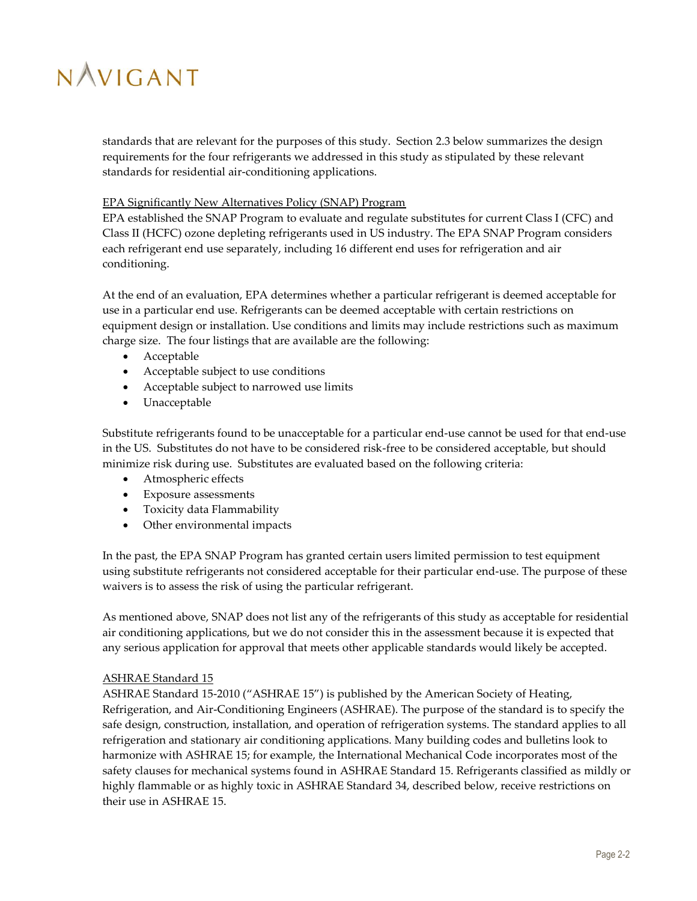standards that are relevant for the purposes of this study. Section 2.3 below summarizes the design requirements for the four refrigerants we addressed in this study as stipulated by these relevant standards for residential air-conditioning applications.

<u>EPA Significantly New Alternatives Policy (SNAP) Program</u>

EPA established the SNAP Program to evaluate and regulate substitutes for current Class I (CFC) and Class II (HCFC) ozone depleting refrigerants used in US industry. The EPA SNAP Program considers each refrigerant end use separately, including 16 different end uses for refrigeration and air conditioning.

At the end of an evaluation, EPA determines whether a particular refrigerant is deemed acceptable for use in a particular end use. Refrigerants can be deemed acceptable with certain restrictions on equipment design or installation. Use conditions and limits may include restrictions such as maximum charge size. The four listings that are available are the following:

- Acceptable
- Acceptable subject to use conditions
- Acceptable subject to narrowed use limits
- Unacceptable

Substitute refrigerants found to be unacceptable for a particular end-use cannot be used for that end-use in the US. Substitutes do not have to be considered risk-free to be considered acceptable, but should minimize risk during use. Substitutes are evaluated based on the following criteria:

- Atmospheric effects
- Exposure assessments
- Toxicity data Flammability
- Other environmental impacts

In the past, the EPA SNAP Program has granted certain users limited permission to test equipment using substitute refrigerants not considered acceptable for their particular end-use. The purpose of these waivers is to assess the risk of using the particular refrigerant.

As mentioned above, SNAP does not list any of the refrigerants of this study as acceptable for residential air conditioning applications, but we do not consider this in the assessment because it is expected that any serious application for approval that meets other applicable standards would likely be accepted.

<u>ASHRAE Standard 15</u>

ASHRAE Standard 15-2010 ("ASHRAE 15") is published by the American Society of Heating, Refrigeration, and Air-Conditioning Engineers (ASHRAE). The purpose of the standard is to specify the safe design, construction, installation, and operation of refrigeration systems. The standard applies to all refrigeration and stationary air conditioning applications. Many building codes and bulletins look to harmonize with ASHRAE 15; for example, the International Mechanical Code incorporates most of the safety clauses for mechanical systems found in ASHRAE Standard 15. Refrigerants classified as mildly or highly flammable or as highly toxic in ASHRAE Standard 34, described below, receive restrictions on their use in ASHRAE 15.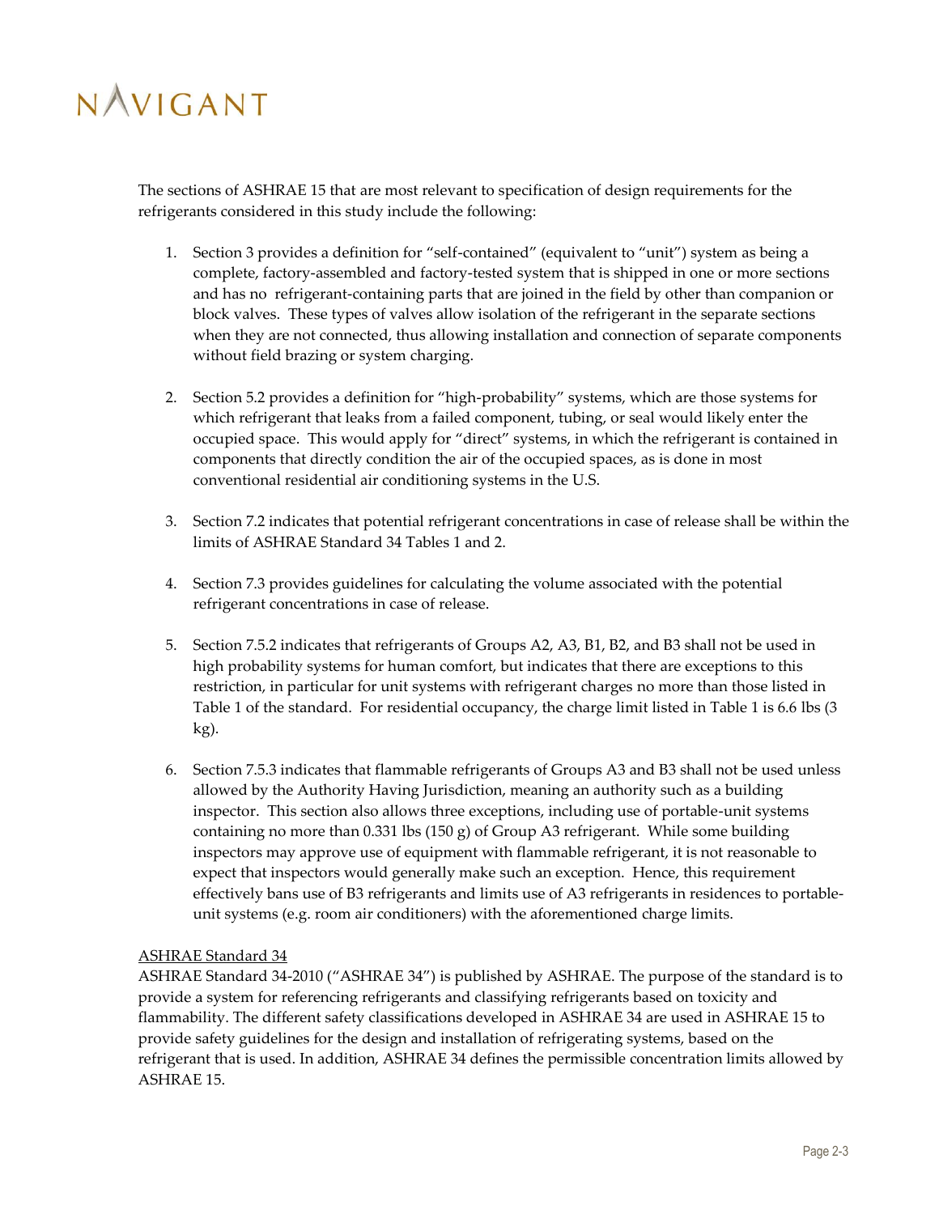The sections of ASHRAE 15 that are most relevant to specification of design requirements for the refrigerants considered in this study include the following:

1. Section 3 provides a definition for "self-contained" (equivalent to "unit") system as being a complete, factory-assembled and factory-tested system that is shipped in one or more sections and has no refrigerant-containing parts that are joined in the field by other than companion or block valves. These types of valves allow isolation of the refrigerant in the separate sections when they are not connected, thus allowing installation and connection of separate components without field brazing or system charging.

2. Section 5.2 provides a definition for "high-probability" systems, which are those systems for which refrigerant that leaks from a failed component, tubing, or seal would likely enter the occupied space. This would apply for "direct" systems, in which the refrigerant is contained in components that directly condition the air of the occupied spaces, as is done in most conventional residential air conditioning systems in the U.S.

3. Section 7.2 indicates that potential refrigerant concentrations in case of release shall be within the limits of ASHRAE Standard 34 Tables 1 and 2.

4. Section 7.3 provides guidelines for calculating the volume associated with the potential refrigerant concentrations in case of release.

5. Section 7.5.2 indicates that refrigerants of Groups A2, A3, B1, B2, and B3 shall not be used in high probability systems for human comfort, but indicates that there are exceptions to this restriction, in particular for unit systems with refrigerant charges no more than those listed in Table 1 of the standard. For residential occupancy, the charge limit listed in Table 1 is 6.6 lbs (3 kg).

6. Section 7.5.3 indicates that flammable refrigerants of Groups A3 and B3 shall not be used unless allowed by the Authority Having Jurisdiction, meaning an authority such as a building inspector. This section also allows three exceptions, including use of portable-unit systems containing no more than 0.331 lbs (150 g) of Group A3 refrigerant. While some building inspectors may approve use of equipment with flammable refrigerant, it is not reasonable to expect that inspectors would generally make such an exception. Hence, this requirement effectively bans use of B3 refrigerants and limits use of A3 refrigerants in residences to portable-unit systems (e.g. room air conditioners) with the aforementioned charge limits.

<u>ASHRAE Standard 34</u>

ASHRAE Standard 34-2010 ("ASHRAE 34") is published by ASHRAE. The purpose of the standard is to provide a system for referencing refrigerants and classifying refrigerants based on toxicity and flammability. The different safety classifications developed in ASHRAE 34 are used in ASHRAE 15 to provide safety guidelines for the design and installation of refrigerating systems, based on the refrigerant that is used. In addition, ASHRAE 34 defines the permissible concentration limits allowed by ASHRAE 15.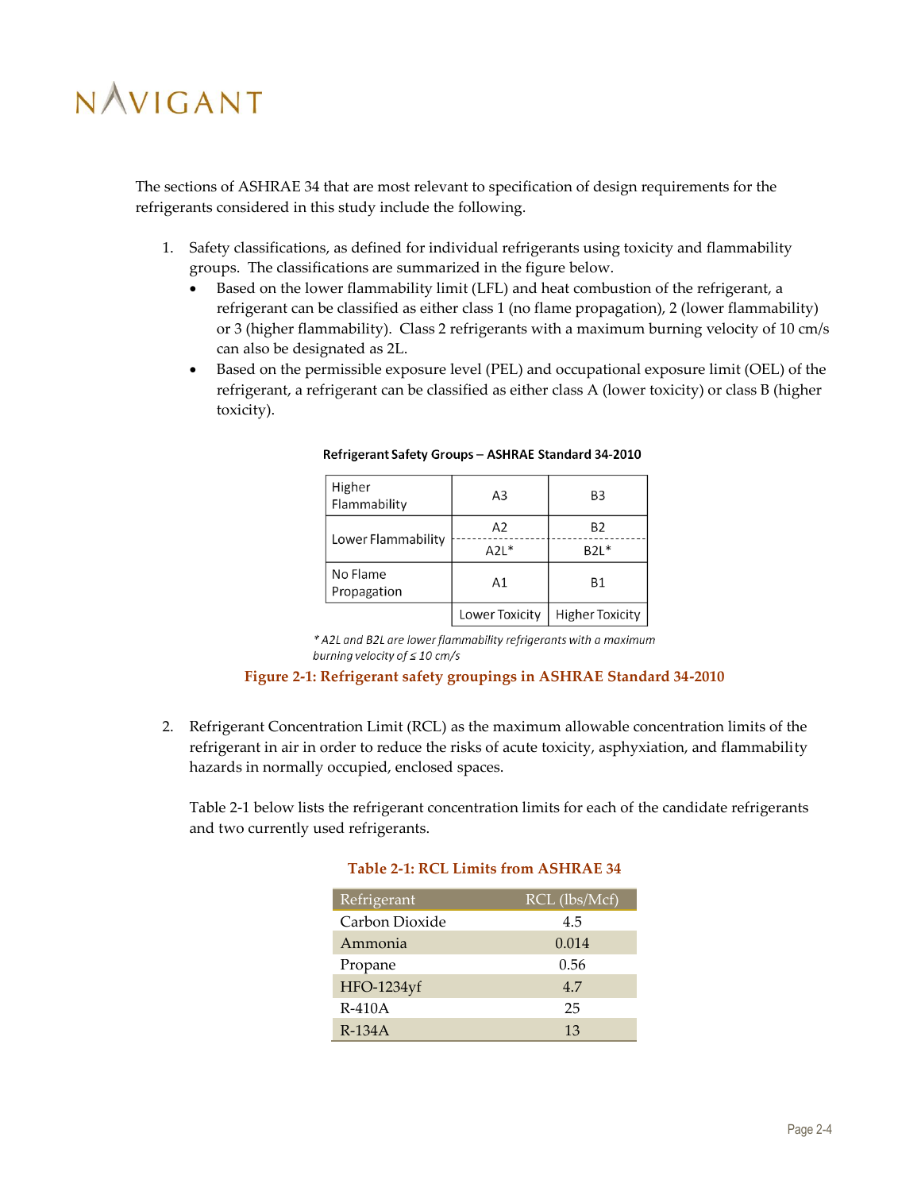The sections of ASHRAE 34 that are most relevant to specification of design requirements for the refrigerants considered in this study include the following.

1. Safety classifications, as defined for individual refrigerants using toxicity and flammability groups. The classifications are summarized in the figure below.
   - Based on the lower flammability limit (LFL) and heat combustion of the refrigerant, a refrigerant can be classified as either class 1 (no flame propagation), 2 (lower flammability) or 3 (higher flammability). Class 2 refrigerants with a maximum burning velocity of 10 cm/s can also be designated as 2L.
   - Based on the permissible exposure level (PEL) and occupational exposure limit (OEL) of the refrigerant, a refrigerant can be classified as either class A (lower toxicity) or class B (higher toxicity).

**Refrigerant Safety Groups – ASHRAE Standard 34-2010**

| | Lower Toxicity | Higher Toxicity |
|---|---|---|
| Higher Flammability | A3 | B3 |
| Lower Flammability | A2 | B2 |
| | A2L* | B2L* |
| No Flame Propagation | A1 | B1 |

*\* A2L and B2L are lower flammability refrigerants with a maximum burning velocity of ≤ 10 cm/s*

**Figure 2-1: Refrigerant safety groupings in ASHRAE Standard 34-2010**

2. Refrigerant Concentration Limit (RCL) as the maximum allowable concentration limits of the refrigerant in air in order to reduce the risks of acute toxicity, asphyxiation, and flammability hazards in normally occupied, enclosed spaces.

   Table 2-1 below lists the refrigerant concentration limits for each of the candidate refrigerants and two currently used refrigerants.

**Table 2-1: RCL Limits from ASHRAE 34**

| Refrigerant | RCL (lbs/Mcf) |
|---|---|
| Carbon Dioxide | 4.5 |
| Ammonia | 0.014 |
| Propane | 0.56 |
| HFO-1234yf | 4.7 |
| R-410A | 25 |
| R-134A | 13 |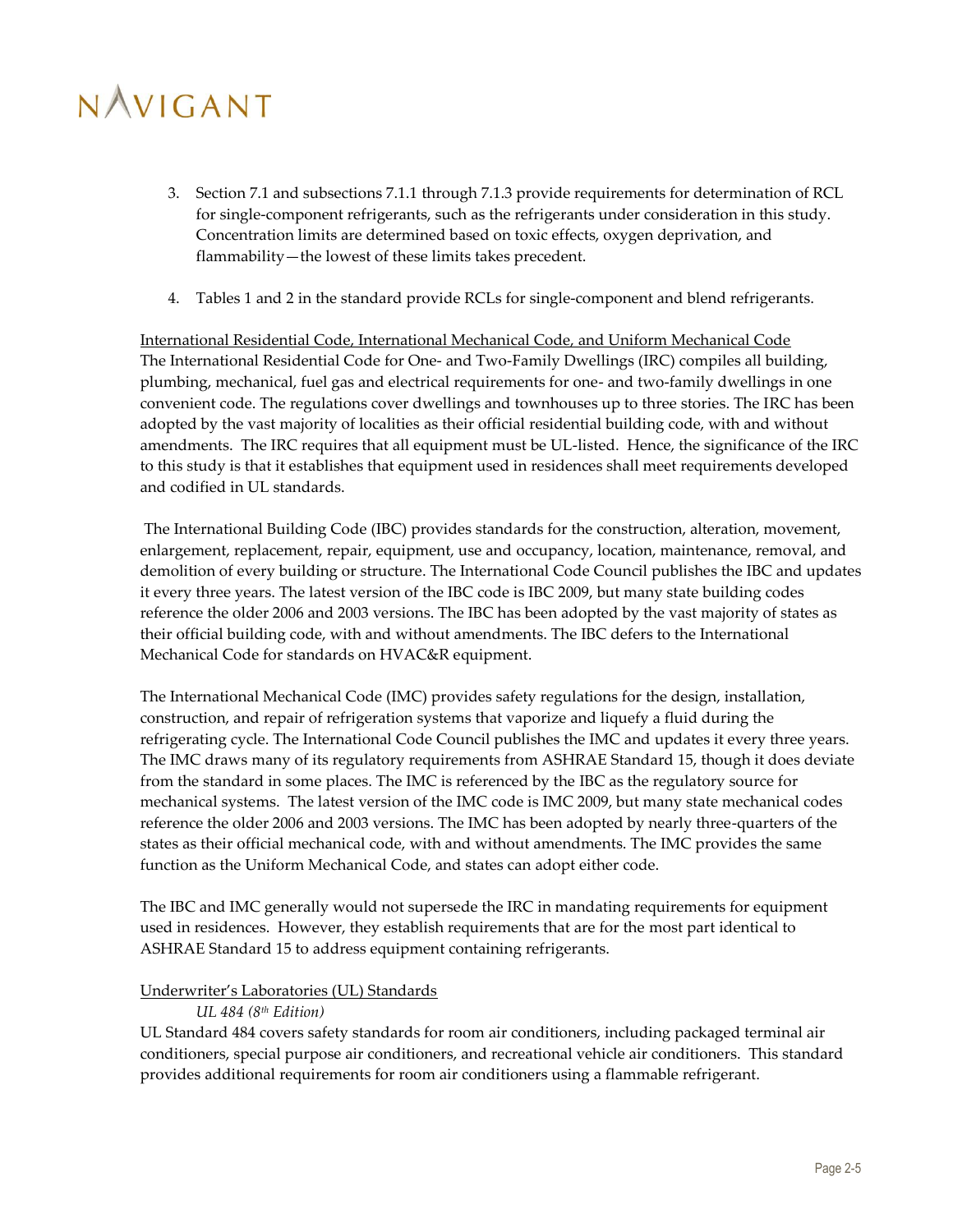3. Section 7.1 and subsections 7.1.1 through 7.1.3 provide requirements for determination of RCL for single-component refrigerants, such as the refrigerants under consideration in this study. Concentration limits are determined based on toxic effects, oxygen deprivation, and flammability—the lowest of these limits takes precedent.

4. Tables 1 and 2 in the standard provide RCLs for single-component and blend refrigerants.

<u>International Residential Code, International Mechanical Code, and Uniform Mechanical Code</u>

The International Residential Code for One- and Two-Family Dwellings (IRC) compiles all building, plumbing, mechanical, fuel gas and electrical requirements for one- and two-family dwellings in one convenient code. The regulations cover dwellings and townhouses up to three stories. The IRC has been adopted by the vast majority of localities as their official residential building code, with and without amendments. The IRC requires that all equipment must be UL-listed. Hence, the significance of the IRC to this study is that it establishes that equipment used in residences shall meet requirements developed and codified in UL standards.

The International Building Code (IBC) provides standards for the construction, alteration, movement, enlargement, replacement, repair, equipment, use and occupancy, location, maintenance, removal, and demolition of every building or structure. The International Code Council publishes the IBC and updates it every three years. The latest version of the IBC code is IBC 2009, but many state building codes reference the older 2006 and 2003 versions. The IBC has been adopted by the vast majority of states as their official building code, with and without amendments. The IBC defers to the International Mechanical Code for standards on HVAC&R equipment.

The International Mechanical Code (IMC) provides safety regulations for the design, installation, construction, and repair of refrigeration systems that vaporize and liquefy a fluid during the refrigerating cycle. The International Code Council publishes the IMC and updates it every three years. The IMC draws many of its regulatory requirements from ASHRAE Standard 15, though it does deviate from the standard in some places. The IMC is referenced by the IBC as the regulatory source for mechanical systems. The latest version of the IMC code is IMC 2009, but many state mechanical codes reference the older 2006 and 2003 versions. The IMC has been adopted by nearly three-quarters of the states as their official mechanical code, with and without amendments. The IMC provides the same function as the Uniform Mechanical Code, and states can adopt either code.

The IBC and IMC generally would not supersede the IRC in mandating requirements for equipment used in residences. However, they establish requirements that are for the most part identical to ASHRAE Standard 15 to address equipment containing refrigerants.

<u>Underwriter's Laboratories (UL) Standards</u>

*UL 484 (8th Edition)*

UL Standard 484 covers safety standards for room air conditioners, including packaged terminal air conditioners, special purpose air conditioners, and recreational vehicle air conditioners. This standard provides additional requirements for room air conditioners using a flammable refrigerant.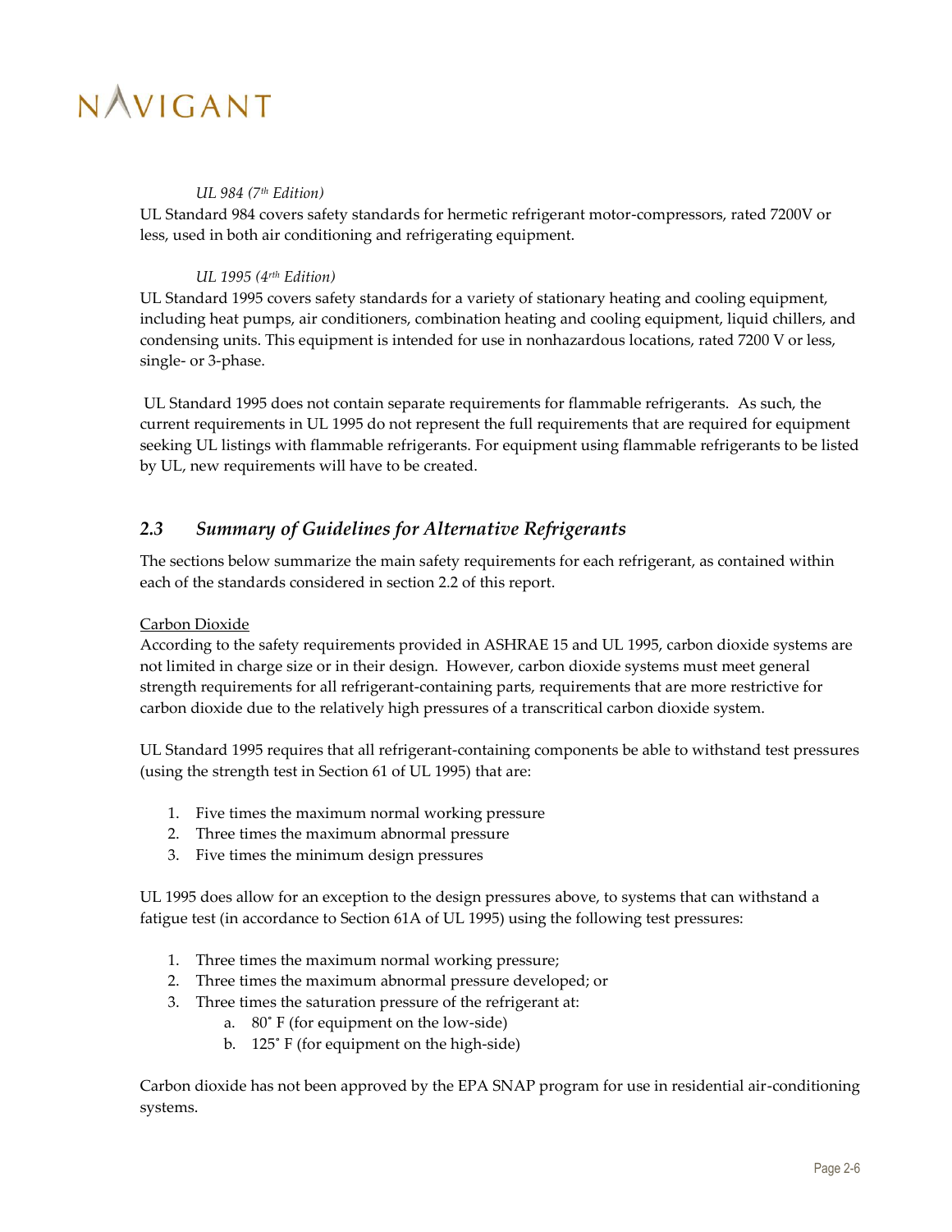*UL 984 (7th Edition)*

UL Standard 984 covers safety standards for hermetic refrigerant motor-compressors, rated 7200V or less, used in both air conditioning and refrigerating equipment.

*UL 1995 (4rth Edition)*

UL Standard 1995 covers safety standards for a variety of stationary heating and cooling equipment, including heat pumps, air conditioners, combination heating and cooling equipment, liquid chillers, and condensing units. This equipment is intended for use in nonhazardous locations, rated 7200 V or less, single- or 3-phase.

UL Standard 1995 does not contain separate requirements for flammable refrigerants. As such, the current requirements in UL 1995 do not represent the full requirements that are required for equipment seeking UL listings with flammable refrigerants. For equipment using flammable refrigerants to be listed by UL, new requirements will have to be created.

## 2.3 *Summary of Guidelines for Alternative Refrigerants*

The sections below summarize the main safety requirements for each refrigerant, as contained within each of the standards considered in section 2.2 of this report.

<u>Carbon Dioxide</u>

According to the safety requirements provided in ASHRAE 15 and UL 1995, carbon dioxide systems are not limited in charge size or in their design. However, carbon dioxide systems must meet general strength requirements for all refrigerant-containing parts, requirements that are more restrictive for carbon dioxide due to the relatively high pressures of a transcritical carbon dioxide system.

UL Standard 1995 requires that all refrigerant-containing components be able to withstand test pressures (using the strength test in Section 61 of UL 1995) that are:

1. Five times the maximum normal working pressure
2. Three times the maximum abnormal pressure
3. Five times the minimum design pressures

UL 1995 does allow for an exception to the design pressures above, to systems that can withstand a fatigue test (in accordance to Section 61A of UL 1995) using the following test pressures:

1. Three times the maximum normal working pressure;
2. Three times the maximum abnormal pressure developed; or
3. Three times the saturation pressure of the refrigerant at:
   a. 80˚ F (for equipment on the low-side)
   b. 125˚ F (for equipment on the high-side)

Carbon dioxide has not been approved by the EPA SNAP program for use in residential air-conditioning systems.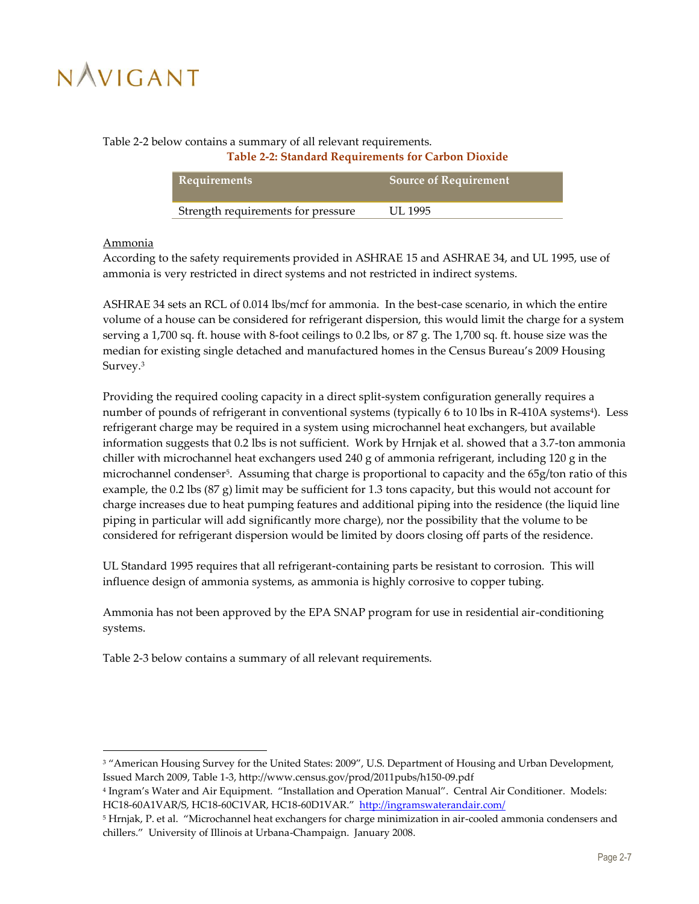Table 2-2 below contains a summary of all relevant requirements.

**Table 2-2: Standard Requirements for Carbon Dioxide**

| Requirements | Source of Requirement |
|---|---|
| Strength requirements for pressure | UL 1995 |

Ammonia

According to the safety requirements provided in ASHRAE 15 and ASHRAE 34, and UL 1995, use of ammonia is very restricted in direct systems and not restricted in indirect systems.

ASHRAE 34 sets an RCL of 0.014 lbs/mcf for ammonia. In the best-case scenario, in which the entire volume of a house can be considered for refrigerant dispersion, this would limit the charge for a system serving a 1,700 sq. ft. house with 8-foot ceilings to 0.2 lbs, or 87 g. The 1,700 sq. ft. house size was the median for existing single detached and manufactured homes in the Census Bureau's 2009 Housing Survey.[3]

Providing the required cooling capacity in a direct split-system configuration generally requires a number of pounds of refrigerant in conventional systems (typically 6 to 10 lbs in R-410A systems[4]). Less refrigerant charge may be required in a system using microchannel heat exchangers, but available information suggests that 0.2 lbs is not sufficient. Work by Hrnjak et al. showed that a 3.7-ton ammonia chiller with microchannel heat exchangers used 240 g of ammonia refrigerant, including 120 g in the microchannel condenser[5]. Assuming that charge is proportional to capacity and the 65g/ton ratio of this example, the 0.2 lbs (87 g) limit may be sufficient for 1.3 tons capacity, but this would not account for charge increases due to heat pumping features and additional piping into the residence (the liquid line piping in particular will add significantly more charge), nor the possibility that the volume to be considered for refrigerant dispersion would be limited by doors closing off parts of the residence.

UL Standard 1995 requires that all refrigerant-containing parts be resistant to corrosion. This will influence design of ammonia systems, as ammonia is highly corrosive to copper tubing.

Ammonia has not been approved by the EPA SNAP program for use in residential air-conditioning systems.

Table 2-3 below contains a summary of all relevant requirements.

---

[3] "American Housing Survey for the United States: 2009", U.S. Department of Housing and Urban Development, Issued March 2009, Table 1-3, http://www.census.gov/prod/2011pubs/h150-09.pdf

[4] Ingram's Water and Air Equipment. "Installation and Operation Manual". Central Air Conditioner. Models: HC18-60A1VAR/S, HC18-60C1VAR, HC18-60D1VAR." http://ingramswaterandair.com/

[5] Hrnjak, P. et al. "Microchannel heat exchangers for charge minimization in air-cooled ammonia condensers and chillers." University of Illinois at Urbana-Champaign. January 2008.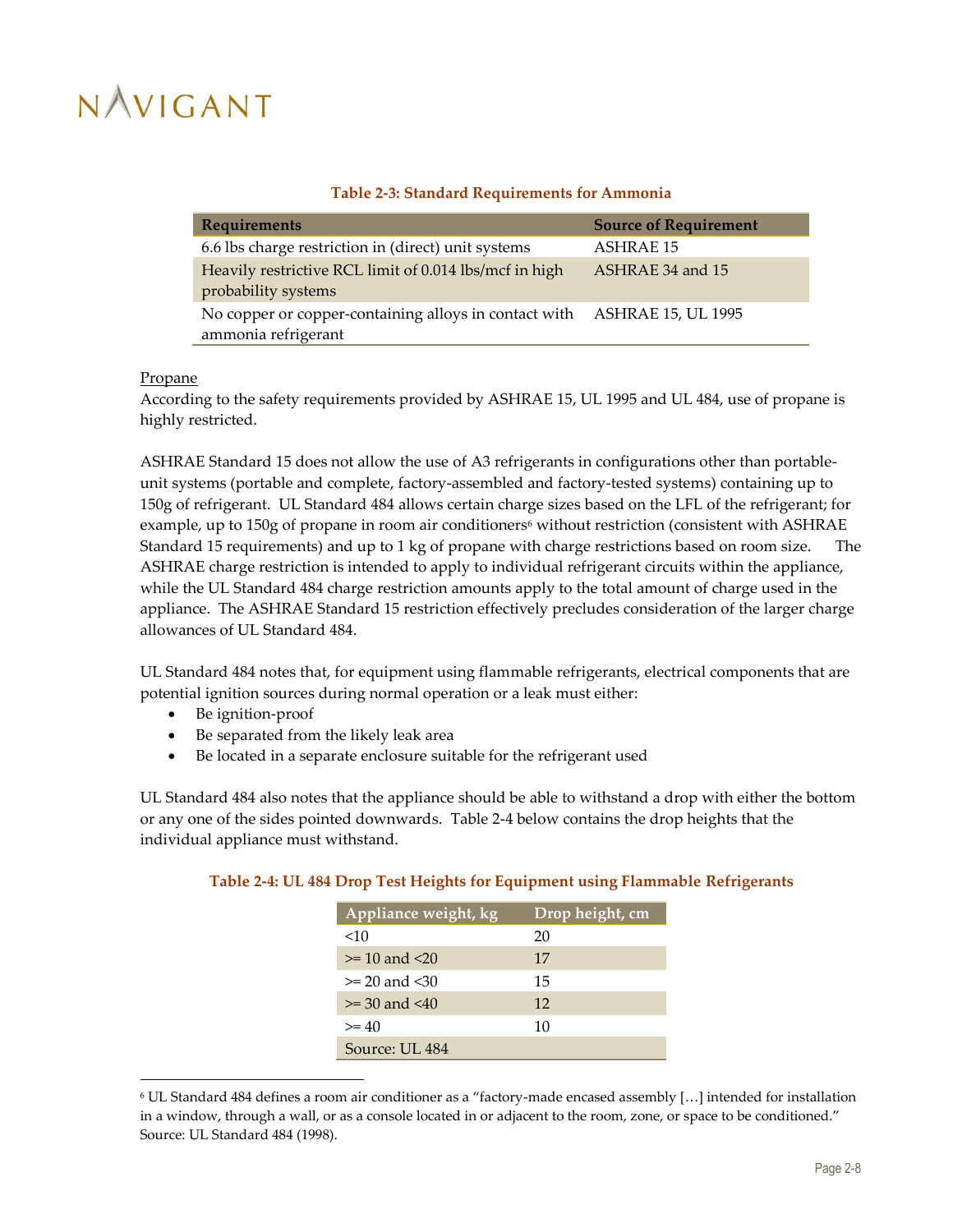**Table 2-3: Standard Requirements for Ammonia**

| Requirements | Source of Requirement |
|---|---|
| 6.6 lbs charge restriction in (direct) unit systems | ASHRAE 15 |
| Heavily restrictive RCL limit of 0.014 lbs/mcf in high probability systems | ASHRAE 34 and 15 |
| No copper or copper-containing alloys in contact with ammonia refrigerant | ASHRAE 15, UL 1995 |

Propane

According to the safety requirements provided by ASHRAE 15, UL 1995 and UL 484, use of propane is highly restricted.

ASHRAE Standard 15 does not allow the use of A3 refrigerants in configurations other than portable-unit systems (portable and complete, factory-assembled and factory-tested systems) containing up to 150g of refrigerant. UL Standard 484 allows certain charge sizes based on the LFL of the refrigerant; for example, up to 150g of propane in room air conditioners[6] without restriction (consistent with ASHRAE Standard 15 requirements) and up to 1 kg of propane with charge restrictions based on room size. The ASHRAE charge restriction is intended to apply to individual refrigerant circuits within the appliance, while the UL Standard 484 charge restriction amounts apply to the total amount of charge used in the appliance. The ASHRAE Standard 15 restriction effectively precludes consideration of the larger charge allowances of UL Standard 484.

UL Standard 484 notes that, for equipment using flammable refrigerants, electrical components that are potential ignition sources during normal operation or a leak must either:

- Be ignition-proof
- Be separated from the likely leak area
- Be located in a separate enclosure suitable for the refrigerant used

UL Standard 484 also notes that the appliance should be able to withstand a drop with either the bottom or any one of the sides pointed downwards. Table 2-4 below contains the drop heights that the individual appliance must withstand.

**Table 2-4: UL 484 Drop Test Heights for Equipment using Flammable Refrigerants**

| Appliance weight, kg | Drop height, cm |
|---|---|
| <10 | 20 |
| >= 10 and <20 | 17 |
| >= 20 and <30 | 15 |
| >= 30 and <40 | 12 |
| >= 40 | 10 |
| Source: UL 484 | |

[6] UL Standard 484 defines a room air conditioner as a "factory-made encased assembly […] intended for installation in a window, through a wall, or as a console located in or adjacent to the room, zone, or space to be conditioned." Source: UL Standard 484 (1998).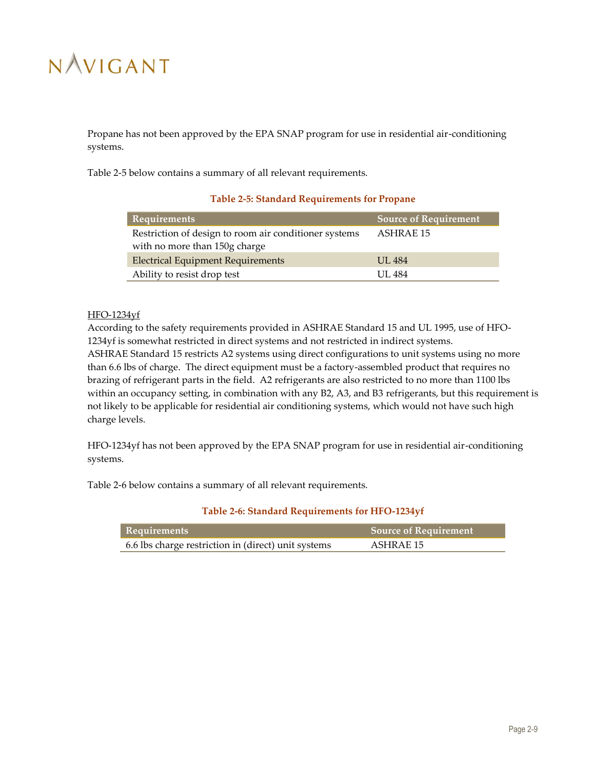Propane has not been approved by the EPA SNAP program for use in residential air-conditioning systems.

Table 2-5 below contains a summary of all relevant requirements.

**Table 2-5: Standard Requirements for Propane**

| Requirements | Source of Requirement |
|---|---|
| Restriction of design to room air conditioner systems with no more than 150g charge | ASHRAE 15 |
| Electrical Equipment Requirements | UL 484 |
| Ability to resist drop test | UL 484 |

HFO-1234yf

According to the safety requirements provided in ASHRAE Standard 15 and UL 1995, use of HFO-1234yf is somewhat restricted in direct systems and not restricted in indirect systems. ASHRAE Standard 15 restricts A2 systems using direct configurations to unit systems using no more than 6.6 lbs of charge. The direct equipment must be a factory-assembled product that requires no brazing of refrigerant parts in the field. A2 refrigerants are also restricted to no more than 1100 lbs within an occupancy setting, in combination with any B2, A3, and B3 refrigerants, but this requirement is not likely to be applicable for residential air conditioning systems, which would not have such high charge levels.

HFO-1234yf has not been approved by the EPA SNAP program for use in residential air-conditioning systems.

Table 2-6 below contains a summary of all relevant requirements.

**Table 2-6: Standard Requirements for HFO-1234yf**

| Requirements | Source of Requirement |
|---|---|
| 6.6 lbs charge restriction in (direct) unit systems | ASHRAE 15 |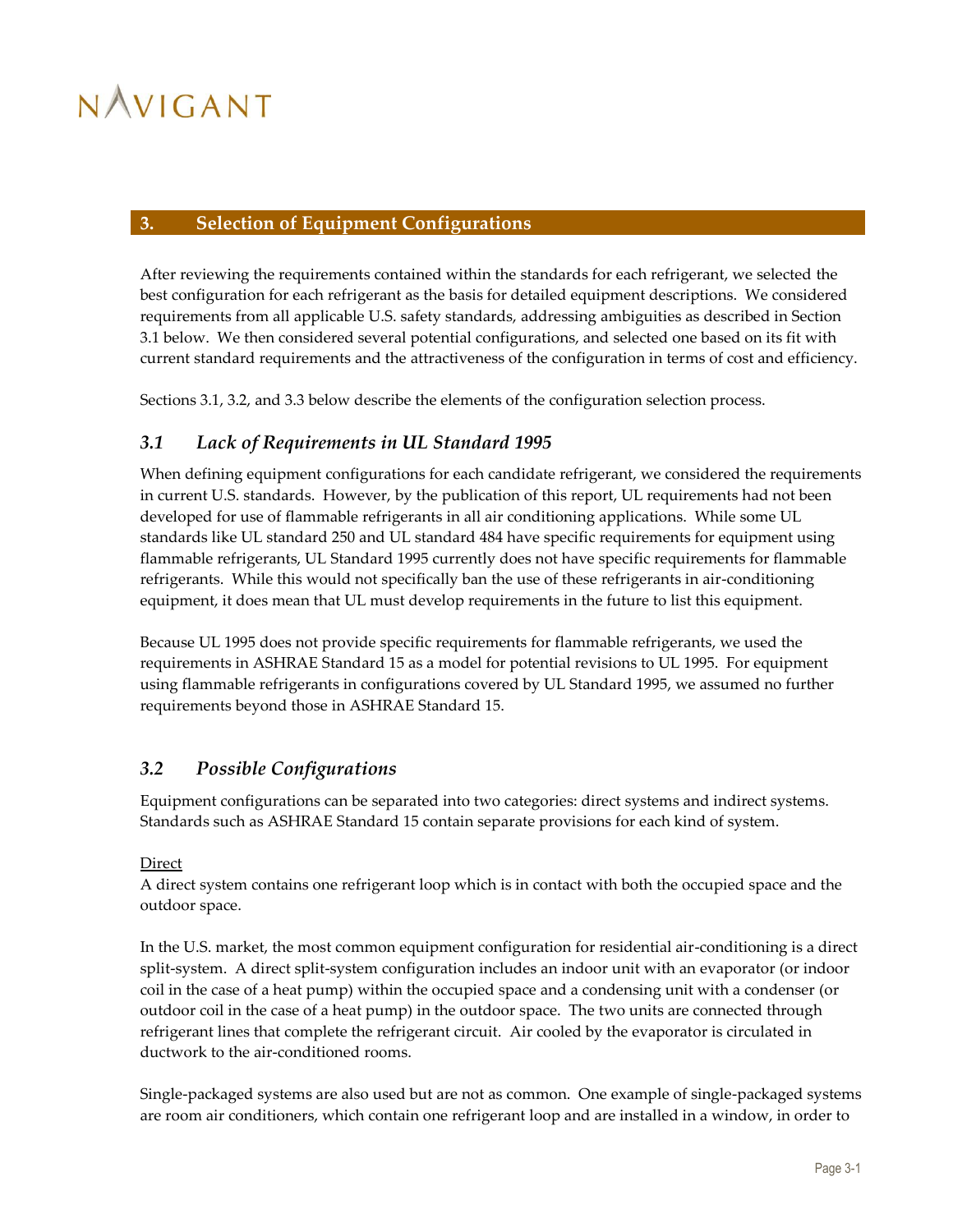## 3. Selection of Equipment Configurations

After reviewing the requirements contained within the standards for each refrigerant, we selected the best configuration for each refrigerant as the basis for detailed equipment descriptions. We considered requirements from all applicable U.S. safety standards, addressing ambiguities as described in Section 3.1 below. We then considered several potential configurations, and selected one based on its fit with current standard requirements and the attractiveness of the configuration in terms of cost and efficiency.

Sections 3.1, 3.2, and 3.3 below describe the elements of the configuration selection process.

### *3.1 Lack of Requirements in UL Standard 1995*

When defining equipment configurations for each candidate refrigerant, we considered the requirements in current U.S. standards. However, by the publication of this report, UL requirements had not been developed for use of flammable refrigerants in all air conditioning applications. While some UL standards like UL standard 250 and UL standard 484 have specific requirements for equipment using flammable refrigerants, UL Standard 1995 currently does not have specific requirements for flammable refrigerants. While this would not specifically ban the use of these refrigerants in air-conditioning equipment, it does mean that UL must develop requirements in the future to list this equipment.

Because UL 1995 does not provide specific requirements for flammable refrigerants, we used the requirements in ASHRAE Standard 15 as a model for potential revisions to UL 1995. For equipment using flammable refrigerants in configurations covered by UL Standard 1995, we assumed no further requirements beyond those in ASHRAE Standard 15.

### *3.2 Possible Configurations*

Equipment configurations can be separated into two categories: direct systems and indirect systems. Standards such as ASHRAE Standard 15 contain separate provisions for each kind of system.

<u>Direct</u>
A direct system contains one refrigerant loop which is in contact with both the occupied space and the outdoor space.

In the U.S. market, the most common equipment configuration for residential air-conditioning is a direct split-system. A direct split-system configuration includes an indoor unit with an evaporator (or indoor coil in the case of a heat pump) within the occupied space and a condensing unit with a condenser (or outdoor coil in the case of a heat pump) in the outdoor space. The two units are connected through refrigerant lines that complete the refrigerant circuit. Air cooled by the evaporator is circulated in ductwork to the air-conditioned rooms.

Single-packaged systems are also used but are not as common. One example of single-packaged systems are room air conditioners, which contain one refrigerant loop and are installed in a window, in order to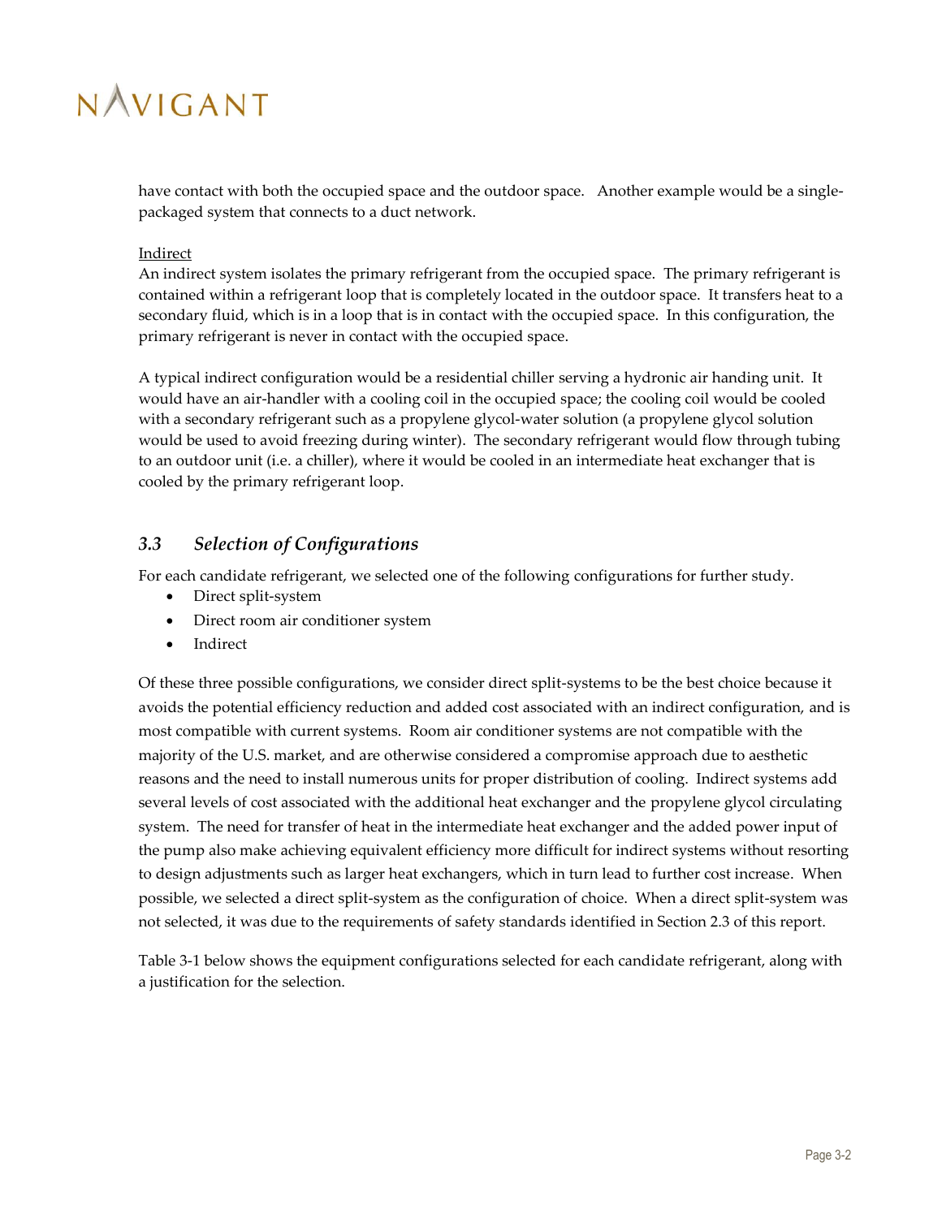have contact with both the occupied space and the outdoor space. Another example would be a single-packaged system that connects to a duct network.

Indirect

An indirect system isolates the primary refrigerant from the occupied space. The primary refrigerant is contained within a refrigerant loop that is completely located in the outdoor space. It transfers heat to a secondary fluid, which is in a loop that is in contact with the occupied space. In this configuration, the primary refrigerant is never in contact with the occupied space.

A typical indirect configuration would be a residential chiller serving a hydronic air handing unit. It would have an air-handler with a cooling coil in the occupied space; the cooling coil would be cooled with a secondary refrigerant such as a propylene glycol-water solution (a propylene glycol solution would be used to avoid freezing during winter). The secondary refrigerant would flow through tubing to an outdoor unit (i.e. a chiller), where it would be cooled in an intermediate heat exchanger that is cooled by the primary refrigerant loop.

## 3.3 *Selection of Configurations*

For each candidate refrigerant, we selected one of the following configurations for further study.

- Direct split-system
- Direct room air conditioner system
- Indirect

Of these three possible configurations, we consider direct split-systems to be the best choice because it avoids the potential efficiency reduction and added cost associated with an indirect configuration, and is most compatible with current systems. Room air conditioner systems are not compatible with the majority of the U.S. market, and are otherwise considered a compromise approach due to aesthetic reasons and the need to install numerous units for proper distribution of cooling. Indirect systems add several levels of cost associated with the additional heat exchanger and the propylene glycol circulating system. The need for transfer of heat in the intermediate heat exchanger and the added power input of the pump also make achieving equivalent efficiency more difficult for indirect systems without resorting to design adjustments such as larger heat exchangers, which in turn lead to further cost increase. When possible, we selected a direct split-system as the configuration of choice. When a direct split-system was not selected, it was due to the requirements of safety standards identified in Section 2.3 of this report.

Table 3-1 below shows the equipment configurations selected for each candidate refrigerant, along with a justification for the selection.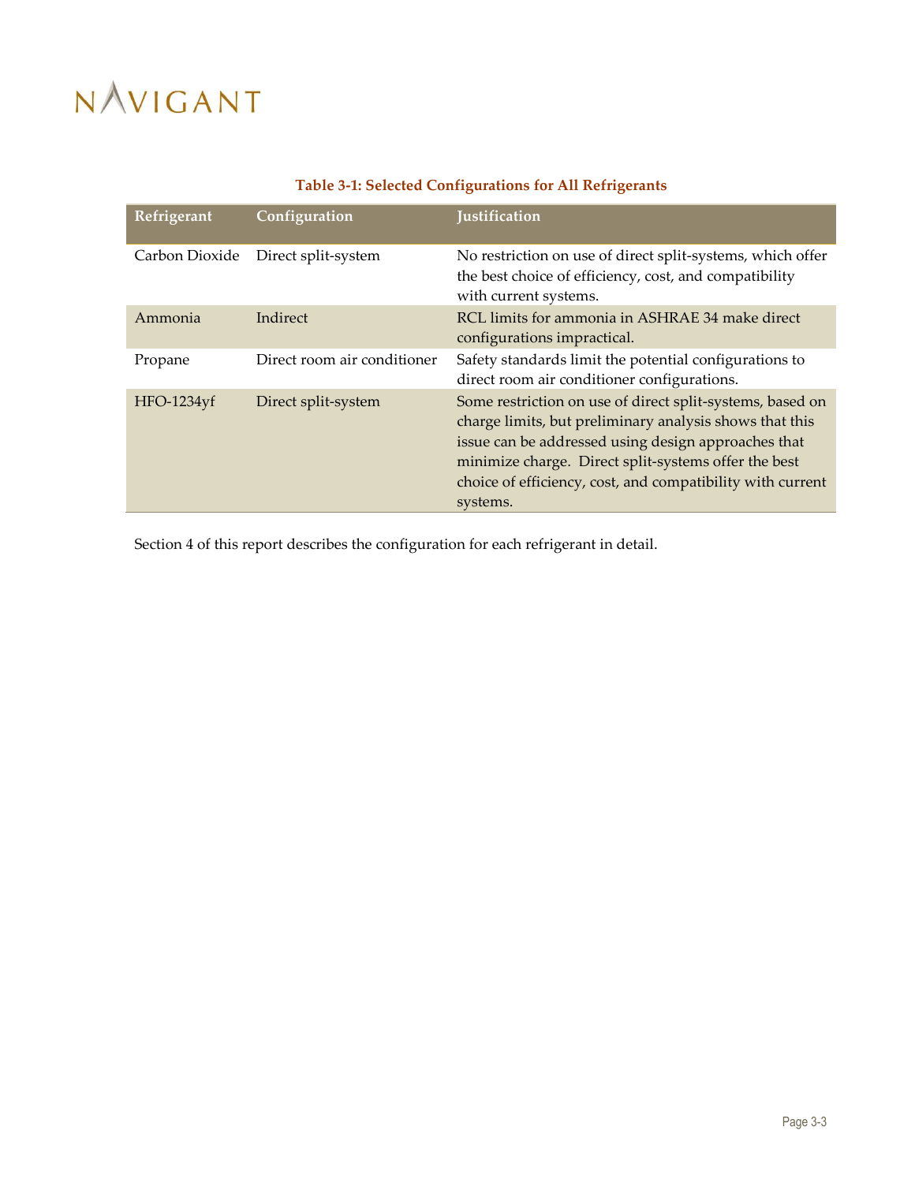**Table 3-1: Selected Configurations for All Refrigerants**

| Refrigerant | Configuration | Justification |
|---|---|---|
| Carbon Dioxide | Direct split-system | No restriction on use of direct split-systems, which offer the best choice of efficiency, cost, and compatibility with current systems. |
| Ammonia | Indirect | RCL limits for ammonia in ASHRAE 34 make direct configurations impractical. |
| Propane | Direct room air conditioner | Safety standards limit the potential configurations to direct room air conditioner configurations. |
| HFO-1234yf | Direct split-system | Some restriction on use of direct split-systems, based on charge limits, but preliminary analysis shows that this issue can be addressed using design approaches that minimize charge. Direct split-systems offer the best choice of efficiency, cost, and compatibility with current systems. |

Section 4 of this report describes the configuration for each refrigerant in detail.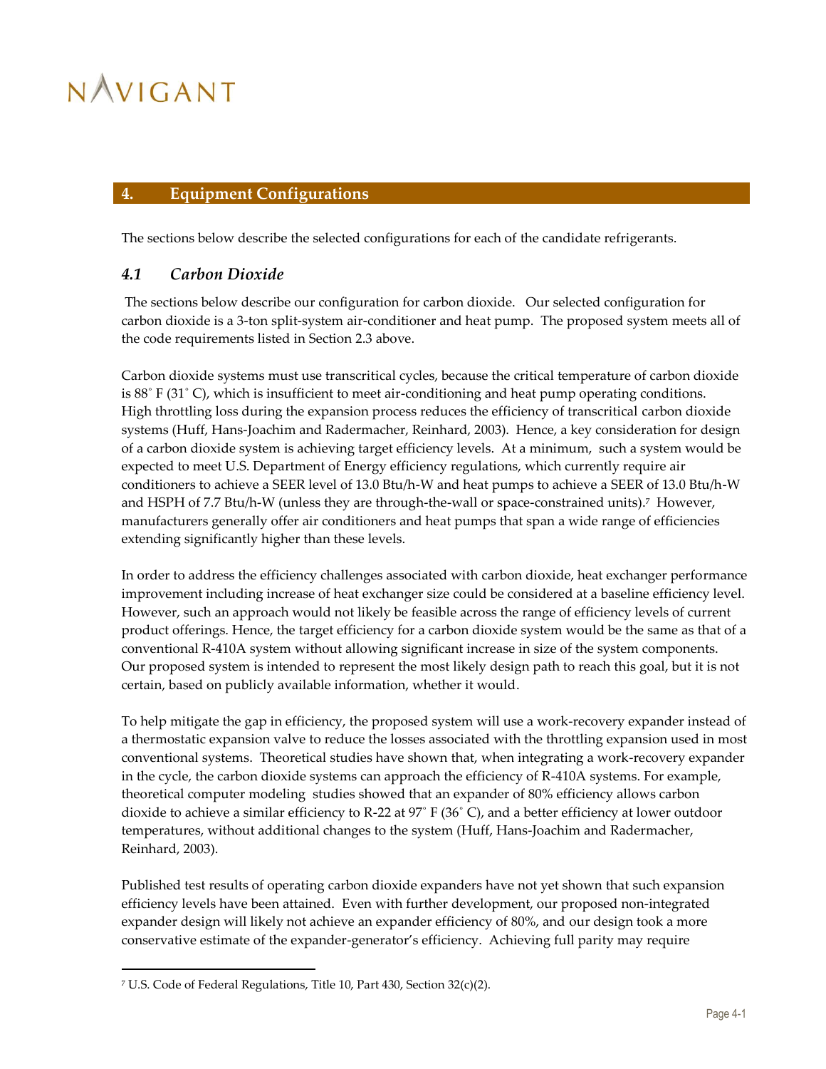## 4. Equipment Configurations

The sections below describe the selected configurations for each of the candidate refrigerants.

### *4.1 Carbon Dioxide*

The sections below describe our configuration for carbon dioxide. Our selected configuration for carbon dioxide is a 3-ton split-system air-conditioner and heat pump. The proposed system meets all of the code requirements listed in Section 2.3 above.

Carbon dioxide systems must use transcritical cycles, because the critical temperature of carbon dioxide is 88˚ F (31˚ C), which is insufficient to meet air-conditioning and heat pump operating conditions. High throttling loss during the expansion process reduces the efficiency of transcritical carbon dioxide systems (Huff, Hans-Joachim and Radermacher, Reinhard, 2003). Hence, a key consideration for design of a carbon dioxide system is achieving target efficiency levels. At a minimum, such a system would be expected to meet U.S. Department of Energy efficiency regulations, which currently require air conditioners to achieve a SEER level of 13.0 Btu/h-W and heat pumps to achieve a SEER of 13.0 Btu/h-W and HSPH of 7.7 Btu/h-W (unless they are through-the-wall or space-constrained units).[7] However, manufacturers generally offer air conditioners and heat pumps that span a wide range of efficiencies extending significantly higher than these levels.

In order to address the efficiency challenges associated with carbon dioxide, heat exchanger performance improvement including increase of heat exchanger size could be considered at a baseline efficiency level. However, such an approach would not likely be feasible across the range of efficiency levels of current product offerings. Hence, the target efficiency for a carbon dioxide system would be the same as that of a conventional R-410A system without allowing significant increase in size of the system components. Our proposed system is intended to represent the most likely design path to reach this goal, but it is not certain, based on publicly available information, whether it would.

To help mitigate the gap in efficiency, the proposed system will use a work-recovery expander instead of a thermostatic expansion valve to reduce the losses associated with the throttling expansion used in most conventional systems. Theoretical studies have shown that, when integrating a work-recovery expander in the cycle, the carbon dioxide systems can approach the efficiency of R-410A systems. For example, theoretical computer modeling studies showed that an expander of 80% efficiency allows carbon dioxide to achieve a similar efficiency to R-22 at 97˚ F (36˚ C), and a better efficiency at lower outdoor temperatures, without additional changes to the system (Huff, Hans-Joachim and Radermacher, Reinhard, 2003).

Published test results of operating carbon dioxide expanders have not yet shown that such expansion efficiency levels have been attained. Even with further development, our proposed non-integrated expander design will likely not achieve an expander efficiency of 80%, and our design took a more conservative estimate of the expander-generator's efficiency. Achieving full parity may require

[7] U.S. Code of Federal Regulations, Title 10, Part 430, Section 32(c)(2).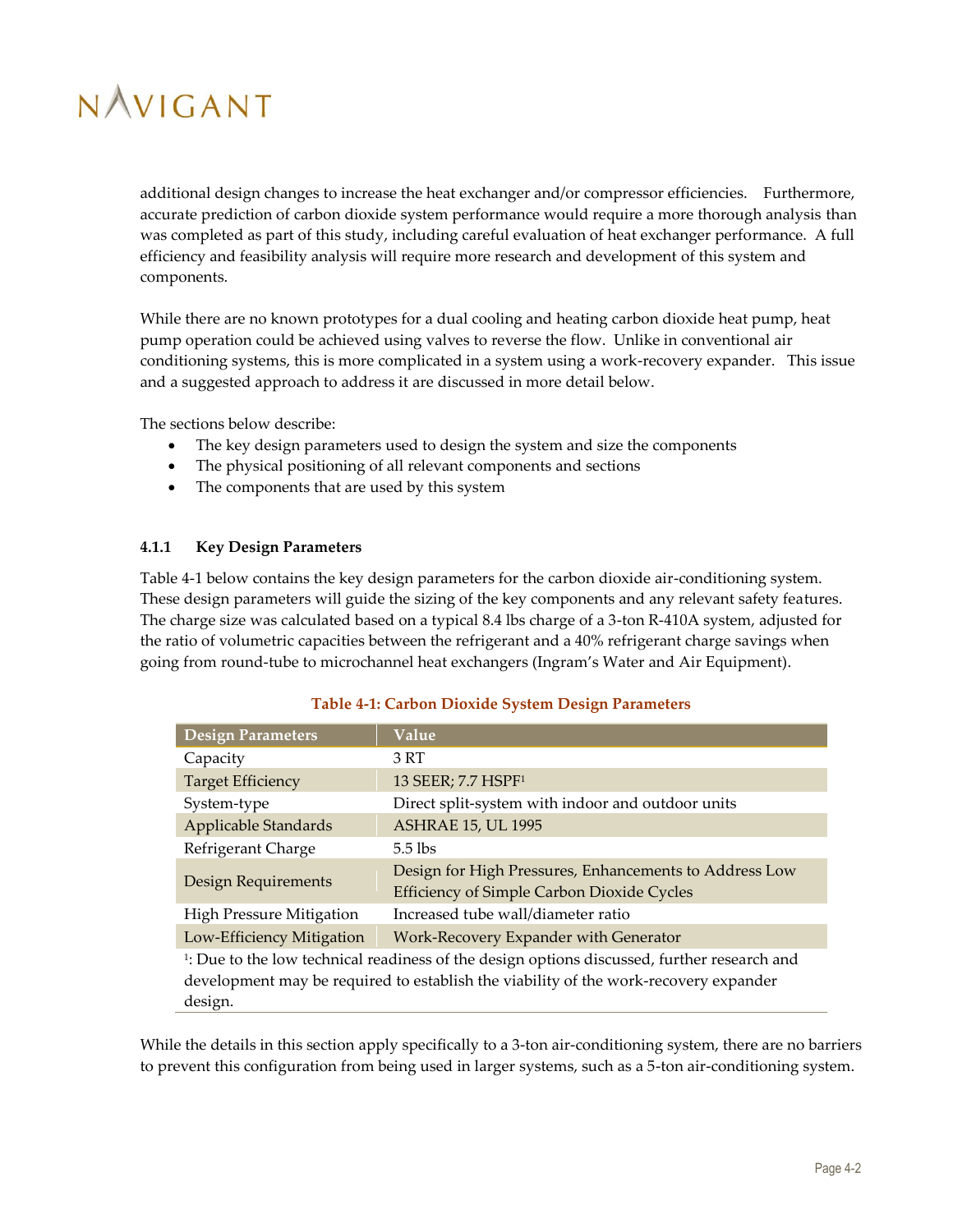additional design changes to increase the heat exchanger and/or compressor efficiencies. Furthermore, accurate prediction of carbon dioxide system performance would require a more thorough analysis than was completed as part of this study, including careful evaluation of heat exchanger performance. A full efficiency and feasibility analysis will require more research and development of this system and components.

While there are no known prototypes for a dual cooling and heating carbon dioxide heat pump, heat pump operation could be achieved using valves to reverse the flow. Unlike in conventional air conditioning systems, this is more complicated in a system using a work-recovery expander. This issue and a suggested approach to address it are discussed in more detail below.

The sections below describe:

- The key design parameters used to design the system and size the components
- The physical positioning of all relevant components and sections
- The components that are used by this system

#### 4.1.1 Key Design Parameters

Table 4-1 below contains the key design parameters for the carbon dioxide air-conditioning system. These design parameters will guide the sizing of the key components and any relevant safety features. The charge size was calculated based on a typical 8.4 lbs charge of a 3-ton R-410A system, adjusted for the ratio of volumetric capacities between the refrigerant and a 40% refrigerant charge savings when going from round-tube to microchannel heat exchangers (Ingram's Water and Air Equipment).

**Table 4-1: Carbon Dioxide System Design Parameters**

| Design Parameters | Value |
|---|---|
| Capacity | 3 RT |
| Target Efficiency | 13 SEER; 7.7 HSPF[1] |
| System-type | Direct split-system with indoor and outdoor units |
| Applicable Standards | ASHRAE 15, UL 1995 |
| Refrigerant Charge | 5.5 lbs |
| Design Requirements | Design for High Pressures, Enhancements to Address Low Efficiency of Simple Carbon Dioxide Cycles |
| High Pressure Mitigation | Increased tube wall/diameter ratio |
| Low-Efficiency Mitigation | Work-Recovery Expander with Generator |

[1]: Due to the low technical readiness of the design options discussed, further research and development may be required to establish the viability of the work-recovery expander design.

While the details in this section apply specifically to a 3-ton air-conditioning system, there are no barriers to prevent this configuration from being used in larger systems, such as a 5-ton air-conditioning system.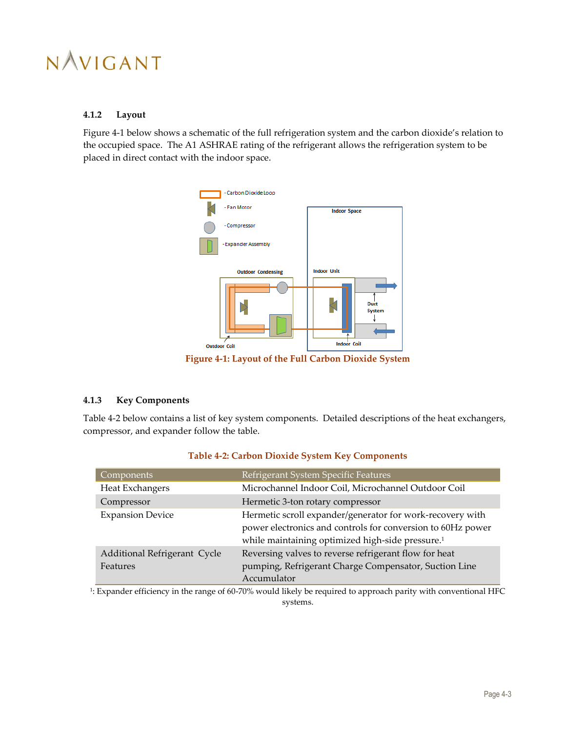### 4.1.2 Layout

Figure 4-1 below shows a schematic of the full refrigeration system and the carbon dioxide's relation to the occupied space. The A1 ASHRAE rating of the refrigerant allows the refrigeration system to be placed in direct contact with the indoor space.

Figure 4-1: Layout of the Full Carbon Dioxide System

### 4.1.3 Key Components

Table 4-2 below contains a list of key system components. Detailed descriptions of the heat exchangers, compressor, and expander follow the table.

Table 4-2: Carbon Dioxide System Key Components

| Components | Refrigerant System Specific Features |
|---|---|
| Heat Exchangers | Microchannel Indoor Coil, Microchannel Outdoor Coil |
| Compressor | Hermetic 3-ton rotary compressor |
| Expansion Device | Hermetic scroll expander/generator for work-recovery with power electronics and controls for conversion to 60Hz power while maintaining optimized high-side pressure.[1] |
| Additional Refrigerant Cycle Features | Reversing valves to reverse refrigerant flow for heat pumping, Refrigerant Charge Compensator, Suction Line Accumulator |

[1]: Expander efficiency in the range of 60-70% would likely be required to approach parity with conventional HFC systems.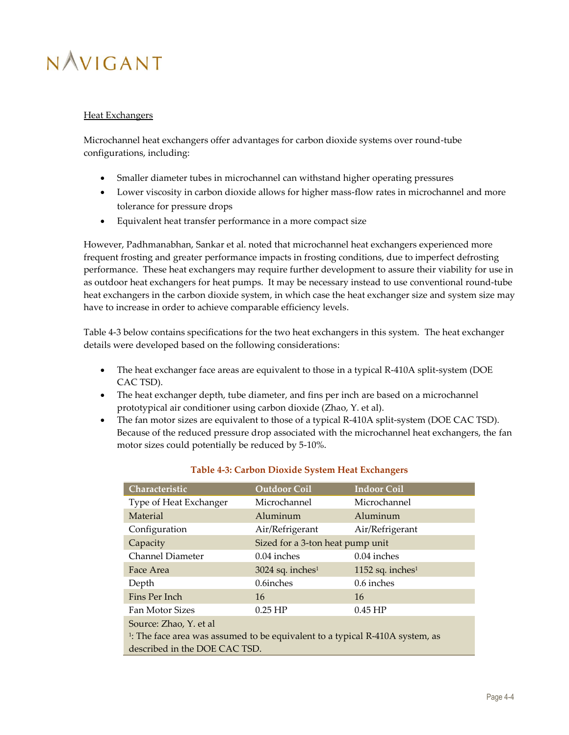Heat Exchangers

Microchannel heat exchangers offer advantages for carbon dioxide systems over round-tube configurations, including:

- Smaller diameter tubes in microchannel can withstand higher operating pressures
- Lower viscosity in carbon dioxide allows for higher mass-flow rates in microchannel and more tolerance for pressure drops
- Equivalent heat transfer performance in a more compact size

However, Padhmanabhan, Sankar et al. noted that microchannel heat exchangers experienced more frequent frosting and greater performance impacts in frosting conditions, due to imperfect defrosting performance. These heat exchangers may require further development to assure their viability for use in as outdoor heat exchangers for heat pumps. It may be necessary instead to use conventional round-tube heat exchangers in the carbon dioxide system, in which case the heat exchanger size and system size may have to increase in order to achieve comparable efficiency levels.

Table 4-3 below contains specifications for the two heat exchangers in this system. The heat exchanger details were developed based on the following considerations:

- The heat exchanger face areas are equivalent to those in a typical R-410A split-system (DOE CAC TSD).
- The heat exchanger depth, tube diameter, and fins per inch are based on a microchannel prototypical air conditioner using carbon dioxide (Zhao, Y. et al).
- The fan motor sizes are equivalent to those of a typical R-410A split-system (DOE CAC TSD). Because of the reduced pressure drop associated with the microchannel heat exchangers, the fan motor sizes could potentially be reduced by 5-10%.

**Table 4-3: Carbon Dioxide System Heat Exchangers**

| Characteristic | Outdoor Coil | Indoor Coil |
|---|---|---|
| Type of Heat Exchanger | Microchannel | Microchannel |
| Material | Aluminum | Aluminum |
| Configuration | Air/Refrigerant | Air/Refrigerant |
| Capacity | Sized for a 3-ton heat pump unit | |
| Channel Diameter | 0.04 inches | 0.04 inches |
| Face Area | 3024 sq. inches[1] | 1152 sq. inches[1] |
| Depth | 0.6inches | 0.6 inches |
| Fins Per Inch | 16 | 16 |
| Fan Motor Sizes | 0.25 HP | 0.45 HP |

Source: Zhao, Y. et al

[1]: The face area was assumed to be equivalent to a typical R-410A system, as described in the DOE CAC TSD.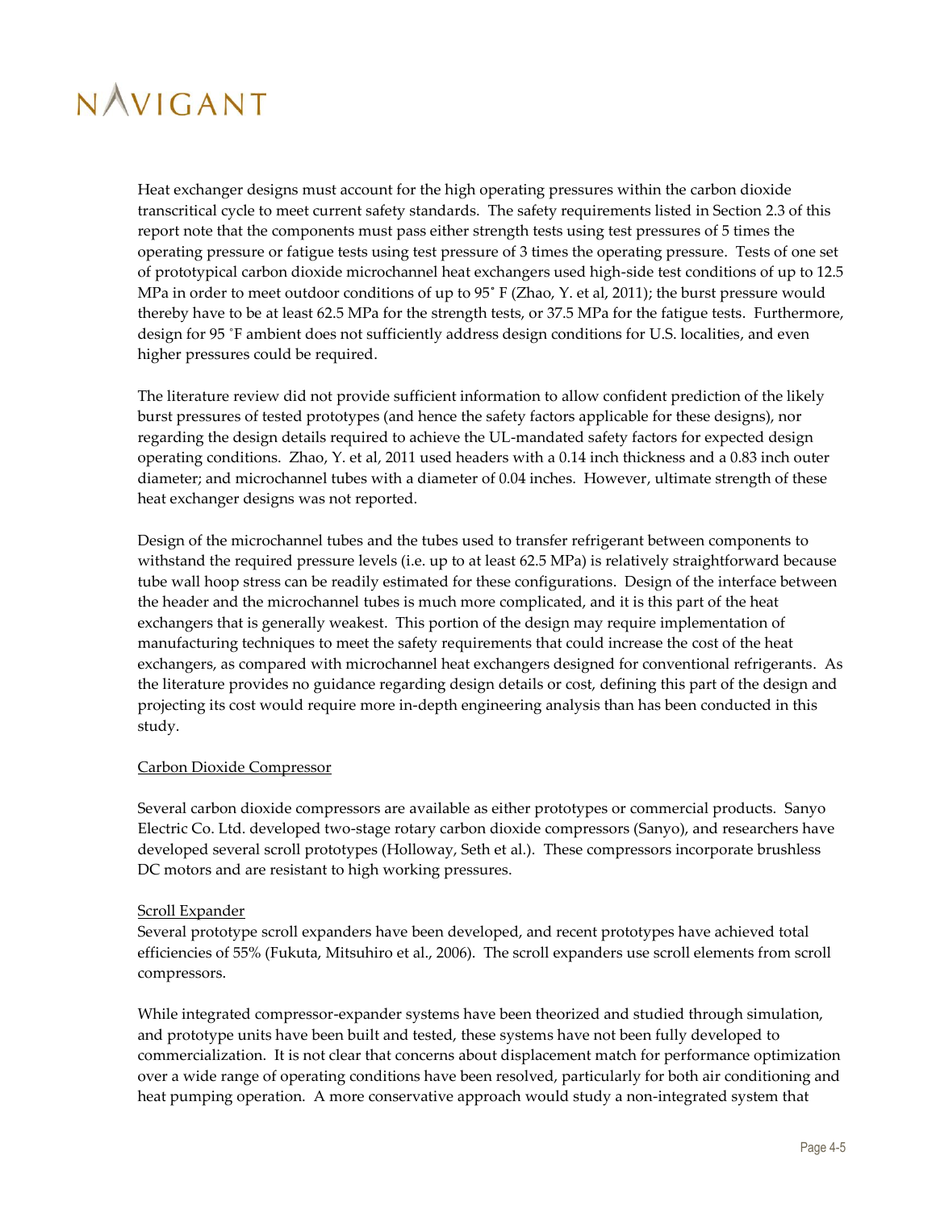Heat exchanger designs must account for the high operating pressures within the carbon dioxide transcritical cycle to meet current safety standards. The safety requirements listed in Section 2.3 of this report note that the components must pass either strength tests using test pressures of 5 times the operating pressure or fatigue tests using test pressure of 3 times the operating pressure. Tests of one set of prototypical carbon dioxide microchannel heat exchangers used high-side test conditions of up to 12.5 MPa in order to meet outdoor conditions of up to 95˚ F (Zhao, Y. et al, 2011); the burst pressure would thereby have to be at least 62.5 MPa for the strength tests, or 37.5 MPa for the fatigue tests. Furthermore, design for 95 ˚F ambient does not sufficiently address design conditions for U.S. localities, and even higher pressures could be required.

The literature review did not provide sufficient information to allow confident prediction of the likely burst pressures of tested prototypes (and hence the safety factors applicable for these designs), nor regarding the design details required to achieve the UL-mandated safety factors for expected design operating conditions. Zhao, Y. et al, 2011 used headers with a 0.14 inch thickness and a 0.83 inch outer diameter; and microchannel tubes with a diameter of 0.04 inches. However, ultimate strength of these heat exchanger designs was not reported.

Design of the microchannel tubes and the tubes used to transfer refrigerant between components to withstand the required pressure levels (i.e. up to at least 62.5 MPa) is relatively straightforward because tube wall hoop stress can be readily estimated for these configurations. Design of the interface between the header and the microchannel tubes is much more complicated, and it is this part of the heat exchangers that is generally weakest. This portion of the design may require implementation of manufacturing techniques to meet the safety requirements that could increase the cost of the heat exchangers, as compared with microchannel heat exchangers designed for conventional refrigerants. As the literature provides no guidance regarding design details or cost, defining this part of the design and projecting its cost would require more in-depth engineering analysis than has been conducted in this study.

Carbon Dioxide Compressor

Several carbon dioxide compressors are available as either prototypes or commercial products. Sanyo Electric Co. Ltd. developed two-stage rotary carbon dioxide compressors (Sanyo), and researchers have developed several scroll prototypes (Holloway, Seth et al.). These compressors incorporate brushless DC motors and are resistant to high working pressures.

Scroll Expander

Several prototype scroll expanders have been developed, and recent prototypes have achieved total efficiencies of 55% (Fukuta, Mitsuhiro et al., 2006). The scroll expanders use scroll elements from scroll compressors.

While integrated compressor-expander systems have been theorized and studied through simulation, and prototype units have been built and tested, these systems have not been fully developed to commercialization. It is not clear that concerns about displacement match for performance optimization over a wide range of operating conditions have been resolved, particularly for both air conditioning and heat pumping operation. A more conservative approach would study a non-integrated system that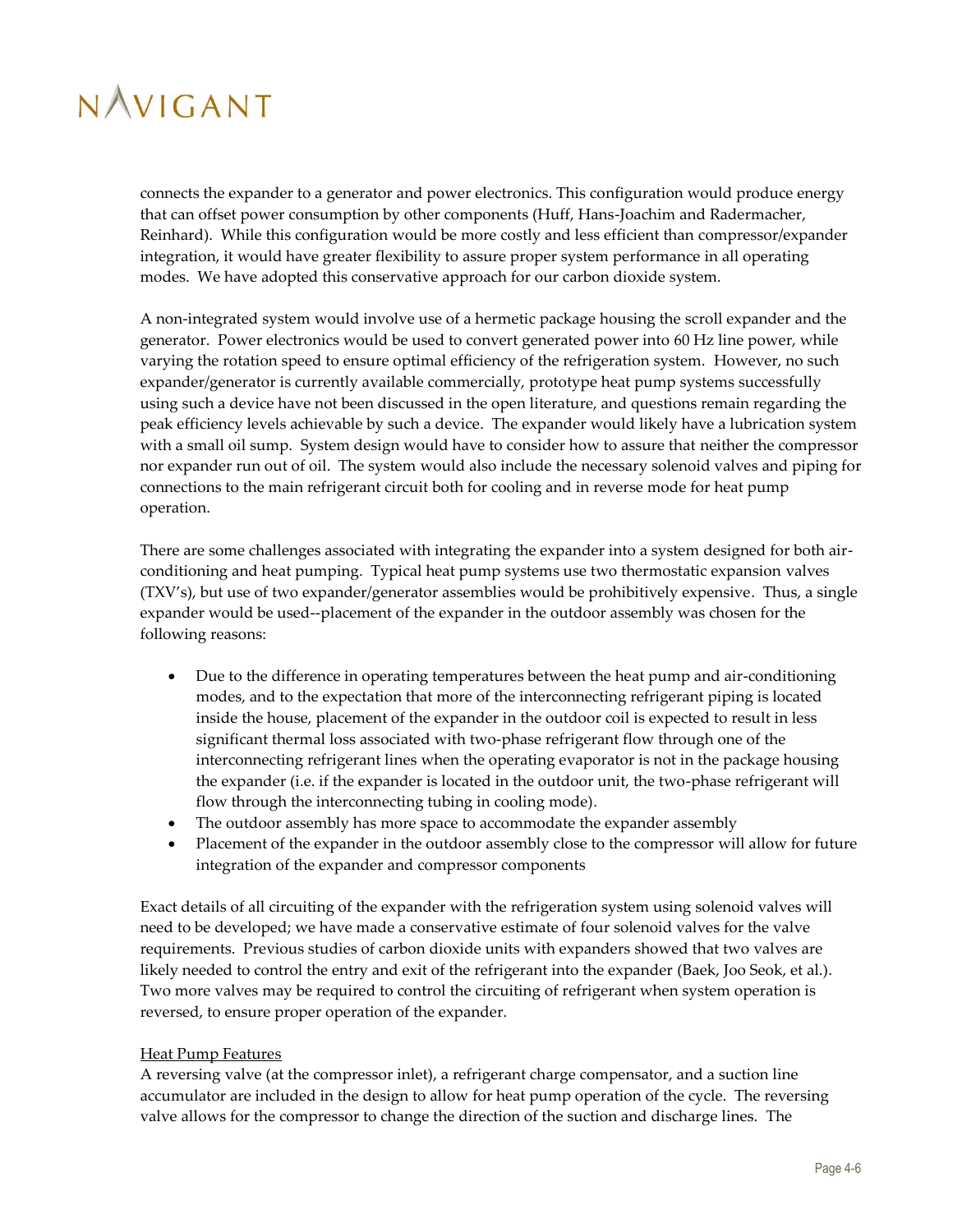connects the expander to a generator and power electronics. This configuration would produce energy that can offset power consumption by other components (Huff, Hans-Joachim and Radermacher, Reinhard). While this configuration would be more costly and less efficient than compressor/expander integration, it would have greater flexibility to assure proper system performance in all operating modes. We have adopted this conservative approach for our carbon dioxide system.

A non-integrated system would involve use of a hermetic package housing the scroll expander and the generator. Power electronics would be used to convert generated power into 60 Hz line power, while varying the rotation speed to ensure optimal efficiency of the refrigeration system. However, no such expander/generator is currently available commercially, prototype heat pump systems successfully using such a device have not been discussed in the open literature, and questions remain regarding the peak efficiency levels achievable by such a device. The expander would likely have a lubrication system with a small oil sump. System design would have to consider how to assure that neither the compressor nor expander run out of oil. The system would also include the necessary solenoid valves and piping for connections to the main refrigerant circuit both for cooling and in reverse mode for heat pump operation.

There are some challenges associated with integrating the expander into a system designed for both air-conditioning and heat pumping. Typical heat pump systems use two thermostatic expansion valves (TXV's), but use of two expander/generator assemblies would be prohibitively expensive. Thus, a single expander would be used--placement of the expander in the outdoor assembly was chosen for the following reasons:

- Due to the difference in operating temperatures between the heat pump and air-conditioning modes, and to the expectation that more of the interconnecting refrigerant piping is located inside the house, placement of the expander in the outdoor coil is expected to result in less significant thermal loss associated with two-phase refrigerant flow through one of the interconnecting refrigerant lines when the operating evaporator is not in the package housing the expander (i.e. if the expander is located in the outdoor unit, the two-phase refrigerant will flow through the interconnecting tubing in cooling mode).
- The outdoor assembly has more space to accommodate the expander assembly
- Placement of the expander in the outdoor assembly close to the compressor will allow for future integration of the expander and compressor components

Exact details of all circuiting of the expander with the refrigeration system using solenoid valves will need to be developed; we have made a conservative estimate of four solenoid valves for the valve requirements. Previous studies of carbon dioxide units with expanders showed that two valves are likely needed to control the entry and exit of the refrigerant into the expander (Baek, Joo Seok, et al.). Two more valves may be required to control the circuiting of refrigerant when system operation is reversed, to ensure proper operation of the expander.

<u>Heat Pump Features</u>

A reversing valve (at the compressor inlet), a refrigerant charge compensator, and a suction line accumulator are included in the design to allow for heat pump operation of the cycle. The reversing valve allows for the compressor to change the direction of the suction and discharge lines. The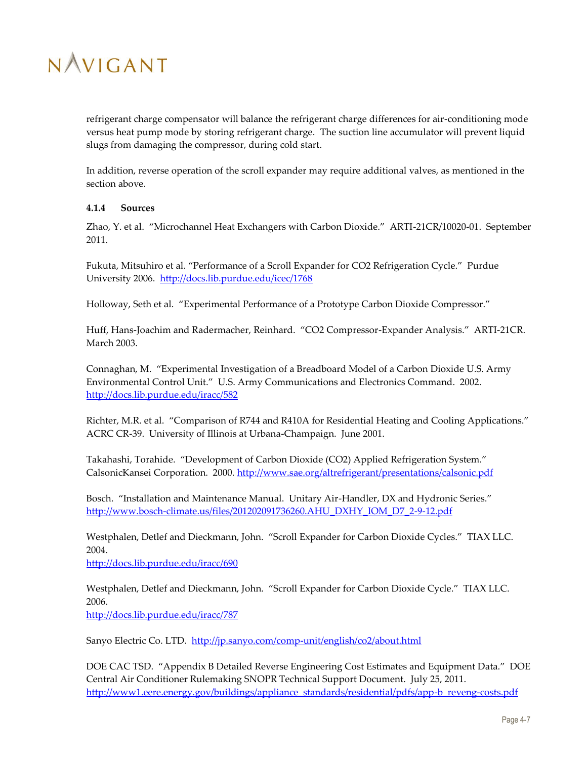refrigerant charge compensator will balance the refrigerant charge differences for air-conditioning mode versus heat pump mode by storing refrigerant charge. The suction line accumulator will prevent liquid slugs from damaging the compressor, during cold start.

In addition, reverse operation of the scroll expander may require additional valves, as mentioned in the section above.

#### 4.1.4 Sources

Zhao, Y. et al. "Microchannel Heat Exchangers with Carbon Dioxide." ARTI-21CR/10020-01. September 2011.

Fukuta, Mitsuhiro et al. "Performance of a Scroll Expander for CO2 Refrigeration Cycle." Purdue University 2006. http://docs.lib.purdue.edu/icec/1768

Holloway, Seth et al. "Experimental Performance of a Prototype Carbon Dioxide Compressor."

Huff, Hans-Joachim and Radermacher, Reinhard. "CO2 Compressor-Expander Analysis." ARTI-21CR. March 2003.

Connaghan, M. "Experimental Investigation of a Breadboard Model of a Carbon Dioxide U.S. Army Environmental Control Unit." U.S. Army Communications and Electronics Command. 2002. http://docs.lib.purdue.edu/iracc/582

Richter, M.R. et al. "Comparison of R744 and R410A for Residential Heating and Cooling Applications." ACRC CR-39. University of Illinois at Urbana-Champaign. June 2001.

Takahashi, Torahide. "Development of Carbon Dioxide (CO2) Applied Refrigeration System." CalsonicKansei Corporation. 2000. http://www.sae.org/altrefrigerant/presentations/calsonic.pdf

Bosch. "Installation and Maintenance Manual. Unitary Air-Handler, DX and Hydronic Series." http://www.bosch-climate.us/files/201202091736260.AHU_DXHY_IOM_D7_2-9-12.pdf

Westphalen, Detlef and Dieckmann, John. "Scroll Expander for Carbon Dioxide Cycles." TIAX LLC. 2004.
http://docs.lib.purdue.edu/iracc/690

Westphalen, Detlef and Dieckmann, John. "Scroll Expander for Carbon Dioxide Cycle." TIAX LLC. 2006.
http://docs.lib.purdue.edu/iracc/787

Sanyo Electric Co. LTD. http://jp.sanyo.com/comp-unit/english/co2/about.html

DOE CAC TSD. "Appendix B Detailed Reverse Engineering Cost Estimates and Equipment Data." DOE Central Air Conditioner Rulemaking SNOPR Technical Support Document. July 25, 2011. http://www1.eere.energy.gov/buildings/appliance_standards/residential/pdfs/app-b_reveng-costs.pdf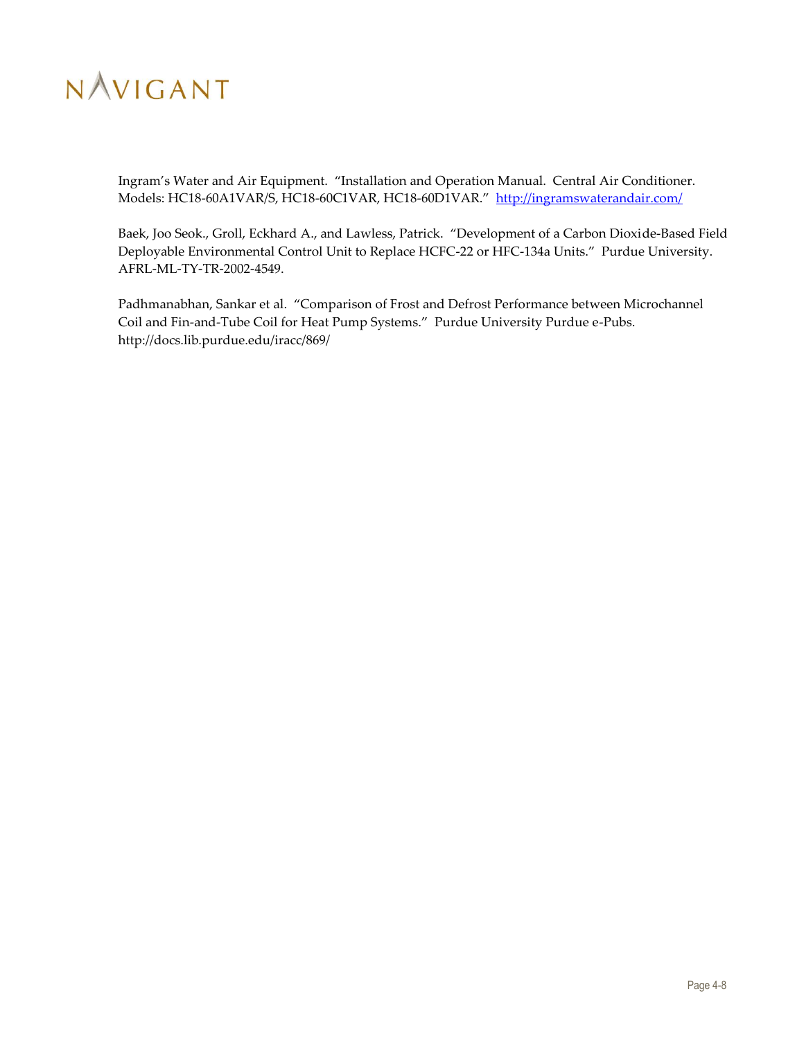Ingram's Water and Air Equipment. "Installation and Operation Manual. Central Air Conditioner. Models: HC18-60A1VAR/S, HC18-60C1VAR, HC18-60D1VAR." http://ingramswaterandair.com/

Baek, Joo Seok., Groll, Eckhard A., and Lawless, Patrick. "Development of a Carbon Dioxide-Based Field Deployable Environmental Control Unit to Replace HCFC-22 or HFC-134a Units." Purdue University. AFRL-ML-TY-TR-2002-4549.

Padhmanabhan, Sankar et al. "Comparison of Frost and Defrost Performance between Microchannel Coil and Fin-and-Tube Coil for Heat Pump Systems." Purdue University Purdue e-Pubs. http://docs.lib.purdue.edu/iracc/869/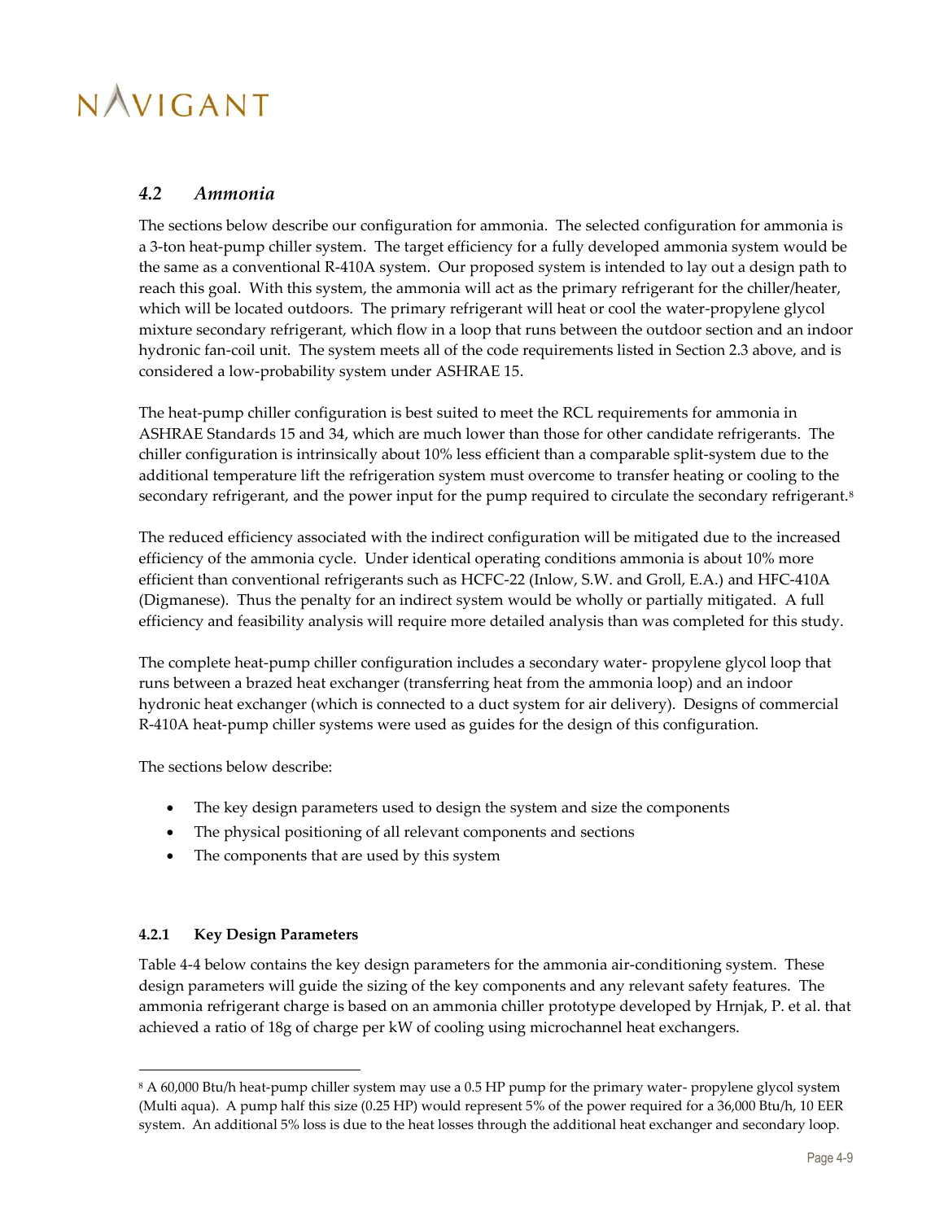## 4.2 *Ammonia*

The sections below describe our configuration for ammonia. The selected configuration for ammonia is a 3-ton heat-pump chiller system. The target efficiency for a fully developed ammonia system would be the same as a conventional R-410A system. Our proposed system is intended to lay out a design path to reach this goal. With this system, the ammonia will act as the primary refrigerant for the chiller/heater, which will be located outdoors. The primary refrigerant will heat or cool the water-propylene glycol mixture secondary refrigerant, which flow in a loop that runs between the outdoor section and an indoor hydronic fan-coil unit. The system meets all of the code requirements listed in Section 2.3 above, and is considered a low-probability system under ASHRAE 15.

The heat-pump chiller configuration is best suited to meet the RCL requirements for ammonia in ASHRAE Standards 15 and 34, which are much lower than those for other candidate refrigerants. The chiller configuration is intrinsically about 10% less efficient than a comparable split-system due to the additional temperature lift the refrigeration system must overcome to transfer heating or cooling to the secondary refrigerant, and the power input for the pump required to circulate the secondary refrigerant.[8]

The reduced efficiency associated with the indirect configuration will be mitigated due to the increased efficiency of the ammonia cycle. Under identical operating conditions ammonia is about 10% more efficient than conventional refrigerants such as HCFC-22 (Inlow, S.W. and Groll, E.A.) and HFC-410A (Digmanese). Thus the penalty for an indirect system would be wholly or partially mitigated. A full efficiency and feasibility analysis will require more detailed analysis than was completed for this study.

The complete heat-pump chiller configuration includes a secondary water- propylene glycol loop that runs between a brazed heat exchanger (transferring heat from the ammonia loop) and an indoor hydronic heat exchanger (which is connected to a duct system for air delivery). Designs of commercial R-410A heat-pump chiller systems were used as guides for the design of this configuration.

The sections below describe:

- The key design parameters used to design the system and size the components
- The physical positioning of all relevant components and sections
- The components that are used by this system

### 4.2.1 Key Design Parameters

Table 4-4 below contains the key design parameters for the ammonia air-conditioning system. These design parameters will guide the sizing of the key components and any relevant safety features. The ammonia refrigerant charge is based on an ammonia chiller prototype developed by Hrnjak, P. et al. that achieved a ratio of 18g of charge per kW of cooling using microchannel heat exchangers.

---

[8] A 60,000 Btu/h heat-pump chiller system may use a 0.5 HP pump for the primary water- propylene glycol system (Multi aqua). A pump half this size (0.25 HP) would represent 5% of the power required for a 36,000 Btu/h, 10 EER system. An additional 5% loss is due to the heat losses through the additional heat exchanger and secondary loop.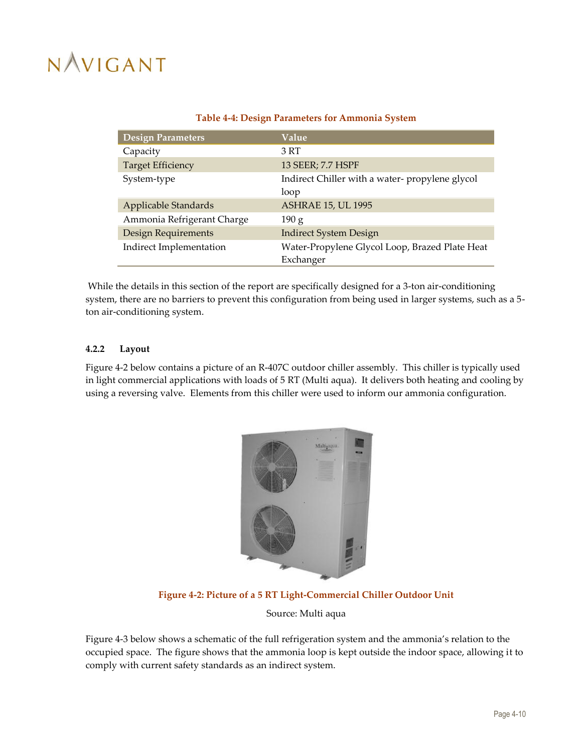**Table 4-4: Design Parameters for Ammonia System**

| Design Parameters | Value |
|---|---|
| Capacity | 3 RT |
| Target Efficiency | 13 SEER; 7.7 HSPF |
| System-type | Indirect Chiller with a water- propylene glycol loop |
| Applicable Standards | ASHRAE 15, UL 1995 |
| Ammonia Refrigerant Charge | 190 g |
| Design Requirements | Indirect System Design |
| Indirect Implementation | Water-Propylene Glycol Loop, Brazed Plate Heat Exchanger |

While the details in this section of the report are specifically designed for a 3-ton air-conditioning system, there are no barriers to prevent this configuration from being used in larger systems, such as a 5-ton air-conditioning system.

### 4.2.2 Layout

Figure 4-2 below contains a picture of an R-407C outdoor chiller assembly. This chiller is typically used in light commercial applications with loads of 5 RT (Multi aqua). It delivers both heating and cooling by using a reversing valve. Elements from this chiller were used to inform our ammonia configuration.

**Figure 4-2: Picture of a 5 RT Light-Commercial Chiller Outdoor Unit**

Source: Multi aqua

Figure 4-3 below shows a schematic of the full refrigeration system and the ammonia's relation to the occupied space. The figure shows that the ammonia loop is kept outside the indoor space, allowing it to comply with current safety standards as an indirect system.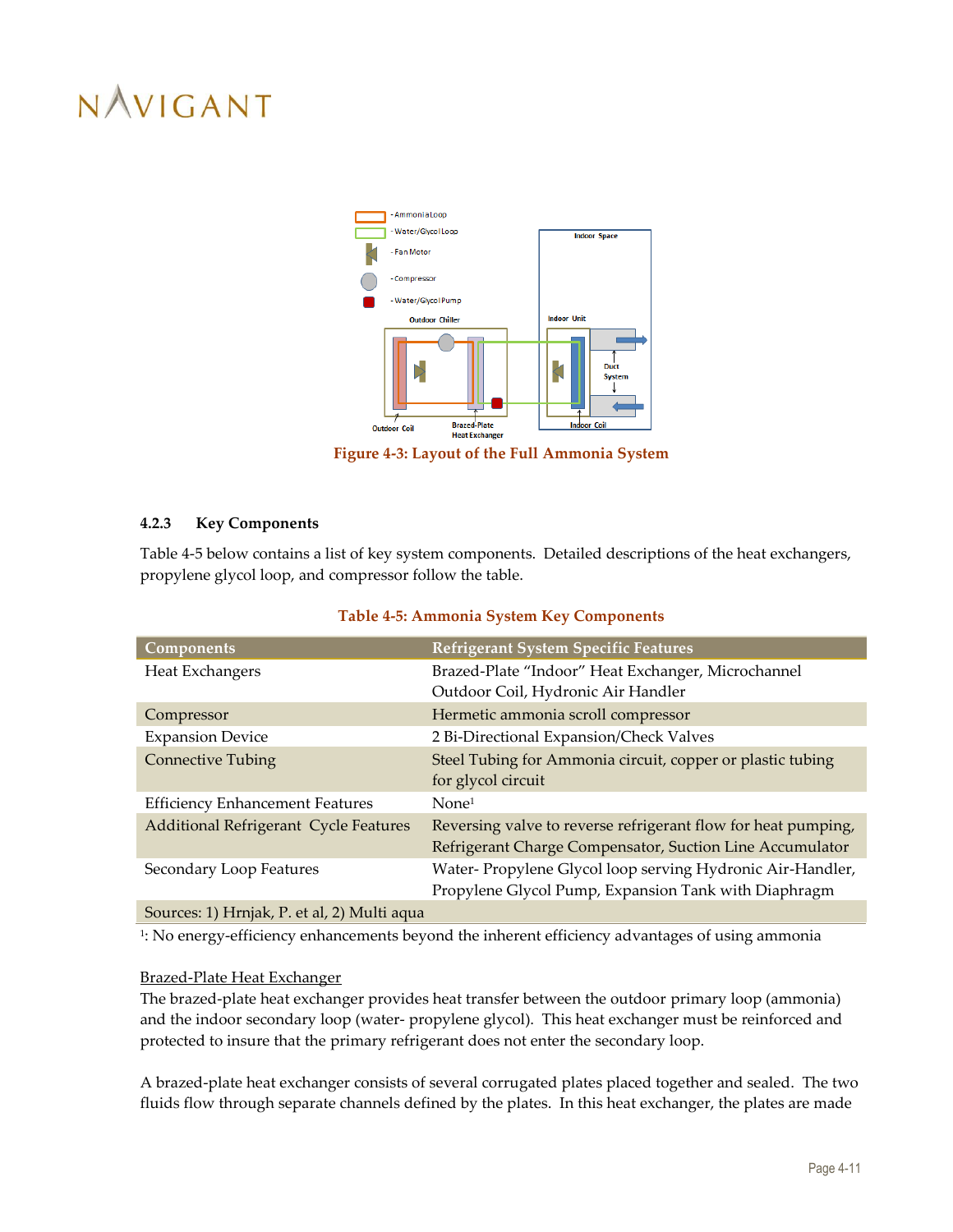Figure 4-3: Layout of the Full Ammonia System

### 4.2.3 Key Components

Table 4-5 below contains a list of key system components. Detailed descriptions of the heat exchangers, propylene glycol loop, and compressor follow the table.

**Table 4-5: Ammonia System Key Components**

| Components | Refrigerant System Specific Features |
|---|---|
| Heat Exchangers | Brazed-Plate "Indoor" Heat Exchanger, Microchannel Outdoor Coil, Hydronic Air Handler |
| Compressor | Hermetic ammonia scroll compressor |
| Expansion Device | 2 Bi-Directional Expansion/Check Valves |
| Connective Tubing | Steel Tubing for Ammonia circuit, copper or plastic tubing for glycol circuit |
| Efficiency Enhancement Features | None[1] |
| Additional Refrigerant Cycle Features | Reversing valve to reverse refrigerant flow for heat pumping, Refrigerant Charge Compensator, Suction Line Accumulator |
| Secondary Loop Features | Water- Propylene Glycol loop serving Hydronic Air-Handler, Propylene Glycol Pump, Expansion Tank with Diaphragm |
| Sources: 1) Hrnjak, P. et al, 2) Multi aqua | |

[1]: No energy-efficiency enhancements beyond the inherent efficiency advantages of using ammonia

Brazed-Plate Heat Exchanger

The brazed-plate heat exchanger provides heat transfer between the outdoor primary loop (ammonia) and the indoor secondary loop (water- propylene glycol). This heat exchanger must be reinforced and protected to insure that the primary refrigerant does not enter the secondary loop.

A brazed-plate heat exchanger consists of several corrugated plates placed together and sealed. The two fluids flow through separate channels defined by the plates. In this heat exchanger, the plates are made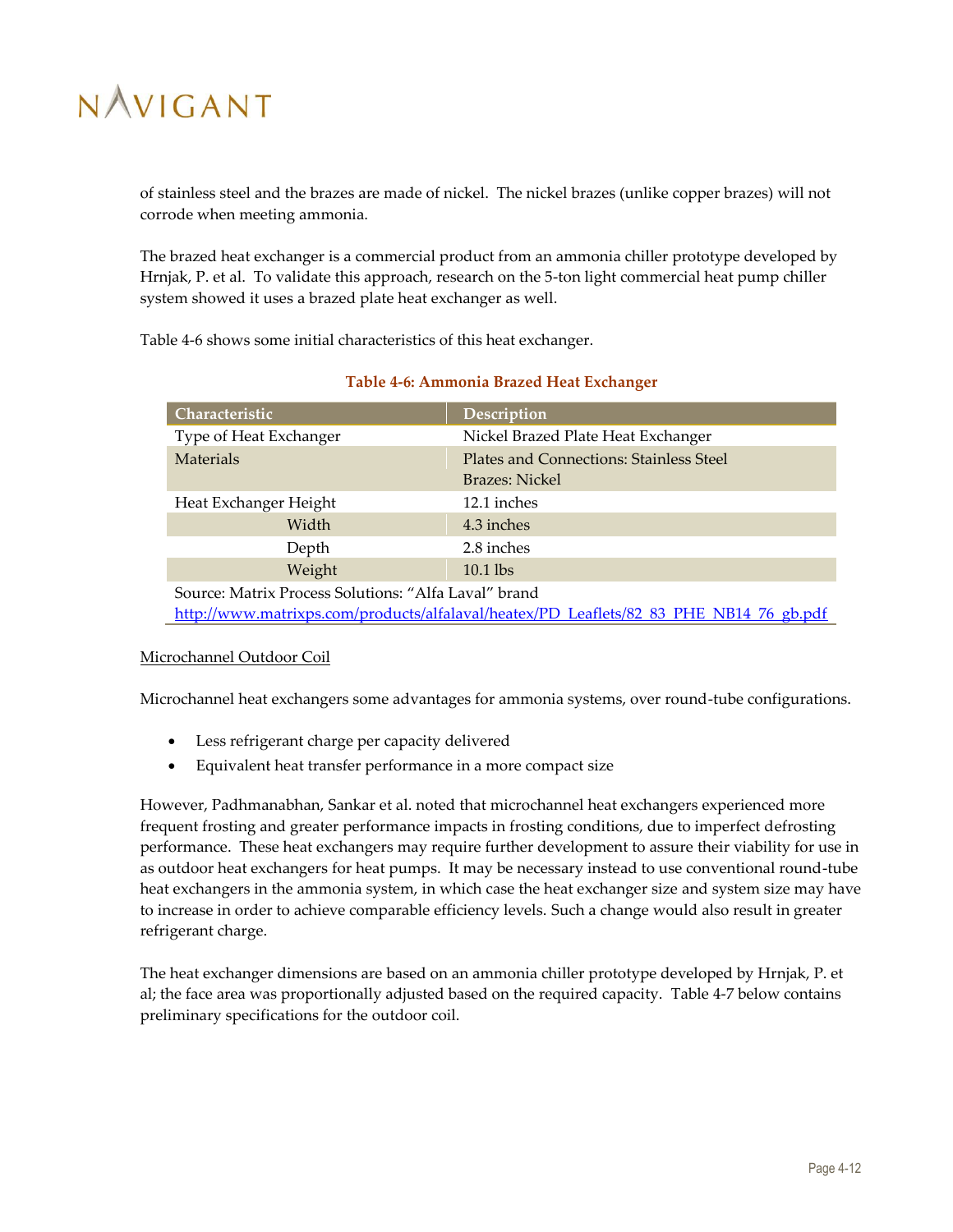of stainless steel and the brazes are made of nickel. The nickel brazes (unlike copper brazes) will not corrode when meeting ammonia.

The brazed heat exchanger is a commercial product from an ammonia chiller prototype developed by Hrnjak, P. et al. To validate this approach, research on the 5-ton light commercial heat pump chiller system showed it uses a brazed plate heat exchanger as well.

Table 4-6 shows some initial characteristics of this heat exchanger.

**Table 4-6: Ammonia Brazed Heat Exchanger**

| Characteristic | Description |
|---|---|
| Type of Heat Exchanger | Nickel Brazed Plate Heat Exchanger |
| Materials | Plates and Connections: Stainless Steel<br>Brazes: Nickel |
| Heat Exchanger Height | 12.1 inches |
| Width | 4.3 inches |
| Depth | 2.8 inches |
| Weight | 10.1 lbs |

Source: Matrix Process Solutions: "Alfa Laval" brand
http://www.matrixps.com/products/alfalaval/heatex/PD_Leaflets/82_83_PHE_NB14_76_gb.pdf

Microchannel Outdoor Coil

Microchannel heat exchangers some advantages for ammonia systems, over round-tube configurations.

- Less refrigerant charge per capacity delivered
- Equivalent heat transfer performance in a more compact size

However, Padhmanabhan, Sankar et al. noted that microchannel heat exchangers experienced more frequent frosting and greater performance impacts in frosting conditions, due to imperfect defrosting performance. These heat exchangers may require further development to assure their viability for use in as outdoor heat exchangers for heat pumps. It may be necessary instead to use conventional round-tube heat exchangers in the ammonia system, in which case the heat exchanger size and system size may have to increase in order to achieve comparable efficiency levels. Such a change would also result in greater refrigerant charge.

The heat exchanger dimensions are based on an ammonia chiller prototype developed by Hrnjak, P. et al; the face area was proportionally adjusted based on the required capacity. Table 4-7 below contains preliminary specifications for the outdoor coil.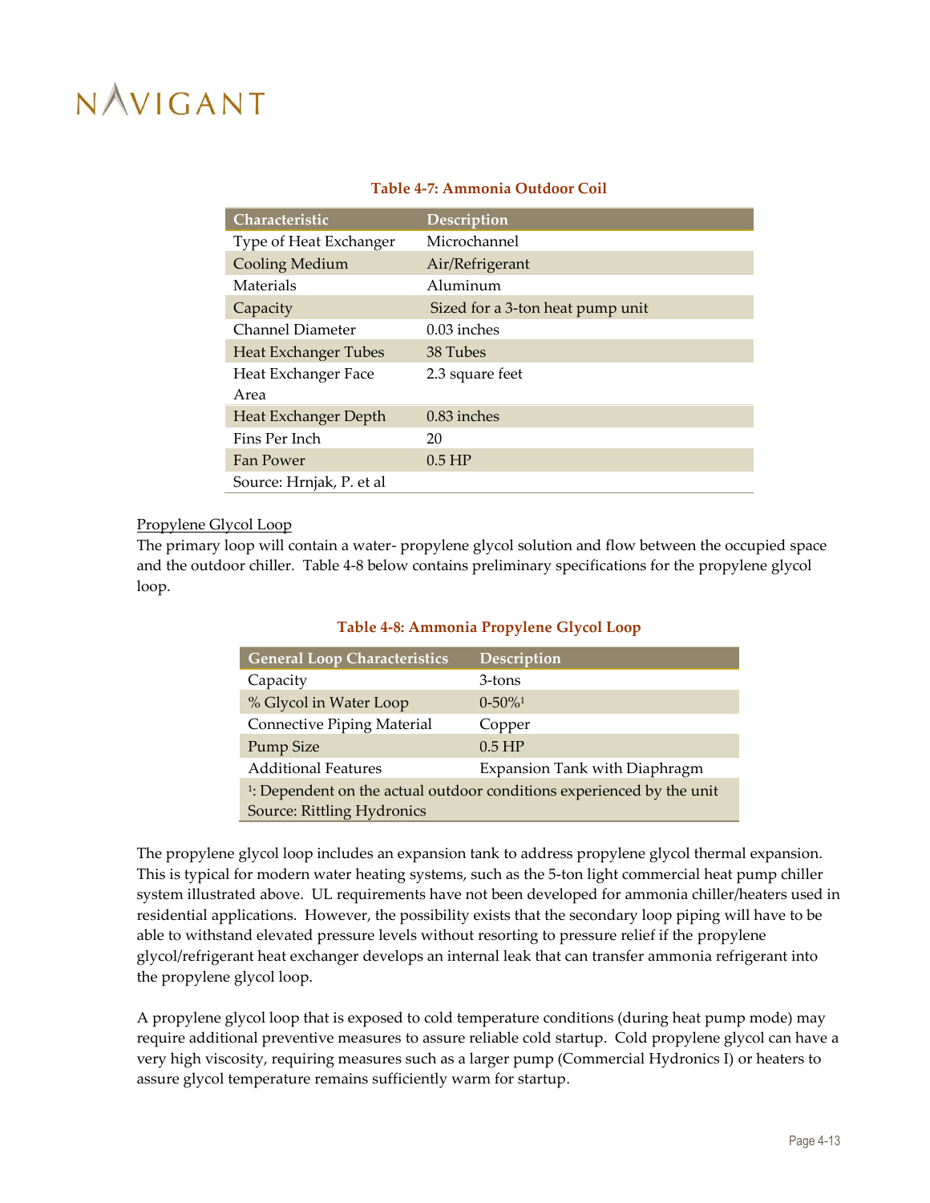**Table 4-7: Ammonia Outdoor Coil**

| Characteristic | Description |
|---|---|
| Type of Heat Exchanger | Microchannel |
| Cooling Medium | Air/Refrigerant |
| Materials | Aluminum |
| Capacity | Sized for a 3-ton heat pump unit |
| Channel Diameter | 0.03 inches |
| Heat Exchanger Tubes | 38 Tubes |
| Heat Exchanger Face Area | 2.3 square feet |
| Heat Exchanger Depth | 0.83 inches |
| Fins Per Inch | 20 |
| Fan Power | 0.5 HP |
| Source: Hrnjak, P. et al | |

Propylene Glycol Loop

The primary loop will contain a water- propylene glycol solution and flow between the occupied space and the outdoor chiller. Table 4-8 below contains preliminary specifications for the propylene glycol loop.

**Table 4-8: Ammonia Propylene Glycol Loop**

| General Loop Characteristics | Description |
|---|---|
| Capacity | 3-tons |
| % Glycol in Water Loop | 0-50%[1] |
| Connective Piping Material | Copper |
| Pump Size | 0.5 HP |
| Additional Features | Expansion Tank with Diaphragm |
| [1]: Dependent on the actual outdoor conditions experienced by the unit | |
| Source: Rittling Hydronics | |

The propylene glycol loop includes an expansion tank to address propylene glycol thermal expansion. This is typical for modern water heating systems, such as the 5-ton light commercial heat pump chiller system illustrated above. UL requirements have not been developed for ammonia chiller/heaters used in residential applications. However, the possibility exists that the secondary loop piping will have to be able to withstand elevated pressure levels without resorting to pressure relief if the propylene glycol/refrigerant heat exchanger develops an internal leak that can transfer ammonia refrigerant into the propylene glycol loop.

A propylene glycol loop that is exposed to cold temperature conditions (during heat pump mode) may require additional preventive measures to assure reliable cold startup. Cold propylene glycol can have a very high viscosity, requiring measures such as a larger pump (Commercial Hydronics I) or heaters to assure glycol temperature remains sufficiently warm for startup.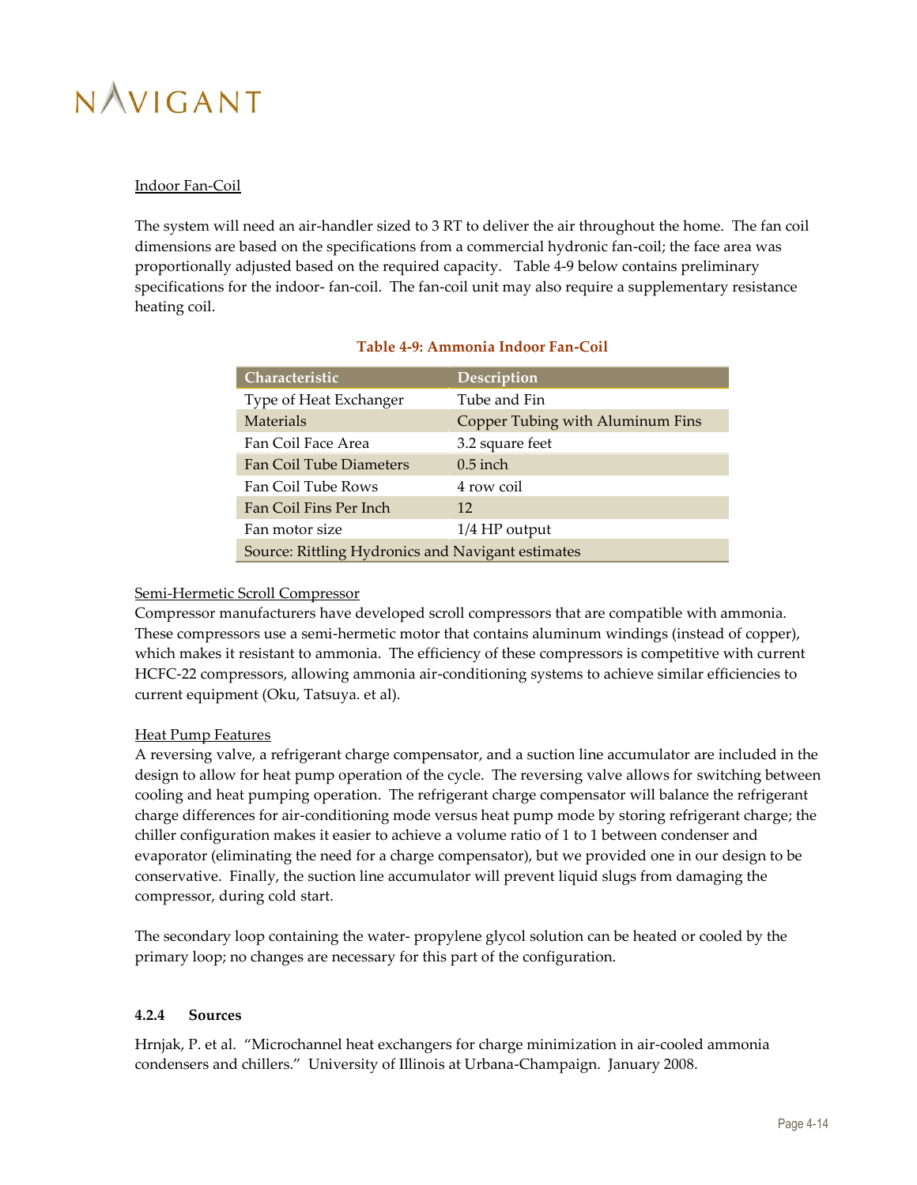Indoor Fan-Coil

The system will need an air-handler sized to 3 RT to deliver the air throughout the home. The fan coil dimensions are based on the specifications from a commercial hydronic fan-coil; the face area was proportionally adjusted based on the required capacity. Table 4-9 below contains preliminary specifications for the indoor- fan-coil. The fan-coil unit may also require a supplementary resistance heating coil.

**Table 4-9: Ammonia Indoor Fan-Coil**

| Characteristic | Description |
| --- | --- |
| Type of Heat Exchanger | Tube and Fin |
| Materials | Copper Tubing with Aluminum Fins |
| Fan Coil Face Area | 3.2 square feet |
| Fan Coil Tube Diameters | 0.5 inch |
| Fan Coil Tube Rows | 4 row coil |
| Fan Coil Fins Per Inch | 12 |
| Fan motor size | 1/4 HP output |
| Source: Rittling Hydronics and Navigant estimates | |

Semi-Hermetic Scroll Compressor

Compressor manufacturers have developed scroll compressors that are compatible with ammonia. These compressors use a semi-hermetic motor that contains aluminum windings (instead of copper), which makes it resistant to ammonia. The efficiency of these compressors is competitive with current HCFC-22 compressors, allowing ammonia air-conditioning systems to achieve similar efficiencies to current equipment (Oku, Tatsuya. et al).

Heat Pump Features

A reversing valve, a refrigerant charge compensator, and a suction line accumulator are included in the design to allow for heat pump operation of the cycle. The reversing valve allows for switching between cooling and heat pumping operation. The refrigerant charge compensator will balance the refrigerant charge differences for air-conditioning mode versus heat pump mode by storing refrigerant charge; the chiller configuration makes it easier to achieve a volume ratio of 1 to 1 between condenser and evaporator (eliminating the need for a charge compensator), but we provided one in our design to be conservative. Finally, the suction line accumulator will prevent liquid slugs from damaging the compressor, during cold start.

The secondary loop containing the water- propylene glycol solution can be heated or cooled by the primary loop; no changes are necessary for this part of the configuration.

### 4.2.4 Sources

Hrnjak, P. et al. "Microchannel heat exchangers for charge minimization in air-cooled ammonia condensers and chillers." University of Illinois at Urbana-Champaign. January 2008.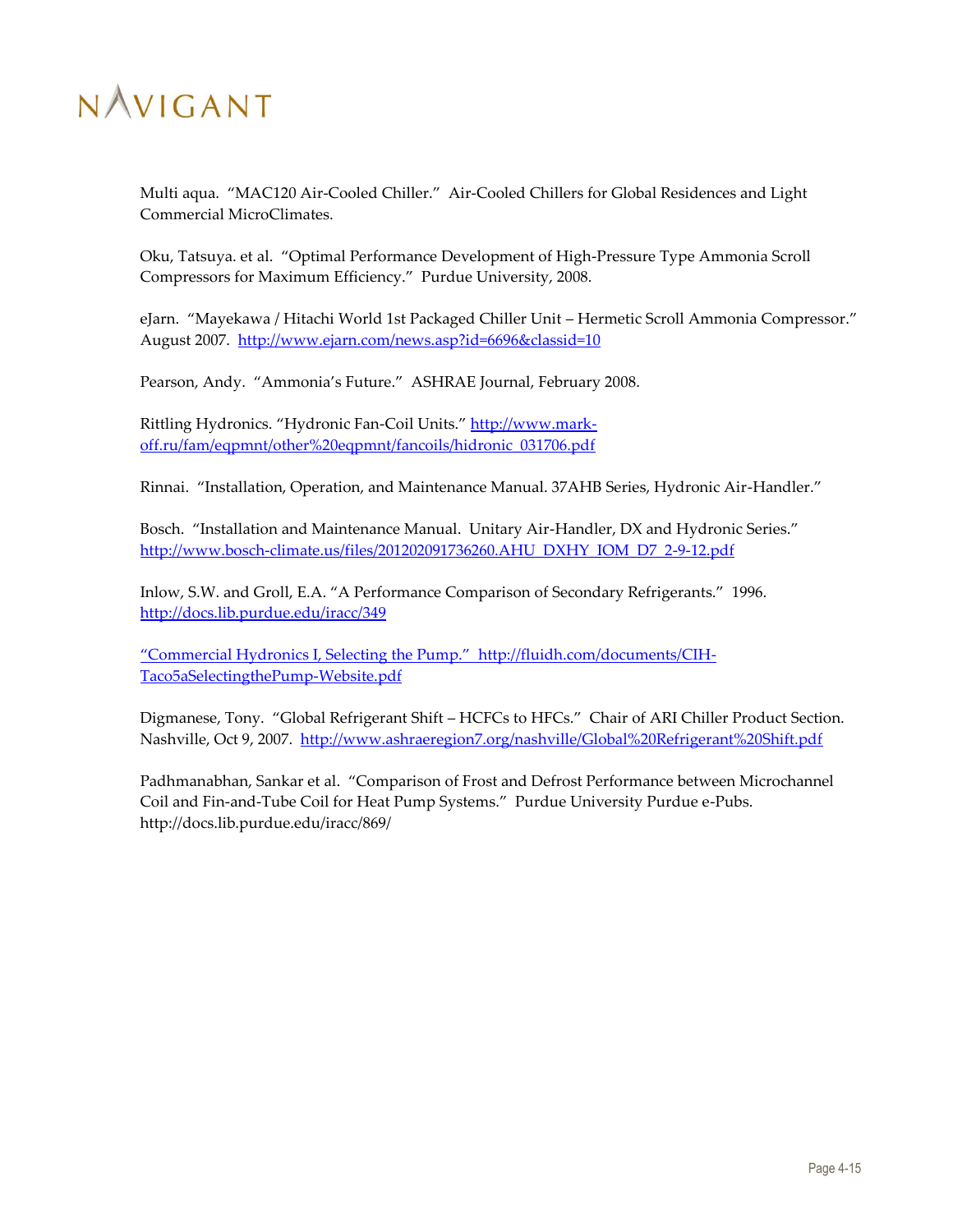Multi aqua. "MAC120 Air-Cooled Chiller." Air-Cooled Chillers for Global Residences and Light Commercial MicroClimates.

Oku, Tatsuya. et al. "Optimal Performance Development of High-Pressure Type Ammonia Scroll Compressors for Maximum Efficiency." Purdue University, 2008.

eJarn. "Mayekawa / Hitachi World 1st Packaged Chiller Unit – Hermetic Scroll Ammonia Compressor." August 2007. http://www.ejarn.com/news.asp?id=6696&classid=10

Pearson, Andy. "Ammonia's Future." ASHRAE Journal, February 2008.

Rittling Hydronics. "Hydronic Fan-Coil Units." http://www.mark-off.ru/fam/eqpmnt/other%20eqpmnt/fancoils/hidronic_031706.pdf

Rinnai. "Installation, Operation, and Maintenance Manual. 37AHB Series, Hydronic Air-Handler."

Bosch. "Installation and Maintenance Manual. Unitary Air-Handler, DX and Hydronic Series." http://www.bosch-climate.us/files/201202091736260.AHU_DXHY_IOM_D7_2-9-12.pdf

Inlow, S.W. and Groll, E.A. "A Performance Comparison of Secondary Refrigerants." 1996. http://docs.lib.purdue.edu/iracc/349

"Commercial Hydronics I, Selecting the Pump." http://fluidh.com/documents/CIH-Taco5aSelectingthePump-Website.pdf

Digmanese, Tony. "Global Refrigerant Shift – HCFCs to HFCs." Chair of ARI Chiller Product Section. Nashville, Oct 9, 2007. http://www.ashraeregion7.org/nashville/Global%20Refrigerant%20Shift.pdf

Padhmanabhan, Sankar et al. "Comparison of Frost and Defrost Performance between Microchannel Coil and Fin-and-Tube Coil for Heat Pump Systems." Purdue University Purdue e-Pubs. http://docs.lib.purdue.edu/iracc/869/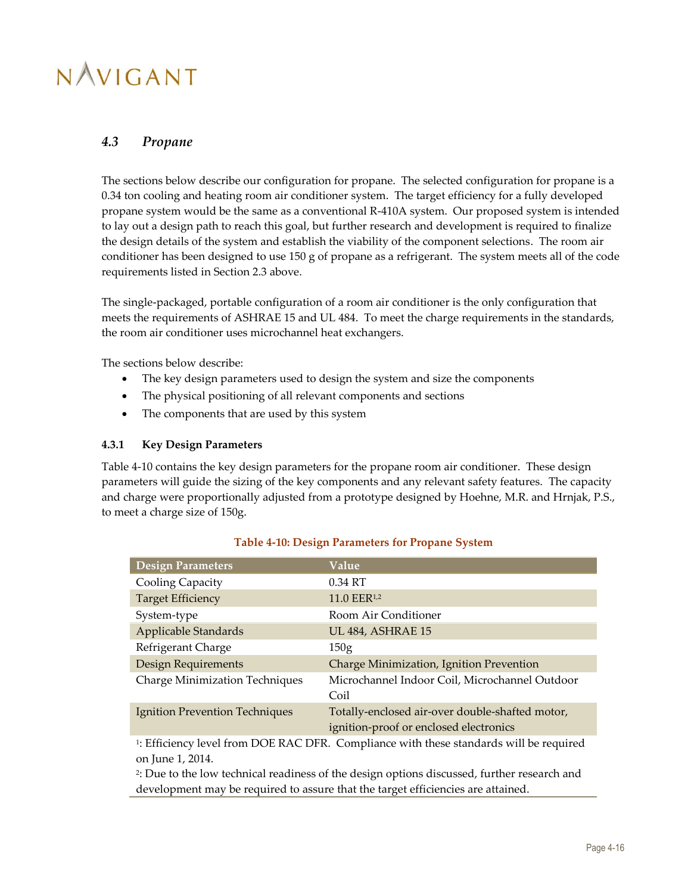## 4.3 *Propane*

The sections below describe our configuration for propane. The selected configuration for propane is a 0.34 ton cooling and heating room air conditioner system. The target efficiency for a fully developed propane system would be the same as a conventional R-410A system. Our proposed system is intended to lay out a design path to reach this goal, but further research and development is required to finalize the design details of the system and establish the viability of the component selections. The room air conditioner has been designed to use 150 g of propane as a refrigerant. The system meets all of the code requirements listed in Section 2.3 above.

The single-packaged, portable configuration of a room air conditioner is the only configuration that meets the requirements of ASHRAE 15 and UL 484. To meet the charge requirements in the standards, the room air conditioner uses microchannel heat exchangers.

The sections below describe:

- The key design parameters used to design the system and size the components
- The physical positioning of all relevant components and sections
- The components that are used by this system

### 4.3.1 Key Design Parameters

Table 4-10 contains the key design parameters for the propane room air conditioner. These design parameters will guide the sizing of the key components and any relevant safety features. The capacity and charge were proportionally adjusted from a prototype designed by Hoehne, M.R. and Hrnjak, P.S., to meet a charge size of 150g.

**Table 4-10: Design Parameters for Propane System**

| Design Parameters | Value |
|---|---|
| Cooling Capacity | 0.34 RT |
| Target Efficiency | 11.0 EER[1,2] |
| System-type | Room Air Conditioner |
| Applicable Standards | UL 484, ASHRAE 15 |
| Refrigerant Charge | 150g |
| Design Requirements | Charge Minimization, Ignition Prevention |
| Charge Minimization Techniques | Microchannel Indoor Coil, Microchannel Outdoor Coil |
| Ignition Prevention Techniques | Totally-enclosed air-over double-shafted motor, ignition-proof or enclosed electronics |

[1]: Efficiency level from DOE RAC DFR. Compliance with these standards will be required on June 1, 2014.

[2]: Due to the low technical readiness of the design options discussed, further research and development may be required to assure that the target efficiencies are attained.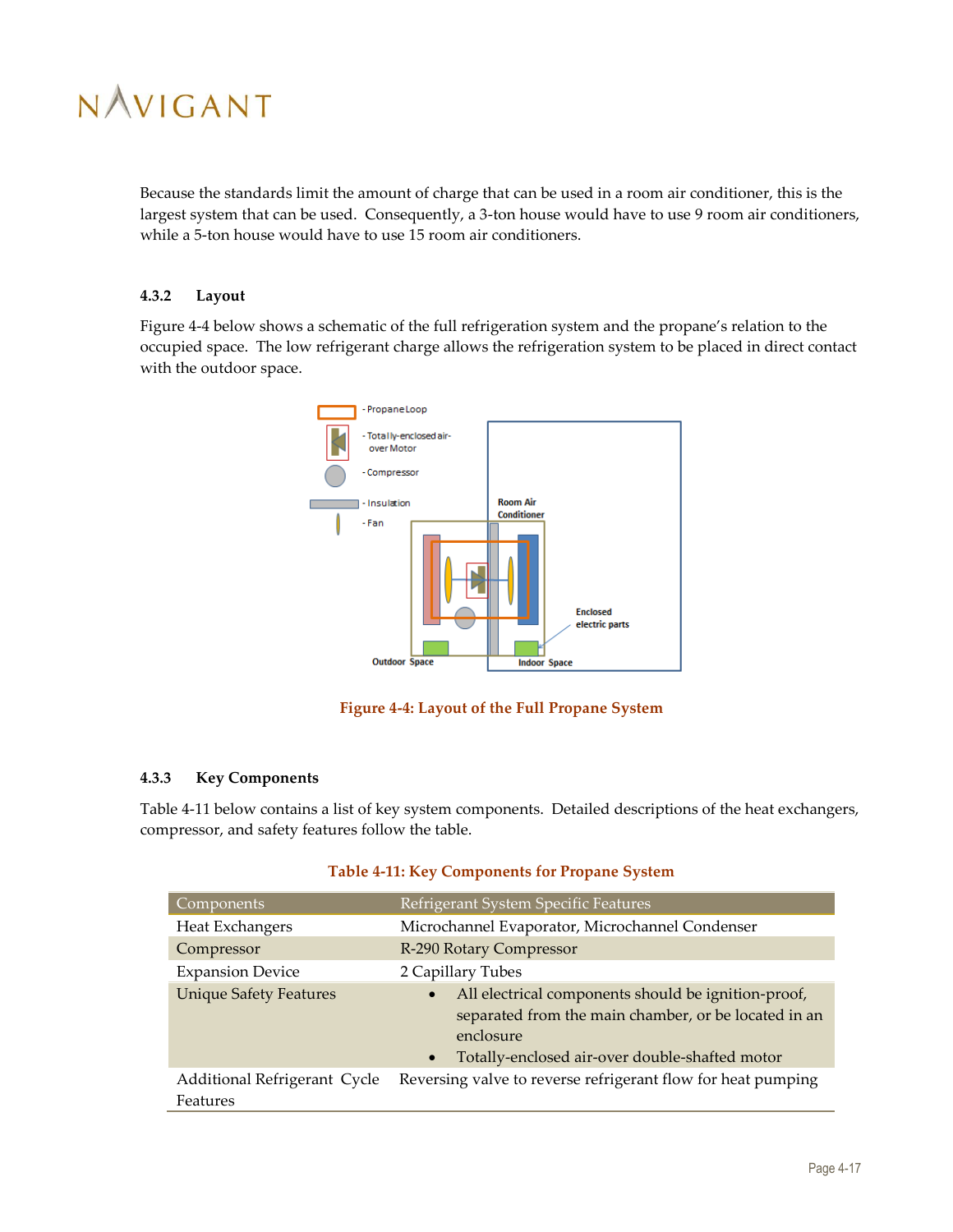Because the standards limit the amount of charge that can be used in a room air conditioner, this is the largest system that can be used. Consequently, a 3-ton house would have to use 9 room air conditioners, while a 5-ton house would have to use 15 room air conditioners.

### 4.3.2 Layout

Figure 4-4 below shows a schematic of the full refrigeration system and the propane's relation to the occupied space. The low refrigerant charge allows the refrigeration system to be placed in direct contact with the outdoor space.

Figure 4-4: Layout of the Full Propane System

### 4.3.3 Key Components

Table 4-11 below contains a list of key system components. Detailed descriptions of the heat exchangers, compressor, and safety features follow the table.

Table 4-11: Key Components for Propane System

| Components | Refrigerant System Specific Features |
|---|---|
| Heat Exchangers | Microchannel Evaporator, Microchannel Condenser |
| Compressor | R-290 Rotary Compressor |
| Expansion Device | 2 Capillary Tubes |
| Unique Safety Features | • All electrical components should be ignition-proof, separated from the main chamber, or be located in an enclosure<br>• Totally-enclosed air-over double-shafted motor |
| Additional Refrigerant Cycle Features | Reversing valve to reverse refrigerant flow for heat pumping |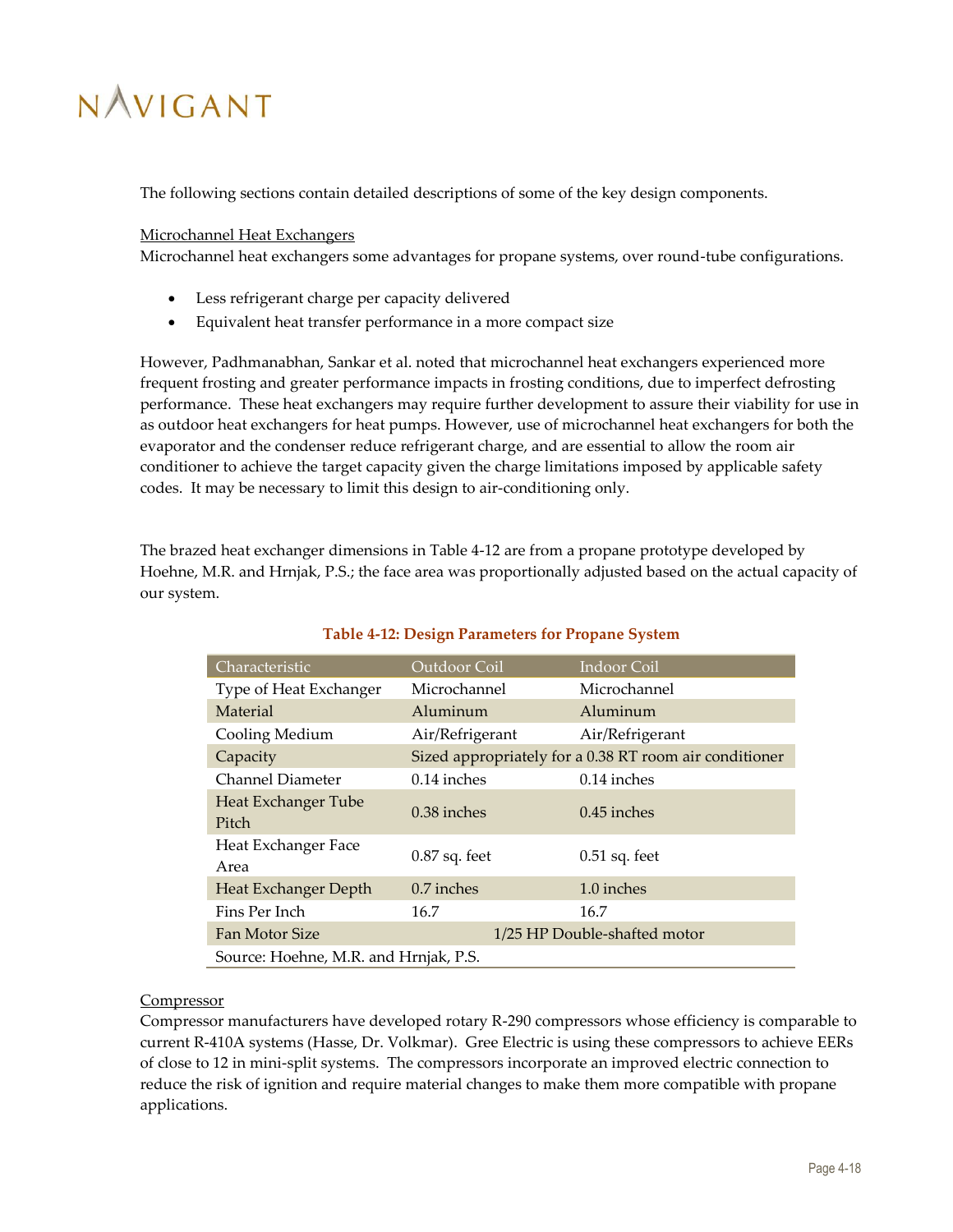The following sections contain detailed descriptions of some of the key design components.

Microchannel Heat Exchangers

Microchannel heat exchangers some advantages for propane systems, over round-tube configurations.

- Less refrigerant charge per capacity delivered
- Equivalent heat transfer performance in a more compact size

However, Padhmanabhan, Sankar et al. noted that microchannel heat exchangers experienced more frequent frosting and greater performance impacts in frosting conditions, due to imperfect defrosting performance. These heat exchangers may require further development to assure their viability for use in as outdoor heat exchangers for heat pumps. However, use of microchannel heat exchangers for both the evaporator and the condenser reduce refrigerant charge, and are essential to allow the room air conditioner to achieve the target capacity given the charge limitations imposed by applicable safety codes. It may be necessary to limit this design to air-conditioning only.

The brazed heat exchanger dimensions in Table 4-12 are from a propane prototype developed by Hoehne, M.R. and Hrnjak, P.S.; the face area was proportionally adjusted based on the actual capacity of our system.

**Table 4-12: Design Parameters for Propane System**

| Characteristic | Outdoor Coil | Indoor Coil |
|---|---|---|
| Type of Heat Exchanger | Microchannel | Microchannel |
| Material | Aluminum | Aluminum |
| Cooling Medium | Air/Refrigerant | Air/Refrigerant |
| Capacity | Sized appropriately for a 0.38 RT room air conditioner | |
| Channel Diameter | 0.14 inches | 0.14 inches |
| Heat Exchanger Tube Pitch | 0.38 inches | 0.45 inches |
| Heat Exchanger Face Area | 0.87 sq. feet | 0.51 sq. feet |
| Heat Exchanger Depth | 0.7 inches | 1.0 inches |
| Fins Per Inch | 16.7 | 16.7 |
| Fan Motor Size | 1/25 HP Double-shafted motor | |
| Source: Hoehne, M.R. and Hrnjak, P.S. | | |

Compressor

Compressor manufacturers have developed rotary R-290 compressors whose efficiency is comparable to current R-410A systems (Hasse, Dr. Volkmar). Gree Electric is using these compressors to achieve EERs of close to 12 in mini-split systems. The compressors incorporate an improved electric connection to reduce the risk of ignition and require material changes to make them more compatible with propane applications.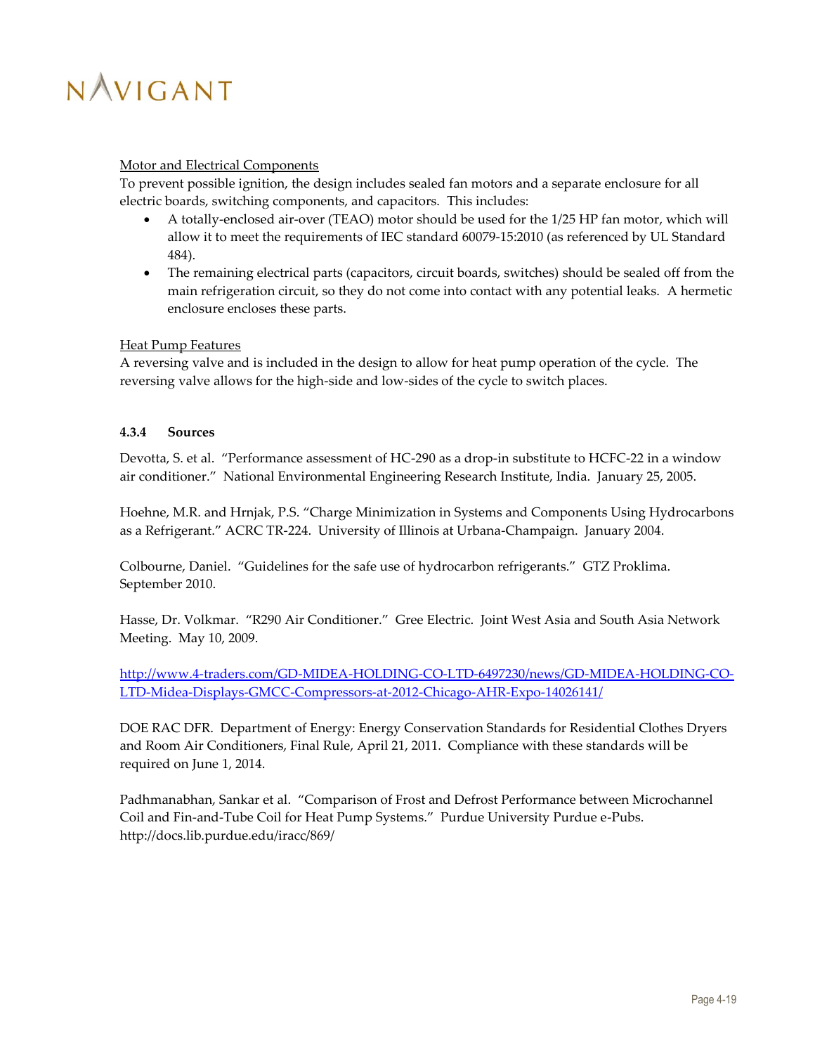Motor and Electrical Components

To prevent possible ignition, the design includes sealed fan motors and a separate enclosure for all electric boards, switching components, and capacitors. This includes:

- A totally-enclosed air-over (TEAO) motor should be used for the 1/25 HP fan motor, which will allow it to meet the requirements of IEC standard 60079-15:2010 (as referenced by UL Standard 484).
- The remaining electrical parts (capacitors, circuit boards, switches) should be sealed off from the main refrigeration circuit, so they do not come into contact with any potential leaks. A hermetic enclosure encloses these parts.

Heat Pump Features

A reversing valve and is included in the design to allow for heat pump operation of the cycle. The reversing valve allows for the high-side and low-sides of the cycle to switch places.

#### 4.3.4 Sources

Devotta, S. et al. "Performance assessment of HC-290 as a drop-in substitute to HCFC-22 in a window air conditioner." National Environmental Engineering Research Institute, India. January 25, 2005.

Hoehne, M.R. and Hrnjak, P.S. "Charge Minimization in Systems and Components Using Hydrocarbons as a Refrigerant." ACRC TR-224. University of Illinois at Urbana-Champaign. January 2004.

Colbourne, Daniel. "Guidelines for the safe use of hydrocarbon refrigerants." GTZ Proklima. September 2010.

Hasse, Dr. Volkmar. "R290 Air Conditioner." Gree Electric. Joint West Asia and South Asia Network Meeting. May 10, 2009.

http://www.4-traders.com/GD-MIDEA-HOLDING-CO-LTD-6497230/news/GD-MIDEA-HOLDING-CO-LTD-Midea-Displays-GMCC-Compressors-at-2012-Chicago-AHR-Expo-14026141/

DOE RAC DFR. Department of Energy: Energy Conservation Standards for Residential Clothes Dryers and Room Air Conditioners, Final Rule, April 21, 2011. Compliance with these standards will be required on June 1, 2014.

Padhmanabhan, Sankar et al. "Comparison of Frost and Defrost Performance between Microchannel Coil and Fin-and-Tube Coil for Heat Pump Systems." Purdue University Purdue e-Pubs. http://docs.lib.purdue.edu/iracc/869/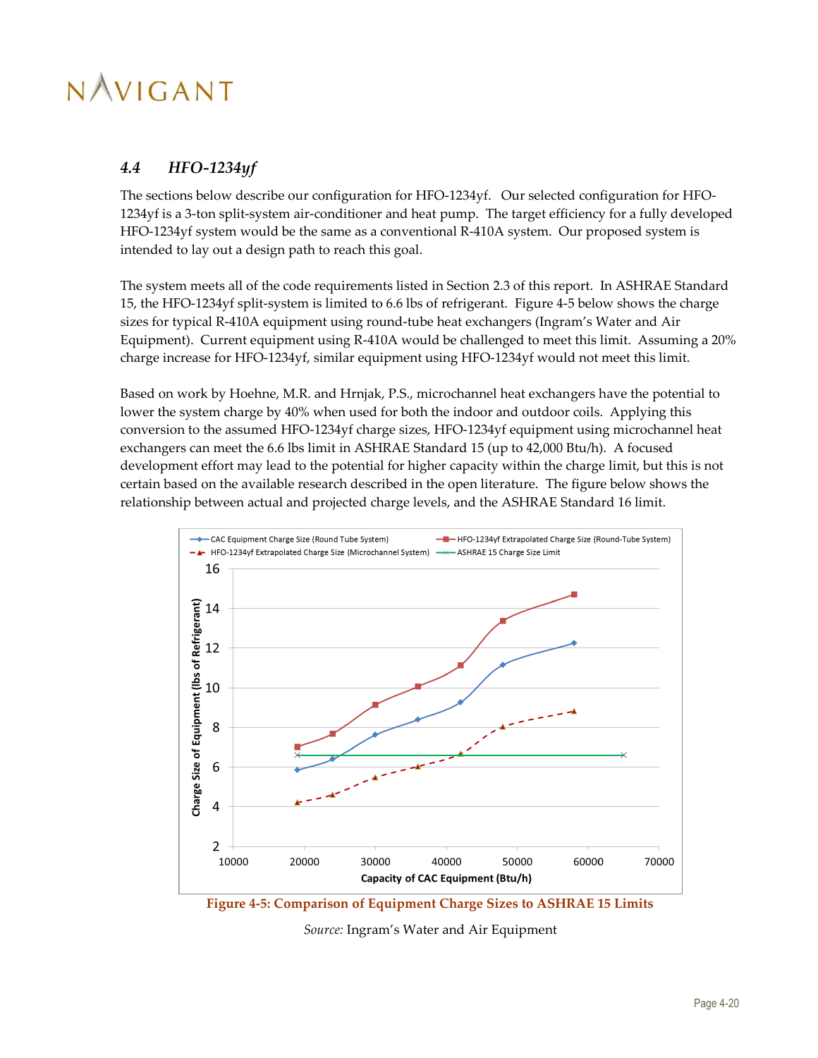## 4.4 *HFO-1234yf*

The sections below describe our configuration for HFO-1234yf. Our selected configuration for HFO-1234yf is a 3-ton split-system air-conditioner and heat pump. The target efficiency for a fully developed HFO-1234yf system would be the same as a conventional R-410A system. Our proposed system is intended to lay out a design path to reach this goal.

The system meets all of the code requirements listed in Section 2.3 of this report. In ASHRAE Standard 15, the HFO-1234yf split-system is limited to 6.6 lbs of refrigerant. Figure 4-5 below shows the charge sizes for typical R-410A equipment using round-tube heat exchangers (Ingram's Water and Air Equipment). Current equipment using R-410A would be challenged to meet this limit. Assuming a 20% charge increase for HFO-1234yf, similar equipment using HFO-1234yf would not meet this limit.

Based on work by Hoehne, M.R. and Hrnjak, P.S., microchannel heat exchangers have the potential to lower the system charge by 40% when used for both the indoor and outdoor coils. Applying this conversion to the assumed HFO-1234yf charge sizes, HFO-1234yf equipment using microchannel heat exchangers can meet the 6.6 lbs limit in ASHRAE Standard 15 (up to 42,000 Btu/h). A focused development effort may lead to the potential for higher capacity within the charge limit, but this is not certain based on the available research described in the open literature. The figure below shows the relationship between actual and projected charge levels, and the ASHRAE Standard 16 limit.

**Figure 4-5: Comparison of Equipment Charge Sizes to ASHRAE 15 Limits**

*Source:* Ingram's Water and Air Equipment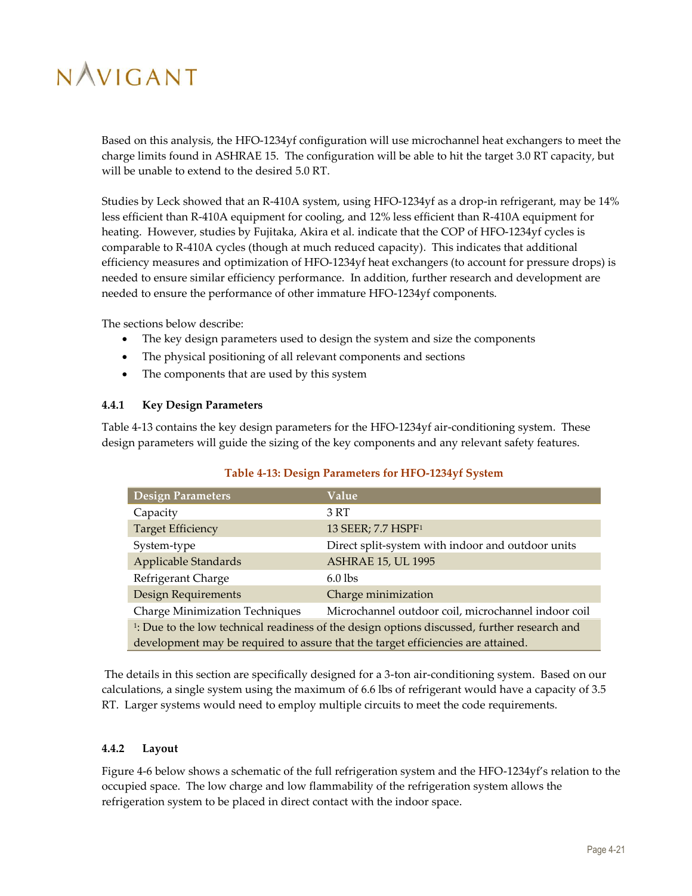Based on this analysis, the HFO-1234yf configuration will use microchannel heat exchangers to meet the charge limits found in ASHRAE 15. The configuration will be able to hit the target 3.0 RT capacity, but will be unable to extend to the desired 5.0 RT.

Studies by Leck showed that an R-410A system, using HFO-1234yf as a drop-in refrigerant, may be 14% less efficient than R-410A equipment for cooling, and 12% less efficient than R-410A equipment for heating. However, studies by Fujitaka, Akira et al. indicate that the COP of HFO-1234yf cycles is comparable to R-410A cycles (though at much reduced capacity). This indicates that additional efficiency measures and optimization of HFO-1234yf heat exchangers (to account for pressure drops) is needed to ensure similar efficiency performance. In addition, further research and development are needed to ensure the performance of other immature HFO-1234yf components.

The sections below describe:

- The key design parameters used to design the system and size the components
- The physical positioning of all relevant components and sections
- The components that are used by this system

### 4.4.1 Key Design Parameters

Table 4-13 contains the key design parameters for the HFO-1234yf air-conditioning system. These design parameters will guide the sizing of the key components and any relevant safety features.

**Table 4-13: Design Parameters for HFO-1234yf System**

| Design Parameters | Value |
| --- | --- |
| Capacity | 3 RT |
| Target Efficiency | 13 SEER; 7.7 HSPF[1] |
| System-type | Direct split-system with indoor and outdoor units |
| Applicable Standards | ASHRAE 15, UL 1995 |
| Refrigerant Charge | 6.0 lbs |
| Design Requirements | Charge minimization |
| Charge Minimization Techniques | Microchannel outdoor coil, microchannel indoor coil |
| [1]: Due to the low technical readiness of the design options discussed, further research and development may be required to assure that the target efficiencies are attained. | |

The details in this section are specifically designed for a 3-ton air-conditioning system. Based on our calculations, a single system using the maximum of 6.6 lbs of refrigerant would have a capacity of 3.5 RT. Larger systems would need to employ multiple circuits to meet the code requirements.

### 4.4.2 Layout

Figure 4-6 below shows a schematic of the full refrigeration system and the HFO-1234yf's relation to the occupied space. The low charge and low flammability of the refrigeration system allows the refrigeration system to be placed in direct contact with the indoor space.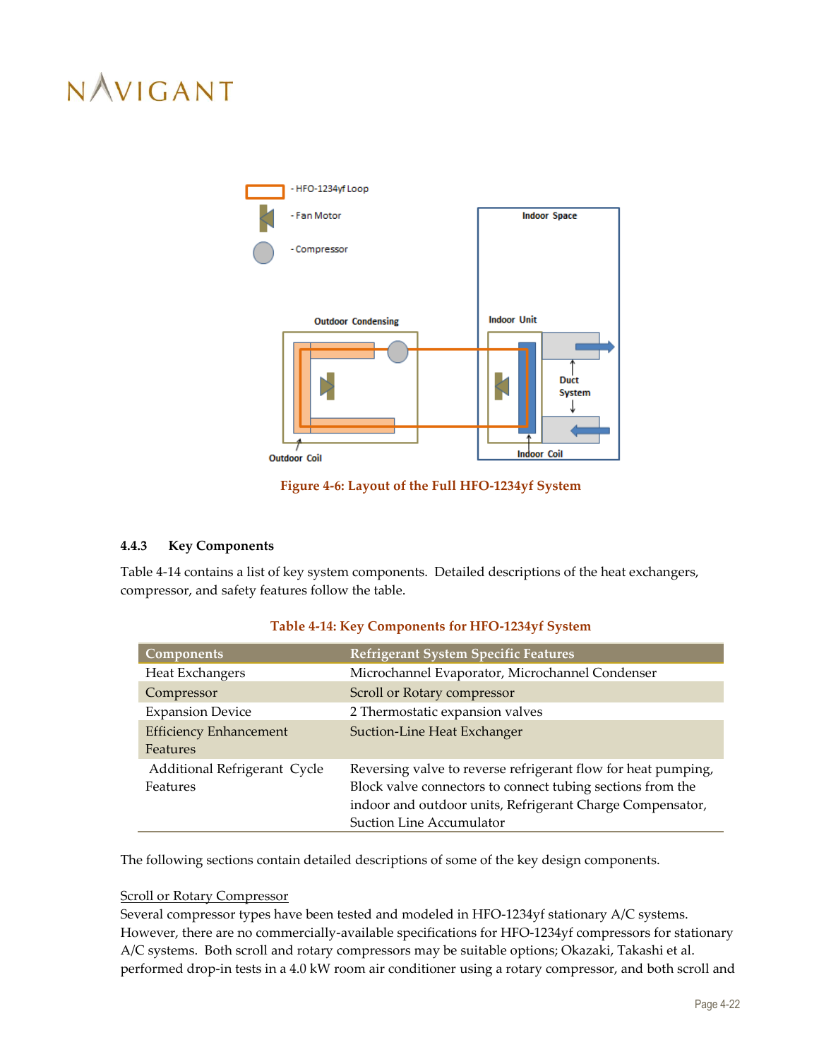Figure 4-6: Layout of the Full HFO-1234yf System

### 4.4.3 Key Components

Table 4-14 contains a list of key system components. Detailed descriptions of the heat exchangers, compressor, and safety features follow the table.

Table 4-14: Key Components for HFO-1234yf System

| Components | Refrigerant System Specific Features |
|---|---|
| Heat Exchangers | Microchannel Evaporator, Microchannel Condenser |
| Compressor | Scroll or Rotary compressor |
| Expansion Device | 2 Thermostatic expansion valves |
| Efficiency Enhancement Features | Suction-Line Heat Exchanger |
| Additional Refrigerant Cycle Features | Reversing valve to reverse refrigerant flow for heat pumping, Block valve connectors to connect tubing sections from the indoor and outdoor units, Refrigerant Charge Compensator, Suction Line Accumulator |

The following sections contain detailed descriptions of some of the key design components.

Scroll or Rotary Compressor

Several compressor types have been tested and modeled in HFO-1234yf stationary A/C systems. However, there are no commercially-available specifications for HFO-1234yf compressors for stationary A/C systems. Both scroll and rotary compressors may be suitable options; Okazaki, Takashi et al. performed drop-in tests in a 4.0 kW room air conditioner using a rotary compressor, and both scroll and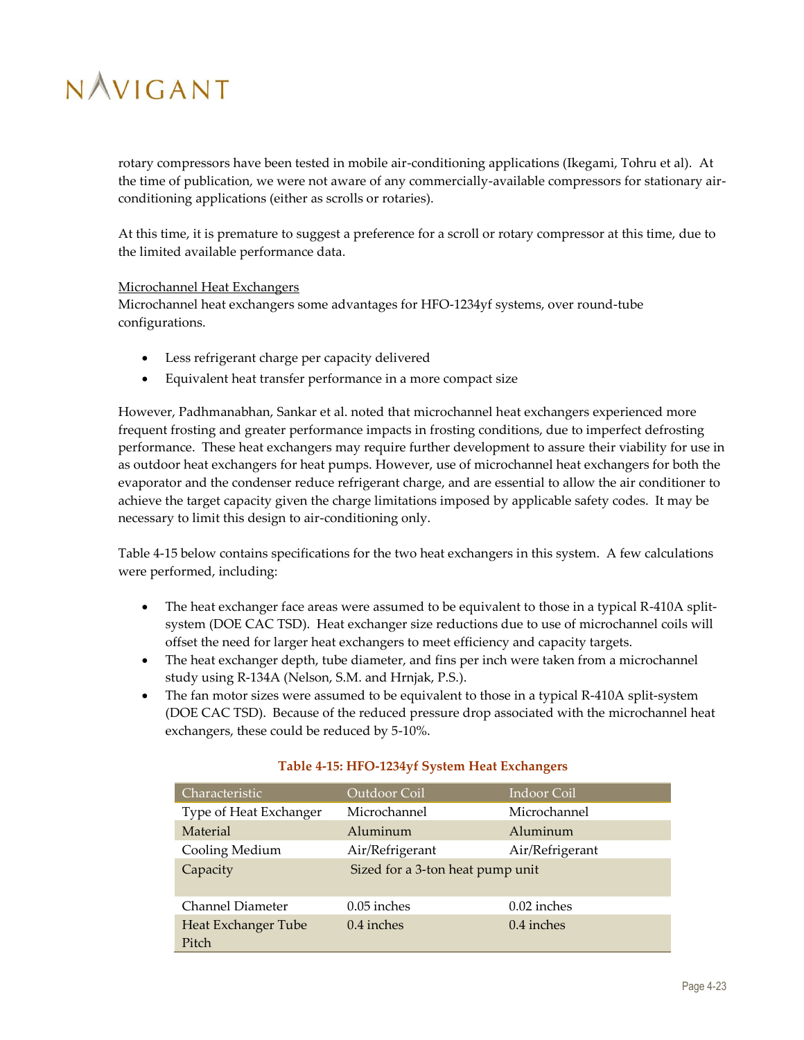rotary compressors have been tested in mobile air-conditioning applications (Ikegami, Tohru et al). At the time of publication, we were not aware of any commercially-available compressors for stationary air-conditioning applications (either as scrolls or rotaries).

At this time, it is premature to suggest a preference for a scroll or rotary compressor at this time, due to the limited available performance data.

Microchannel Heat Exchangers

Microchannel heat exchangers some advantages for HFO-1234yf systems, over round-tube configurations.

- Less refrigerant charge per capacity delivered
- Equivalent heat transfer performance in a more compact size

However, Padhmanabhan, Sankar et al. noted that microchannel heat exchangers experienced more frequent frosting and greater performance impacts in frosting conditions, due to imperfect defrosting performance. These heat exchangers may require further development to assure their viability for use in as outdoor heat exchangers for heat pumps. However, use of microchannel heat exchangers for both the evaporator and the condenser reduce refrigerant charge, and are essential to allow the air conditioner to achieve the target capacity given the charge limitations imposed by applicable safety codes. It may be necessary to limit this design to air-conditioning only.

Table 4-15 below contains specifications for the two heat exchangers in this system. A few calculations were performed, including:

- The heat exchanger face areas were assumed to be equivalent to those in a typical R-410A split-system (DOE CAC TSD). Heat exchanger size reductions due to use of microchannel coils will offset the need for larger heat exchangers to meet efficiency and capacity targets.
- The heat exchanger depth, tube diameter, and fins per inch were taken from a microchannel study using R-134A (Nelson, S.M. and Hrnjak, P.S.).
- The fan motor sizes were assumed to be equivalent to those in a typical R-410A split-system (DOE CAC TSD). Because of the reduced pressure drop associated with the microchannel heat exchangers, these could be reduced by 5-10%.

**Table 4-15: HFO-1234yf System Heat Exchangers**

| Characteristic | Outdoor Coil | Indoor Coil |
|---|---|---|
| Type of Heat Exchanger | Microchannel | Microchannel |
| Material | Aluminum | Aluminum |
| Cooling Medium | Air/Refrigerant | Air/Refrigerant |
| Capacity | Sized for a 3-ton heat pump unit | |
| Channel Diameter | 0.05 inches | 0.02 inches |
| Heat Exchanger Tube Pitch | 0.4 inches | 0.4 inches |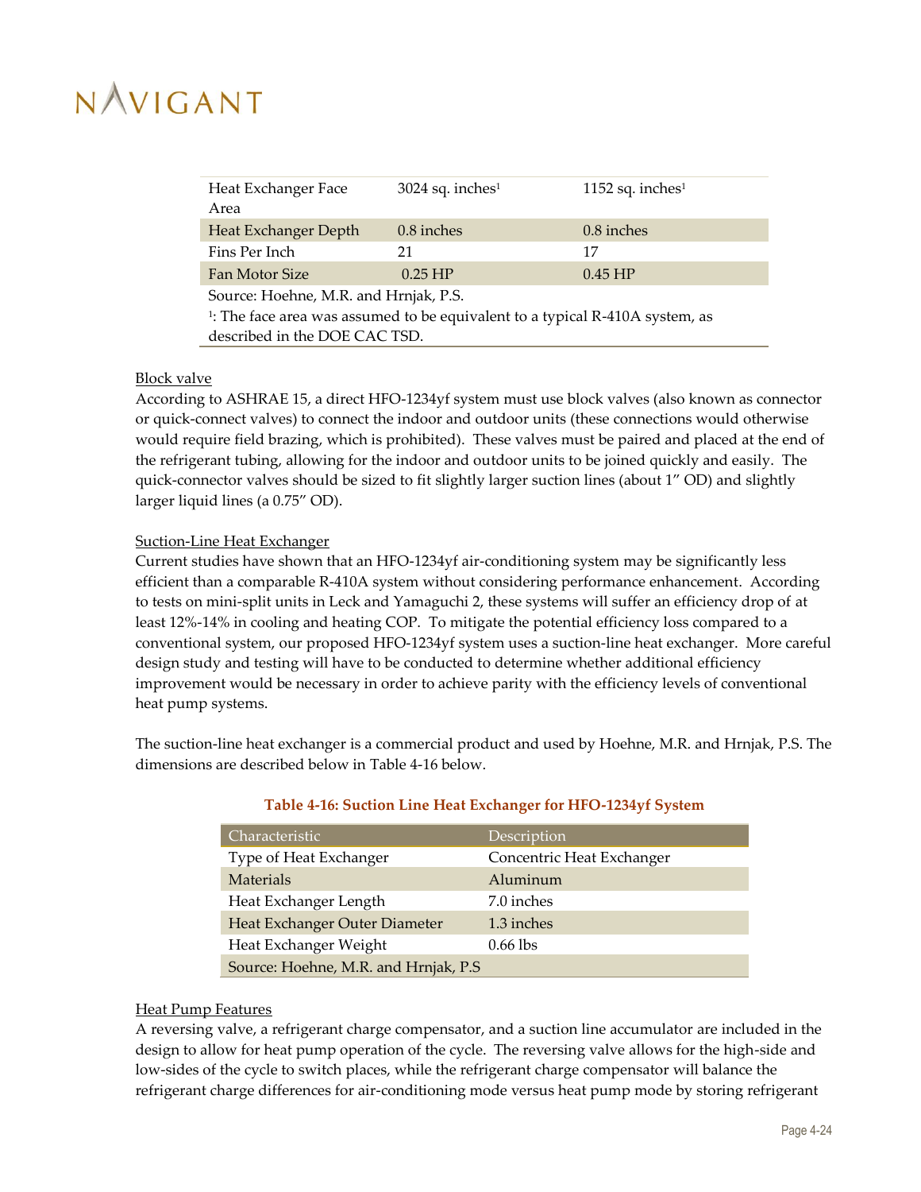| Heat Exchanger Face Area | 3024 sq. inches[1] | 1152 sq. inches[1] |
|---|---|---|
| Heat Exchanger Depth | 0.8 inches | 0.8 inches |
| Fins Per Inch | 21 | 17 |
| Fan Motor Size | 0.25 HP | 0.45 HP |
| Source: Hoehne, M.R. and Hrnjak, P.S. | | |
| [1]: The face area was assumed to be equivalent to a typical R-410A system, as described in the DOE CAC TSD. | | |

Block valve

According to ASHRAE 15, a direct HFO-1234yf system must use block valves (also known as connector or quick-connect valves) to connect the indoor and outdoor units (these connections would otherwise would require field brazing, which is prohibited). These valves must be paired and placed at the end of the refrigerant tubing, allowing for the indoor and outdoor units to be joined quickly and easily. The quick-connector valves should be sized to fit slightly larger suction lines (about 1" OD) and slightly larger liquid lines (a 0.75" OD).

Suction-Line Heat Exchanger

Current studies have shown that an HFO-1234yf air-conditioning system may be significantly less efficient than a comparable R-410A system without considering performance enhancement. According to tests on mini-split units in Leck and Yamaguchi 2, these systems will suffer an efficiency drop of at least 12%-14% in cooling and heating COP. To mitigate the potential efficiency loss compared to a conventional system, our proposed HFO-1234yf system uses a suction-line heat exchanger. More careful design study and testing will have to be conducted to determine whether additional efficiency improvement would be necessary in order to achieve parity with the efficiency levels of conventional heat pump systems.

The suction-line heat exchanger is a commercial product and used by Hoehne, M.R. and Hrnjak, P.S. The dimensions are described below in Table 4-16 below.

**Table 4-16: Suction Line Heat Exchanger for HFO-1234yf System**

| Characteristic | Description |
|---|---|
| Type of Heat Exchanger | Concentric Heat Exchanger |
| Materials | Aluminum |
| Heat Exchanger Length | 7.0 inches |
| Heat Exchanger Outer Diameter | 1.3 inches |
| Heat Exchanger Weight | 0.66 lbs |
| Source: Hoehne, M.R. and Hrnjak, P.S | |

Heat Pump Features

A reversing valve, a refrigerant charge compensator, and a suction line accumulator are included in the design to allow for heat pump operation of the cycle. The reversing valve allows for the high-side and low-sides of the cycle to switch places, while the refrigerant charge compensator will balance the refrigerant charge differences for air-conditioning mode versus heat pump mode by storing refrigerant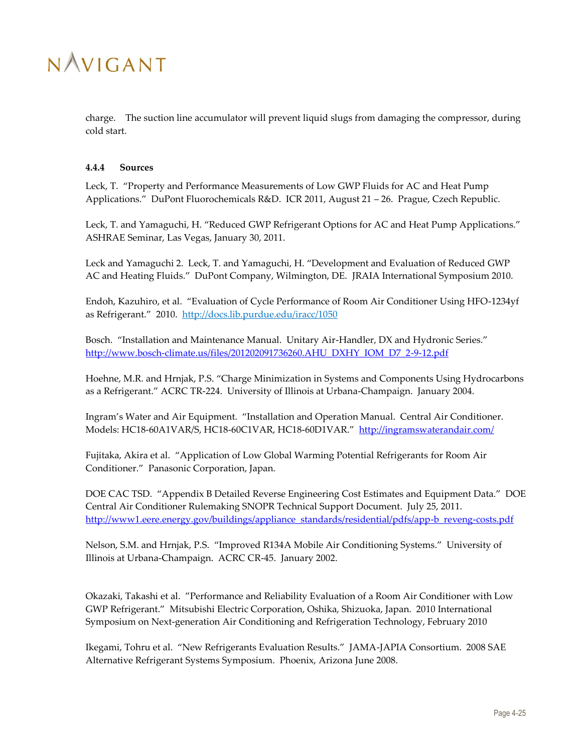charge. The suction line accumulator will prevent liquid slugs from damaging the compressor, during cold start.

### 4.4.4 Sources

Leck, T. "Property and Performance Measurements of Low GWP Fluids for AC and Heat Pump Applications." DuPont Fluorochemicals R&D. ICR 2011, August 21 – 26. Prague, Czech Republic.

Leck, T. and Yamaguchi, H. "Reduced GWP Refrigerant Options for AC and Heat Pump Applications." ASHRAE Seminar, Las Vegas, January 30, 2011.

Leck and Yamaguchi 2. Leck, T. and Yamaguchi, H. "Development and Evaluation of Reduced GWP AC and Heating Fluids." DuPont Company, Wilmington, DE. JRAIA International Symposium 2010.

Endoh, Kazuhiro, et al. "Evaluation of Cycle Performance of Room Air Conditioner Using HFO-1234yf as Refrigerant." 2010. http://docs.lib.purdue.edu/iracc/1050

Bosch. "Installation and Maintenance Manual. Unitary Air-Handler, DX and Hydronic Series." http://www.bosch-climate.us/files/201202091736260.AHU_DXHY_IOM_D7_2-9-12.pdf

Hoehne, M.R. and Hrnjak, P.S. "Charge Minimization in Systems and Components Using Hydrocarbons as a Refrigerant." ACRC TR-224. University of Illinois at Urbana-Champaign. January 2004.

Ingram's Water and Air Equipment. "Installation and Operation Manual. Central Air Conditioner. Models: HC18-60A1VAR/S, HC18-60C1VAR, HC18-60D1VAR." http://ingramswaterandair.com/

Fujitaka, Akira et al. "Application of Low Global Warming Potential Refrigerants for Room Air Conditioner." Panasonic Corporation, Japan.

DOE CAC TSD. "Appendix B Detailed Reverse Engineering Cost Estimates and Equipment Data." DOE Central Air Conditioner Rulemaking SNOPR Technical Support Document. July 25, 2011. http://www1.eere.energy.gov/buildings/appliance_standards/residential/pdfs/app-b_reveng-costs.pdf

Nelson, S.M. and Hrnjak, P.S. "Improved R134A Mobile Air Conditioning Systems." University of Illinois at Urbana-Champaign. ACRC CR-45. January 2002.

Okazaki, Takashi et al. "Performance and Reliability Evaluation of a Room Air Conditioner with Low GWP Refrigerant." Mitsubishi Electric Corporation, Oshika, Shizuoka, Japan. 2010 International Symposium on Next-generation Air Conditioning and Refrigeration Technology, February 2010

Ikegami, Tohru et al. "New Refrigerants Evaluation Results." JAMA-JAPIA Consortium. 2008 SAE Alternative Refrigerant Systems Symposium. Phoenix, Arizona June 2008.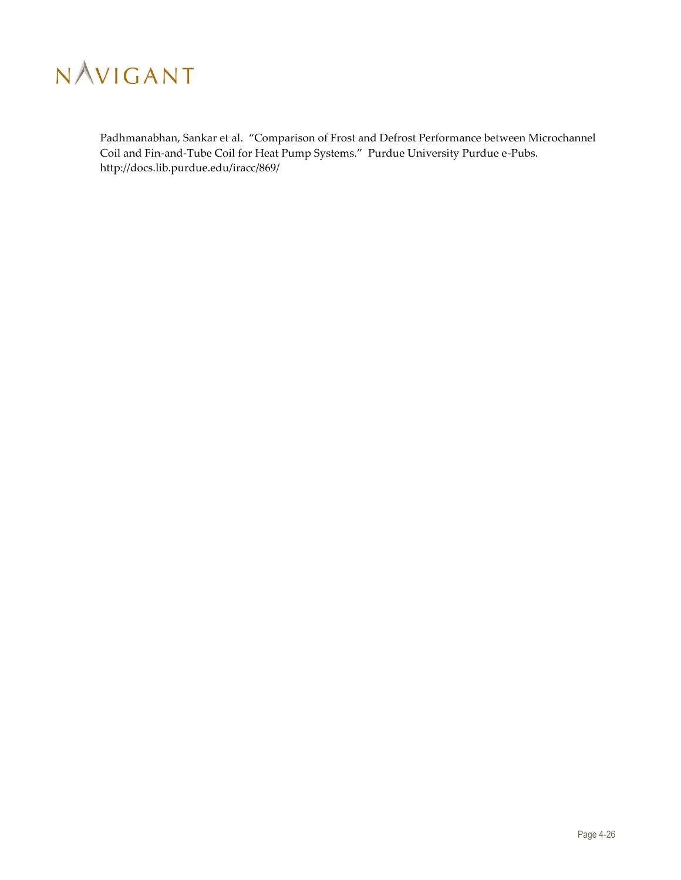Padhmanabhan, Sankar et al. “Comparison of Frost and Defrost Performance between Microchannel Coil and Fin-and-Tube Coil for Heat Pump Systems.” Purdue University Purdue e-Pubs. http://docs.lib.purdue.edu/iracc/869/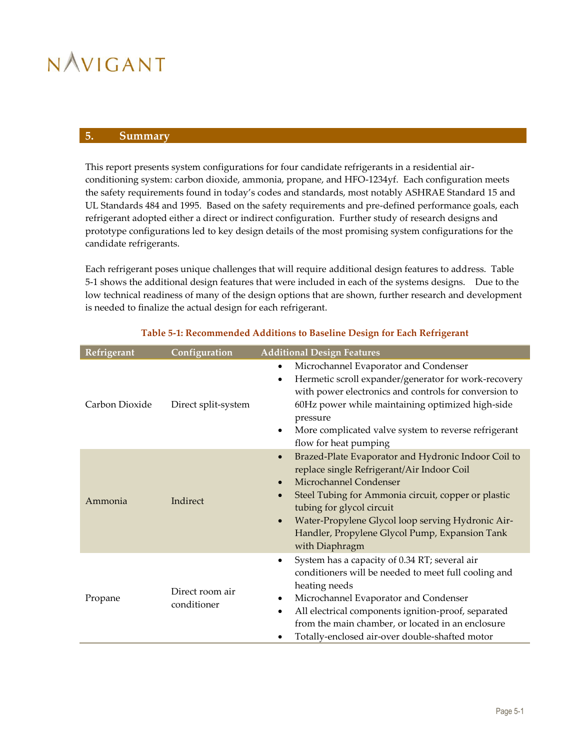## 5. Summary

This report presents system configurations for four candidate refrigerants in a residential air-conditioning system: carbon dioxide, ammonia, propane, and HFO-1234yf. Each configuration meets the safety requirements found in today's codes and standards, most notably ASHRAE Standard 15 and UL Standards 484 and 1995. Based on the safety requirements and pre-defined performance goals, each refrigerant adopted either a direct or indirect configuration. Further study of research designs and prototype configurations led to key design details of the most promising system configurations for the candidate refrigerants.

Each refrigerant poses unique challenges that will require additional design features to address. Table 5-1 shows the additional design features that were included in each of the systems designs. Due to the low technical readiness of many of the design options that are shown, further research and development is needed to finalize the actual design for each refrigerant.

**Table 5-1: Recommended Additions to Baseline Design for Each Refrigerant**

| Refrigerant | Configuration | Additional Design Features |
|---|---|---|
| Carbon Dioxide | Direct split-system | • Microchannel Evaporator and Condenser<br>• Hermetic scroll expander/generator for work-recovery with power electronics and controls for conversion to 60Hz power while maintaining optimized high-side pressure<br>• More complicated valve system to reverse refrigerant flow for heat pumping |
| Ammonia | Indirect | • Brazed-Plate Evaporator and Hydronic Indoor Coil to replace single Refrigerant/Air Indoor Coil<br>• Microchannel Condenser<br>• Steel Tubing for Ammonia circuit, copper or plastic tubing for glycol circuit<br>• Water-Propylene Glycol loop serving Hydronic Air-Handler, Propylene Glycol Pump, Expansion Tank with Diaphragm |
| Propane | Direct room air conditioner | • System has a capacity of 0.34 RT; several air conditioners will be needed to meet full cooling and heating needs<br>• Microchannel Evaporator and Condenser<br>• All electrical components ignition-proof, separated from the main chamber, or located in an enclosure<br>• Totally-enclosed air-over double-shafted motor |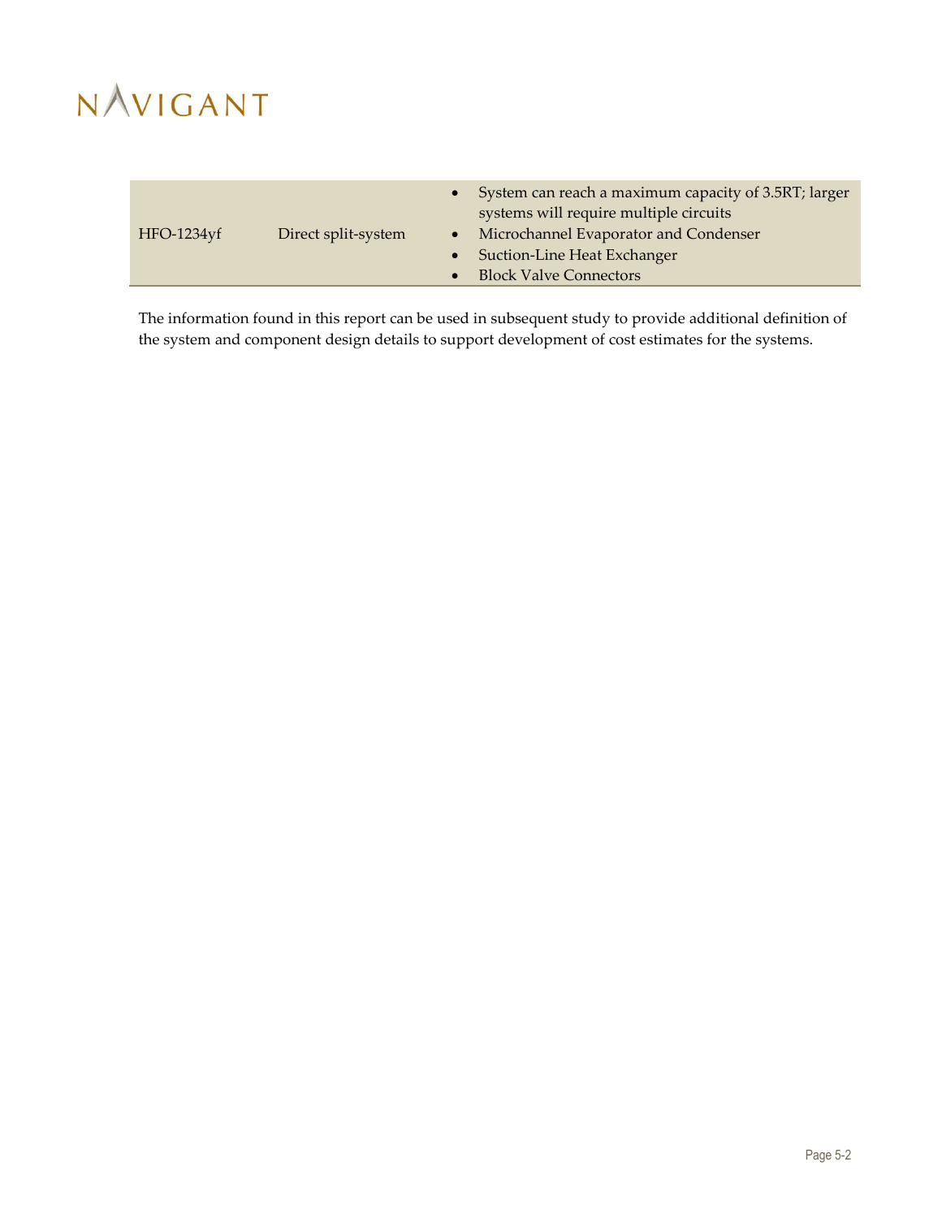| | | |
|---|---|---|
| HFO-1234yf | Direct split-system | • System can reach a maximum capacity of 3.5RT; larger systems will require multiple circuits<br>• Microchannel Evaporator and Condenser<br>• Suction-Line Heat Exchanger<br>• Block Valve Connectors |

The information found in this report can be used in subsequent study to provide additional definition of the system and component design details to support development of cost estimates for the systems.